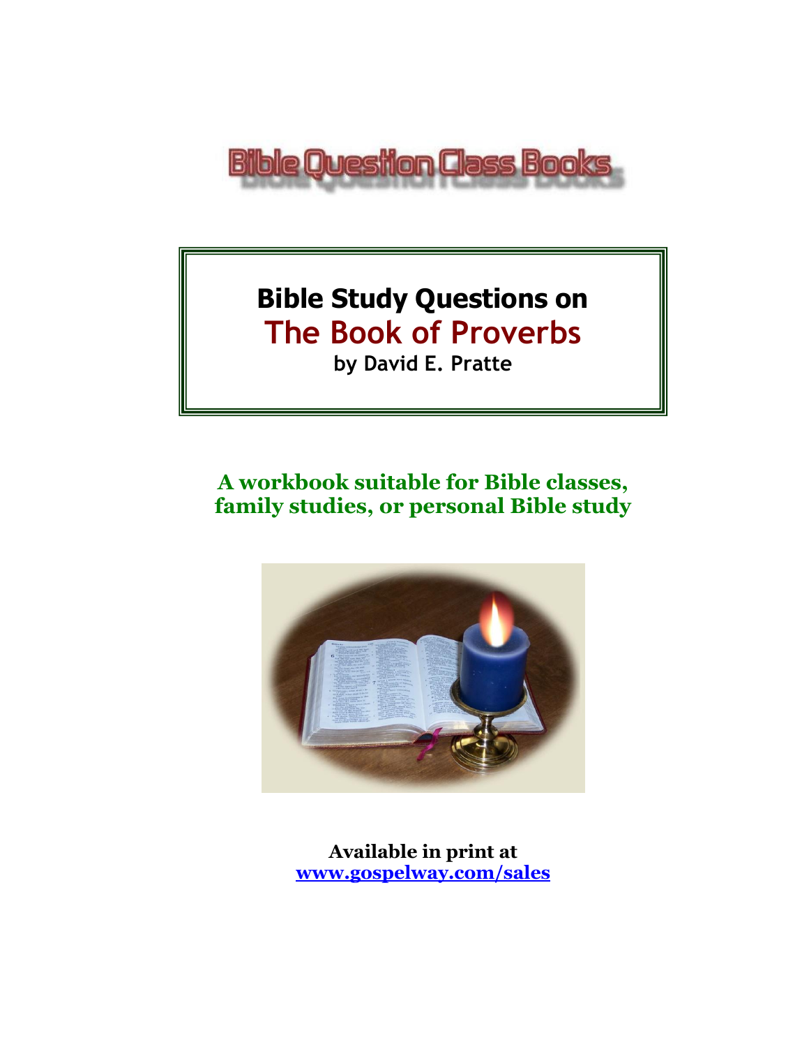Bible Question Class Books

# Bible Study Questions on
# The Book of Proverbs

**by David E. Pratte**

**A workbook suitable for Bible classes, family studies, or personal Bible study**

**Available in print at**
**[www.gospelway.com/sales](www.gospelway.com/sales)**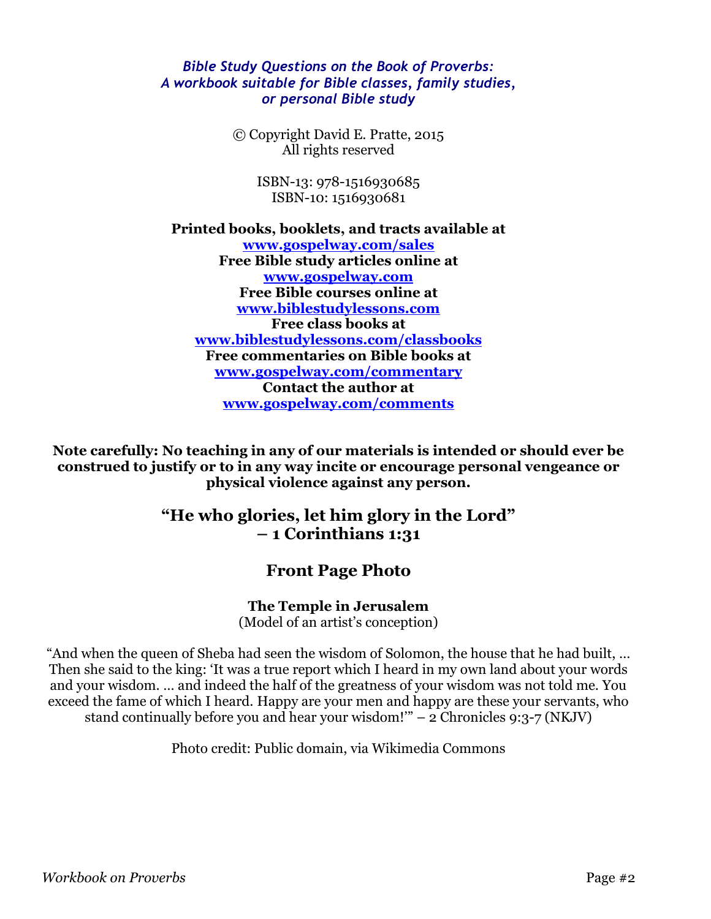*Bible Study Questions on the Book of Proverbs: A workbook suitable for Bible classes, family studies, or personal Bible study*

© Copyright David E. Pratte, 2015
All rights reserved

ISBN-13: 978-1516930685
ISBN-10: 1516930681

**Printed books, booklets, and tracts available at**
**www.gospelway.com/sales**
**Free Bible study articles online at**
**www.gospelway.com**
**Free Bible courses online at**
**www.biblestudylessons.com**
**Free class books at**
**www.biblestudylessons.com/classbooks**
**Free commentaries on Bible books at**
**www.gospelway.com/commentary**
**Contact the author at**
**www.gospelway.com/comments**

**Note carefully: No teaching in any of our materials is intended or should ever be construed to justify or to in any way incite or encourage personal vengeance or physical violence against any person.**

## "He who glories, let him glory in the Lord" – 1 Corinthians 1:31

## Front Page Photo

### The Temple in Jerusalem

(Model of an artist's conception)

"And when the queen of Sheba had seen the wisdom of Solomon, the house that he had built, … Then she said to the king: 'It was a true report which I heard in my own land about your words and your wisdom. … and indeed the half of the greatness of your wisdom was not told me. You exceed the fame of which I heard. Happy are your men and happy are these your servants, who stand continually before you and hear your wisdom!'" – 2 Chronicles 9:3-7 (NKJV)

Photo credit: Public domain, via Wikimedia Commons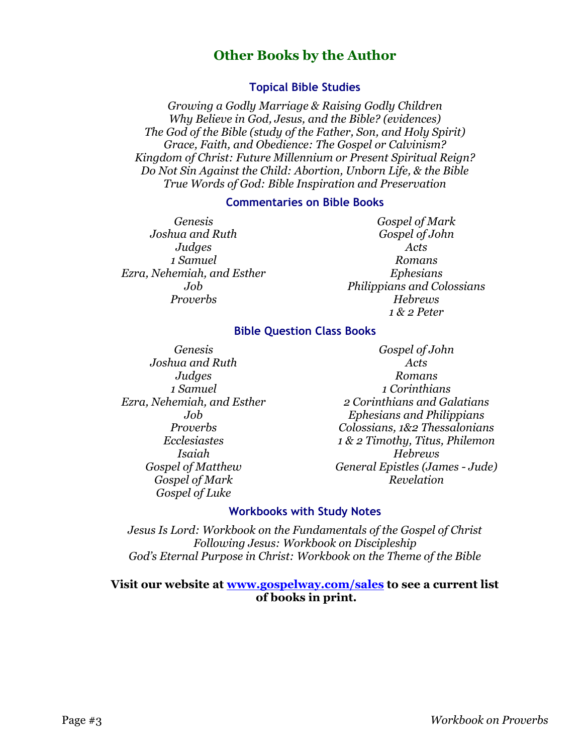# Other Books by the Author

## Topical Bible Studies

*Growing a Godly Marriage & Raising Godly Children*
*Why Believe in God, Jesus, and the Bible? (evidences)*
*The God of the Bible (study of the Father, Son, and Holy Spirit)*
*Grace, Faith, and Obedience: The Gospel or Calvinism?*
*Kingdom of Christ: Future Millennium or Present Spiritual Reign?*
*Do Not Sin Against the Child: Abortion, Unborn Life, & the Bible*
*True Words of God: Bible Inspiration and Preservation*

## Commentaries on Bible Books

*Genesis*
*Joshua and Ruth*
*Judges*
*1 Samuel*
*Ezra, Nehemiah, and Esther*
*Job*
*Proverbs*
*Gospel of Mark*
*Gospel of John*
*Acts*
*Romans*
*Ephesians*
*Philippians and Colossians*
*Hebrews*
*1 & 2 Peter*

## Bible Question Class Books

*Genesis*
*Joshua and Ruth*
*Judges*
*1 Samuel*
*Ezra, Nehemiah, and Esther*
*Job*
*Proverbs*
*Ecclesiastes*
*Isaiah*
*Gospel of Matthew*
*Gospel of Mark*
*Gospel of Luke*
*Gospel of John*
*Acts*
*Romans*
*1 Corinthians*
*2 Corinthians and Galatians*
*Ephesians and Philippians*
*Colossians, 1&2 Thessalonians*
*1 & 2 Timothy, Titus, Philemon*
*Hebrews*
*General Epistles (James - Jude)*
*Revelation*

## Workbooks with Study Notes

*Jesus Is Lord: Workbook on the Fundamentals of the Gospel of Christ*
*Following Jesus: Workbook on Discipleship*
*God's Eternal Purpose in Christ: Workbook on the Theme of the Bible*

**Visit our website at [www.gospelway.com/sales](http://www.gospelway.com/sales) to see a current list of books in print.**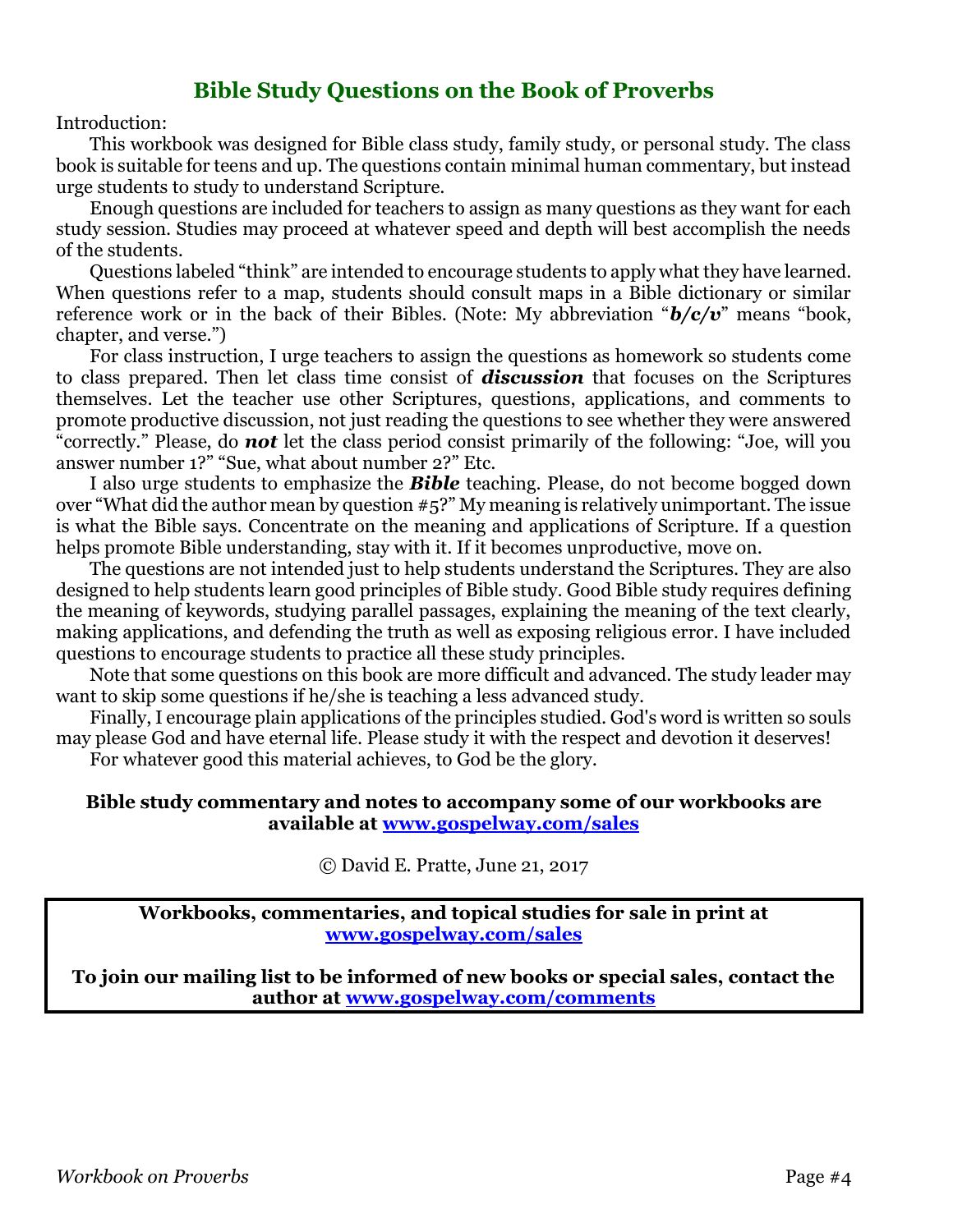## Bible Study Questions on the Book of Proverbs

Introduction:

This workbook was designed for Bible class study, family study, or personal study. The class book is suitable for teens and up. The questions contain minimal human commentary, but instead urge students to study to understand Scripture.

Enough questions are included for teachers to assign as many questions as they want for each study session. Studies may proceed at whatever speed and depth will best accomplish the needs of the students.

Questions labeled "think" are intended to encourage students to apply what they have learned. When questions refer to a map, students should consult maps in a Bible dictionary or similar reference work or in the back of their Bibles. (Note: My abbreviation "***b/c/v***" means "book, chapter, and verse.")

For class instruction, I urge teachers to assign the questions as homework so students come to class prepared. Then let class time consist of ***discussion*** that focuses on the Scriptures themselves. Let the teacher use other Scriptures, questions, applications, and comments to promote productive discussion, not just reading the questions to see whether they were answered "correctly." Please, do ***not*** let the class period consist primarily of the following: "Joe, will you answer number 1?" "Sue, what about number 2?" Etc.

I also urge students to emphasize the ***Bible*** teaching. Please, do not become bogged down over "What did the author mean by question #5?" My meaning is relatively unimportant. The issue is what the Bible says. Concentrate on the meaning and applications of Scripture. If a question helps promote Bible understanding, stay with it. If it becomes unproductive, move on.

The questions are not intended just to help students understand the Scriptures. They are also designed to help students learn good principles of Bible study. Good Bible study requires defining the meaning of keywords, studying parallel passages, explaining the meaning of the text clearly, making applications, and defending the truth as well as exposing religious error. I have included questions to encourage students to practice all these study principles.

Note that some questions on this book are more difficult and advanced. The study leader may want to skip some questions if he/she is teaching a less advanced study.

Finally, I encourage plain applications of the principles studied. God's word is written so souls may please God and have eternal life. Please study it with the respect and devotion it deserves!

For whatever good this material achieves, to God be the glory.

**Bible study commentary and notes to accompany some of our workbooks are available at [www.gospelway.com/sales](www.gospelway.com/sales)**

© David E. Pratte, June 21, 2017

**Workbooks, commentaries, and topical studies for sale in print at [www.gospelway.com/sales](www.gospelway.com/sales)**

**To join our mailing list to be informed of new books or special sales, contact the author at [www.gospelway.com/comments](www.gospelway.com/comments)**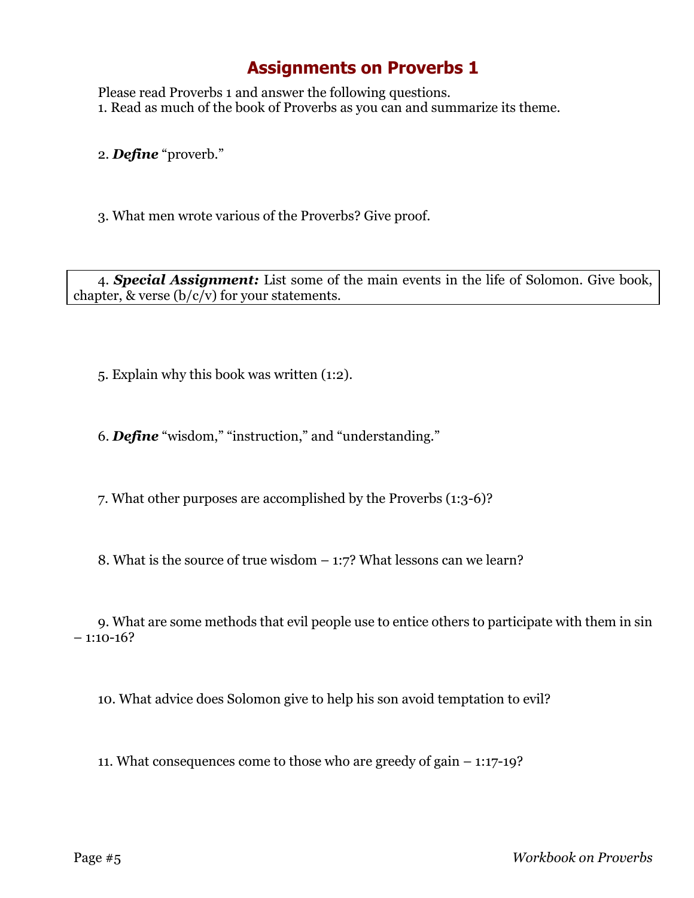# Assignments on Proverbs 1

Please read Proverbs 1 and answer the following questions.

1. Read as much of the book of Proverbs as you can and summarize its theme.

2. ***Define*** "proverb."

3. What men wrote various of the Proverbs? Give proof.

4. ***Special Assignment:*** List some of the main events in the life of Solomon. Give book, chapter, & verse (b/c/v) for your statements.

5. Explain why this book was written (1:2).

6. ***Define*** "wisdom," "instruction," and "understanding."

7. What other purposes are accomplished by the Proverbs (1:3-6)?

8. What is the source of true wisdom – 1:7? What lessons can we learn?

9. What are some methods that evil people use to entice others to participate with them in sin – 1:10-16?

10. What advice does Solomon give to help his son avoid temptation to evil?

11. What consequences come to those who are greedy of gain – 1:17-19?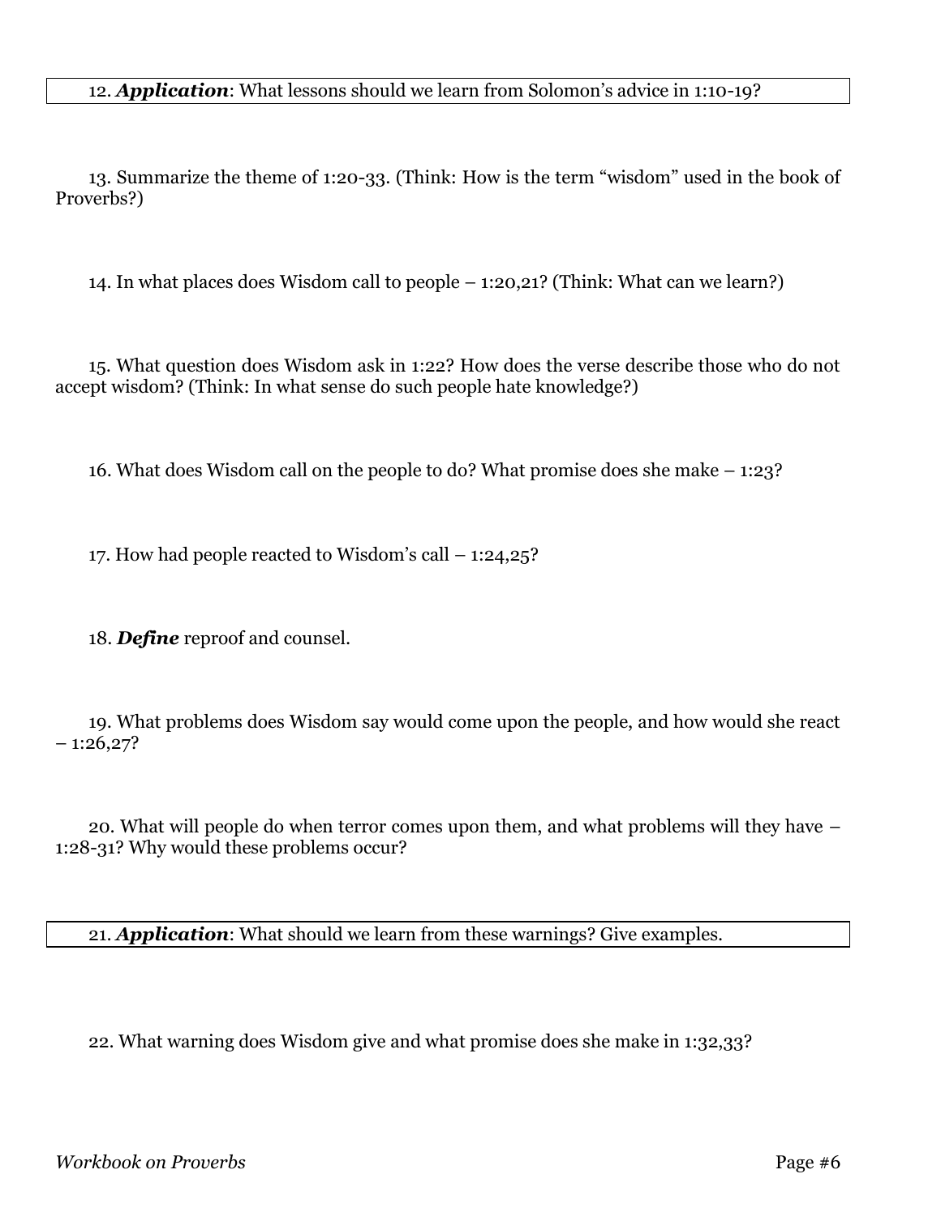12. ***Application***: What lessons should we learn from Solomon's advice in 1:10-19?

13. Summarize the theme of 1:20-33. (Think: How is the term "wisdom" used in the book of Proverbs?)

14. In what places does Wisdom call to people – 1:20,21? (Think: What can we learn?)

15. What question does Wisdom ask in 1:22? How does the verse describe those who do not accept wisdom? (Think: In what sense do such people hate knowledge?)

16. What does Wisdom call on the people to do? What promise does she make – 1:23?

17. How had people reacted to Wisdom's call – 1:24,25?

18. ***Define*** reproof and counsel.

19. What problems does Wisdom say would come upon the people, and how would she react – 1:26,27?

20. What will people do when terror comes upon them, and what problems will they have – 1:28-31? Why would these problems occur?

21. ***Application***: What should we learn from these warnings? Give examples.

22. What warning does Wisdom give and what promise does she make in 1:32,33?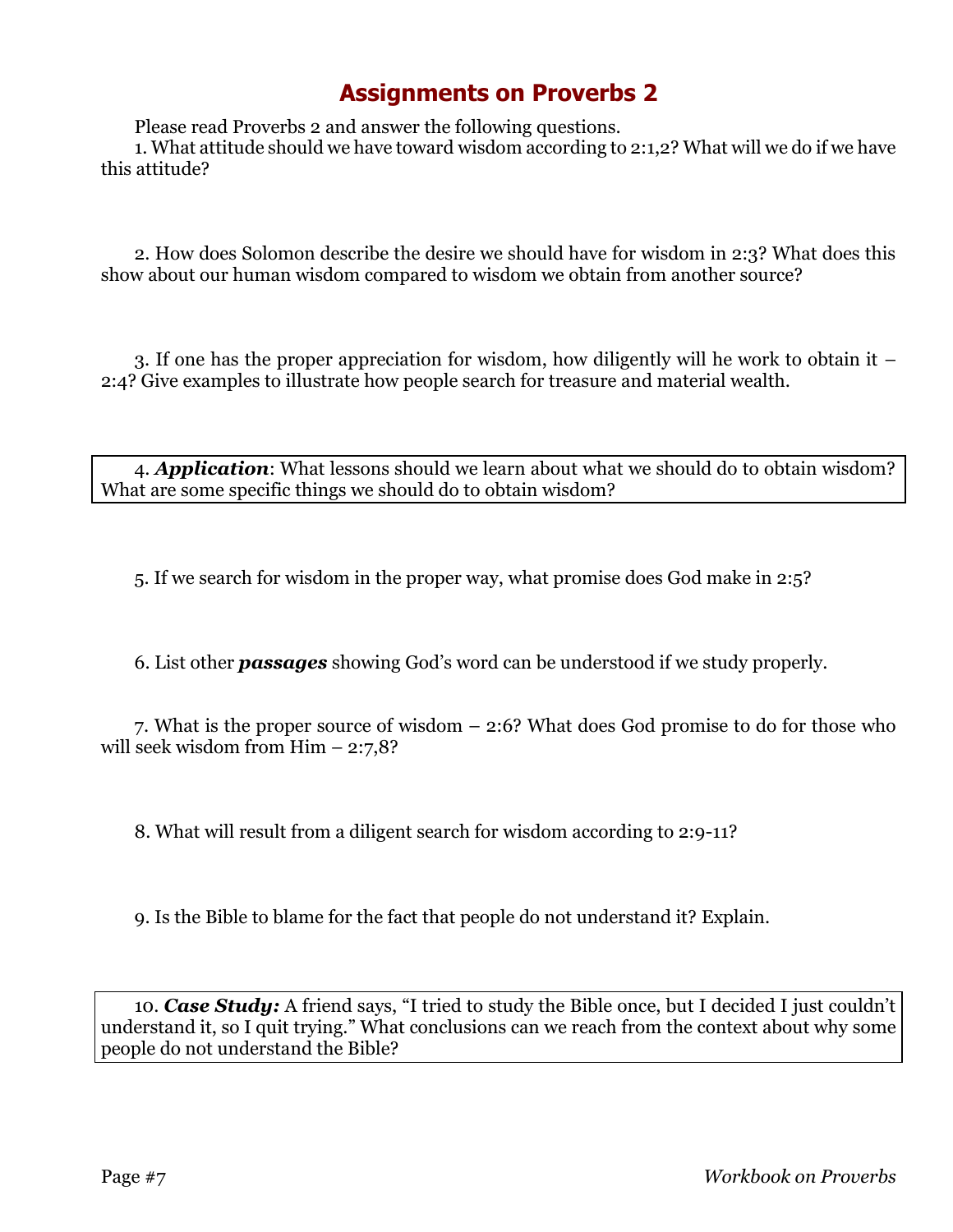# Assignments on Proverbs 2

Please read Proverbs 2 and answer the following questions.

1. What attitude should we have toward wisdom according to 2:1,2? What will we do if we have this attitude?

2. How does Solomon describe the desire we should have for wisdom in 2:3? What does this show about our human wisdom compared to wisdom we obtain from another source?

3. If one has the proper appreciation for wisdom, how diligently will he work to obtain it – 2:4? Give examples to illustrate how people search for treasure and material wealth.

4. ***Application***: What lessons should we learn about what we should do to obtain wisdom? What are some specific things we should do to obtain wisdom?

5. If we search for wisdom in the proper way, what promise does God make in 2:5?

6. List other ***passages*** showing God's word can be understood if we study properly.

7. What is the proper source of wisdom – 2:6? What does God promise to do for those who will seek wisdom from Him – 2:7,8?

8. What will result from a diligent search for wisdom according to 2:9-11?

9. Is the Bible to blame for the fact that people do not understand it? Explain.

10. ***Case Study:*** A friend says, "I tried to study the Bible once, but I decided I just couldn't understand it, so I quit trying." What conclusions can we reach from the context about why some people do not understand the Bible?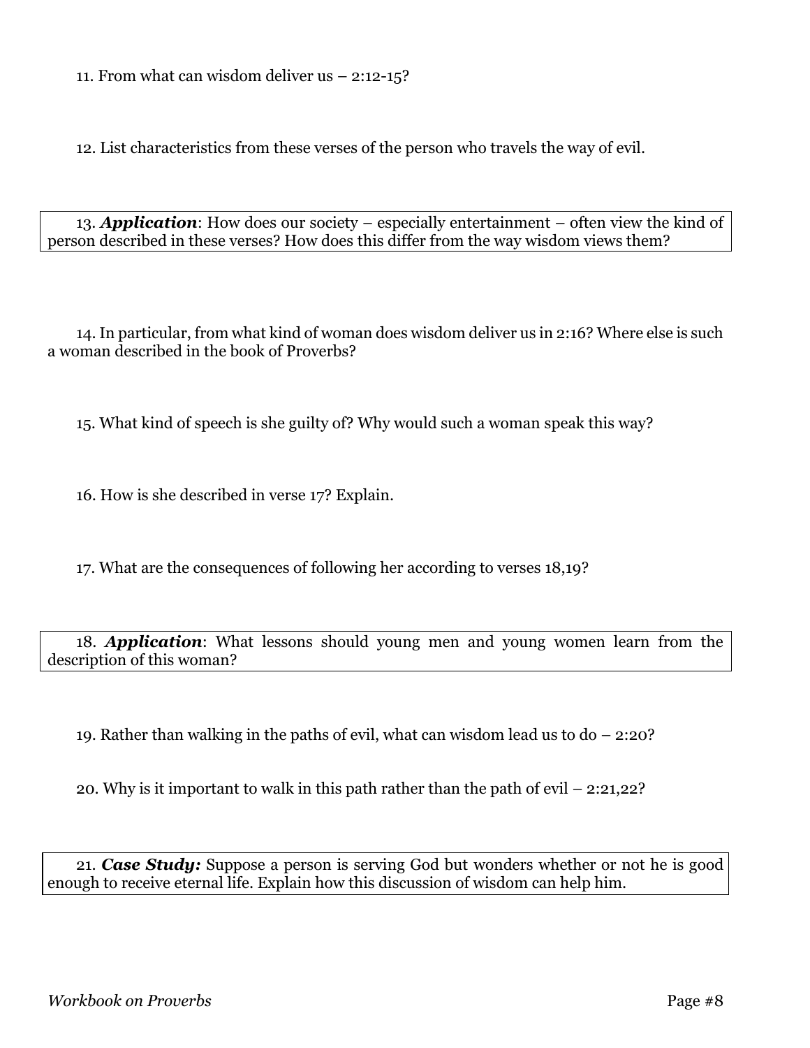11. From what can wisdom deliver us – 2:12-15?

12. List characteristics from these verses of the person who travels the way of evil.

13. ***Application***: How does our society – especially entertainment – often view the kind of person described in these verses? How does this differ from the way wisdom views them?

14. In particular, from what kind of woman does wisdom deliver us in 2:16? Where else is such a woman described in the book of Proverbs?

15. What kind of speech is she guilty of? Why would such a woman speak this way?

16. How is she described in verse 17? Explain.

17. What are the consequences of following her according to verses 18,19?

18. ***Application***: What lessons should young men and young women learn from the description of this woman?

19. Rather than walking in the paths of evil, what can wisdom lead us to do – 2:20?

20. Why is it important to walk in this path rather than the path of evil – 2:21,22?

21. ***Case Study:*** Suppose a person is serving God but wonders whether or not he is good enough to receive eternal life. Explain how this discussion of wisdom can help him.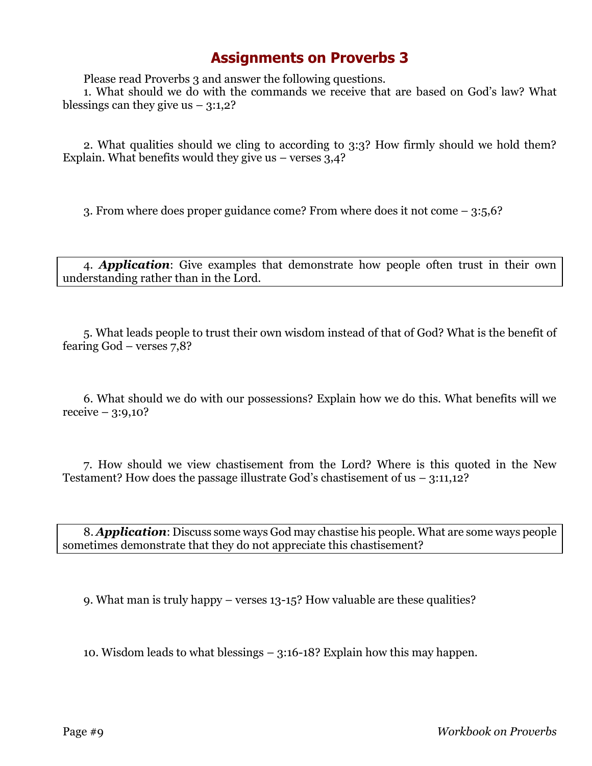# Assignments on Proverbs 3

Please read Proverbs 3 and answer the following questions.

1. What should we do with the commands we receive that are based on God's law? What blessings can they give us – 3:1,2?

2. What qualities should we cling to according to 3:3? How firmly should we hold them? Explain. What benefits would they give us – verses 3,4?

3. From where does proper guidance come? From where does it not come – 3:5,6?

4. ***Application***: Give examples that demonstrate how people often trust in their own understanding rather than in the Lord.

5. What leads people to trust their own wisdom instead of that of God? What is the benefit of fearing God – verses 7,8?

6. What should we do with our possessions? Explain how we do this. What benefits will we receive – 3:9,10?

7. How should we view chastisement from the Lord? Where is this quoted in the New Testament? How does the passage illustrate God's chastisement of us – 3:11,12?

8. ***Application***: Discuss some ways God may chastise his people. What are some ways people sometimes demonstrate that they do not appreciate this chastisement?

9. What man is truly happy – verses 13-15? How valuable are these qualities?

10. Wisdom leads to what blessings – 3:16-18? Explain how this may happen.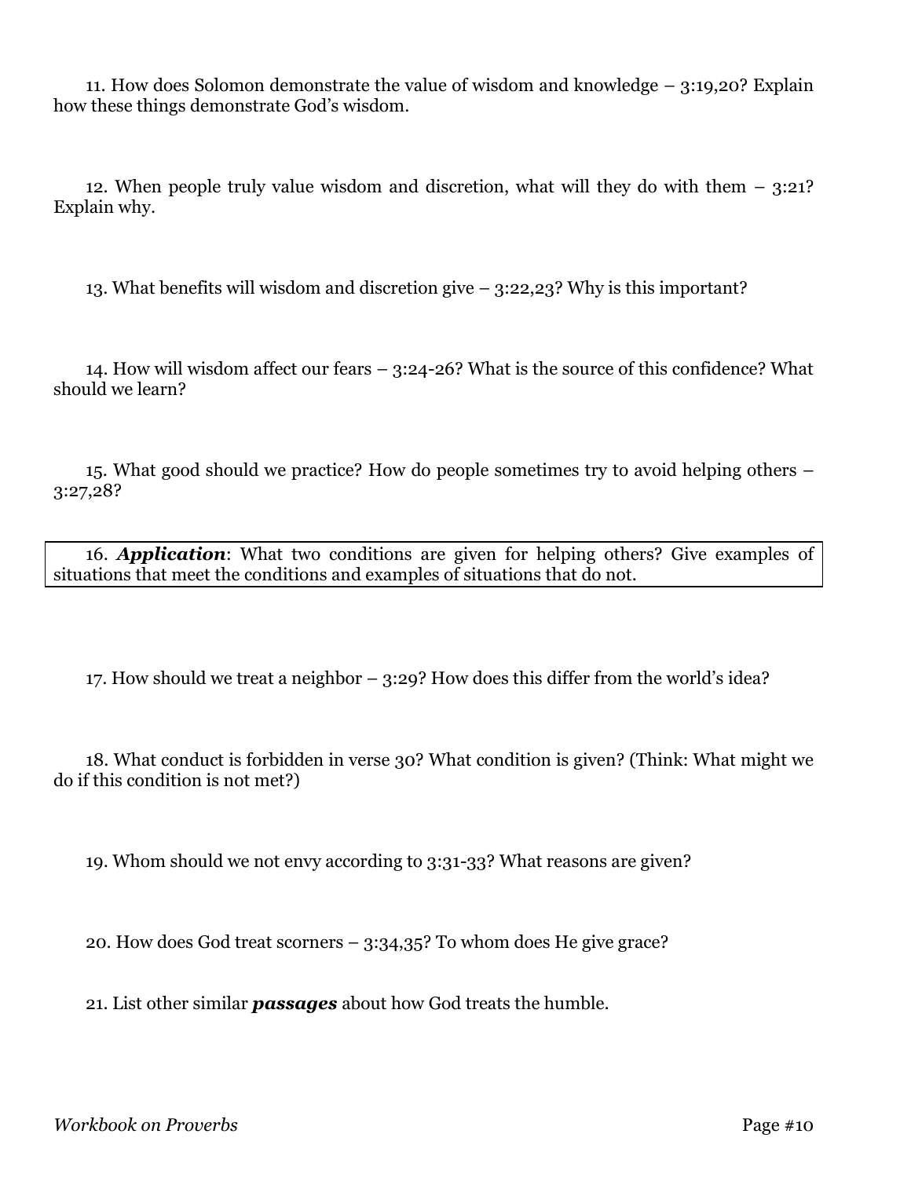11. How does Solomon demonstrate the value of wisdom and knowledge – 3:19,20? Explain how these things demonstrate God's wisdom.

12. When people truly value wisdom and discretion, what will they do with them – 3:21? Explain why.

13. What benefits will wisdom and discretion give – 3:22,23? Why is this important?

14. How will wisdom affect our fears – 3:24-26? What is the source of this confidence? What should we learn?

15. What good should we practice? How do people sometimes try to avoid helping others – 3:27,28?

16. ***Application***: What two conditions are given for helping others? Give examples of situations that meet the conditions and examples of situations that do not.

17. How should we treat a neighbor – 3:29? How does this differ from the world's idea?

18. What conduct is forbidden in verse 30? What condition is given? (Think: What might we do if this condition is not met?)

19. Whom should we not envy according to 3:31-33? What reasons are given?

20. How does God treat scorners – 3:34,35? To whom does He give grace?

21. List other similar ***passages*** about how God treats the humble.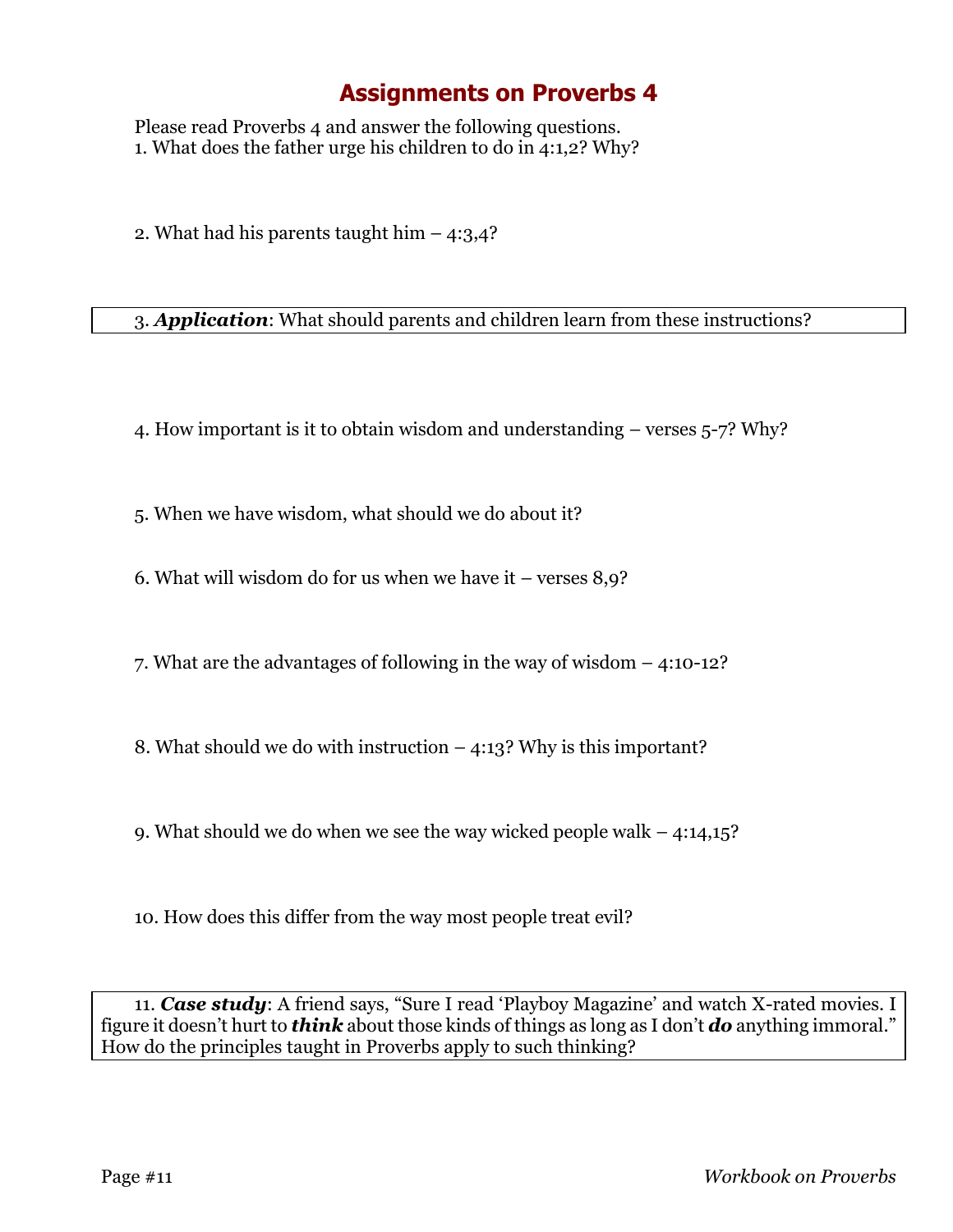# Assignments on Proverbs 4

Please read Proverbs 4 and answer the following questions.

1. What does the father urge his children to do in 4:1,2? Why?

2. What had his parents taught him – 4:3,4?

3. ***Application***: What should parents and children learn from these instructions?

4. How important is it to obtain wisdom and understanding – verses 5-7? Why?

5. When we have wisdom, what should we do about it?

6. What will wisdom do for us when we have it – verses 8,9?

7. What are the advantages of following in the way of wisdom – 4:10-12?

8. What should we do with instruction – 4:13? Why is this important?

9. What should we do when we see the way wicked people walk – 4:14,15?

10. How does this differ from the way most people treat evil?

11. ***Case study***: A friend says, "Sure I read 'Playboy Magazine' and watch X-rated movies. I figure it doesn't hurt to ***think*** about those kinds of things as long as I don't ***do*** anything immoral." How do the principles taught in Proverbs apply to such thinking?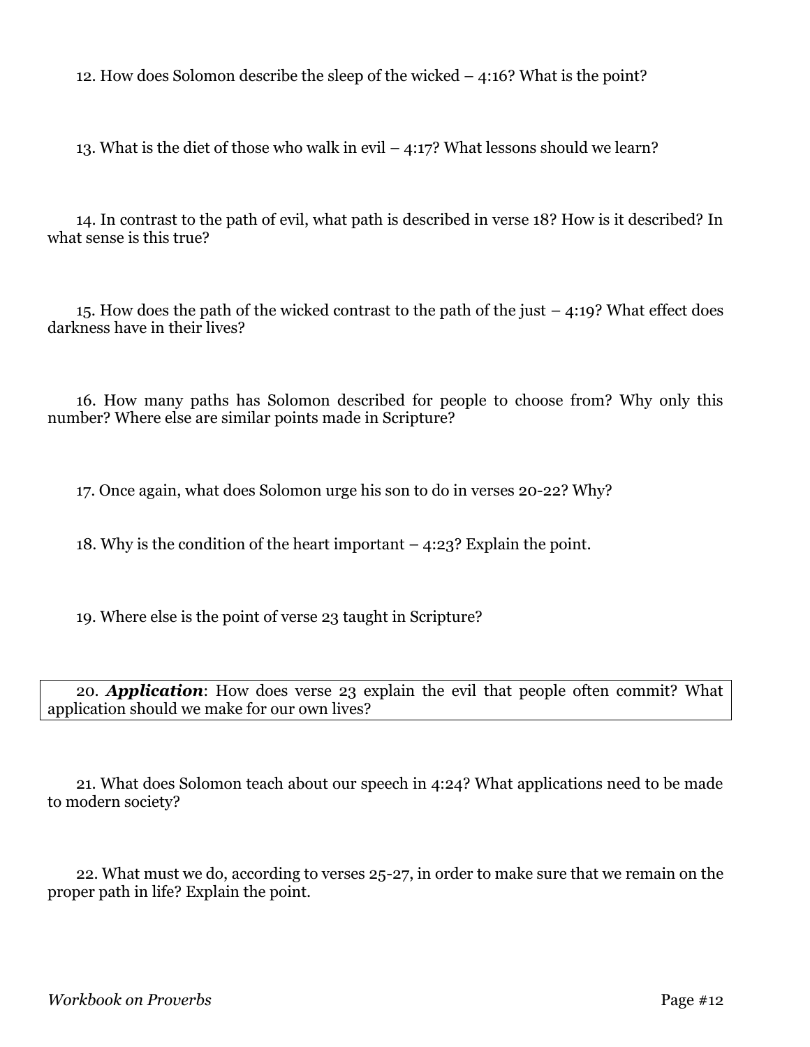12. How does Solomon describe the sleep of the wicked – 4:16? What is the point?

13. What is the diet of those who walk in evil – 4:17? What lessons should we learn?

14. In contrast to the path of evil, what path is described in verse 18? How is it described? In what sense is this true?

15. How does the path of the wicked contrast to the path of the just – 4:19? What effect does darkness have in their lives?

16. How many paths has Solomon described for people to choose from? Why only this number? Where else are similar points made in Scripture?

17. Once again, what does Solomon urge his son to do in verses 20-22? Why?

18. Why is the condition of the heart important – 4:23? Explain the point.

19. Where else is the point of verse 23 taught in Scripture?

20. ***Application***: How does verse 23 explain the evil that people often commit? What application should we make for our own lives?

21. What does Solomon teach about our speech in 4:24? What applications need to be made to modern society?

22. What must we do, according to verses 25-27, in order to make sure that we remain on the proper path in life? Explain the point.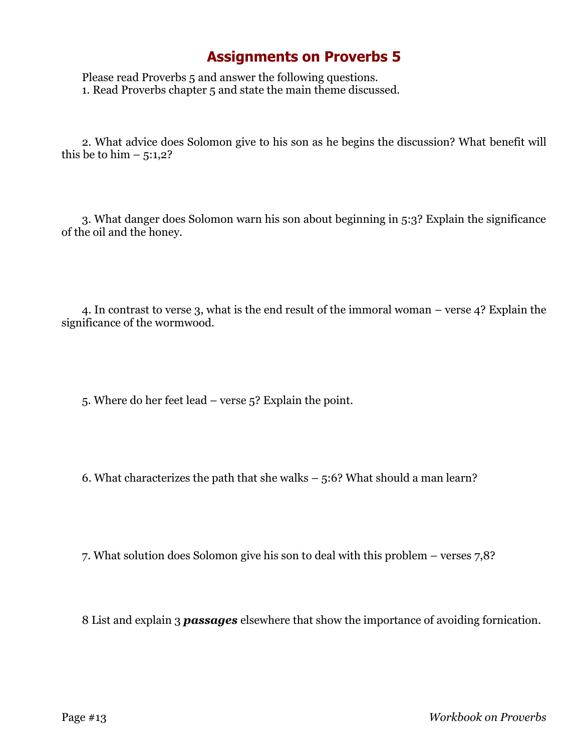# Assignments on Proverbs 5

Please read Proverbs 5 and answer the following questions.

1. Read Proverbs chapter 5 and state the main theme discussed.

2. What advice does Solomon give to his son as he begins the discussion? What benefit will this be to him – 5:1,2?

3. What danger does Solomon warn his son about beginning in 5:3? Explain the significance of the oil and the honey.

4. In contrast to verse 3, what is the end result of the immoral woman – verse 4? Explain the significance of the wormwood.

5. Where do her feet lead – verse 5? Explain the point.

6. What characterizes the path that she walks – 5:6? What should a man learn?

7. What solution does Solomon give his son to deal with this problem – verses 7,8?

8 List and explain 3 ***passages*** elsewhere that show the importance of avoiding fornication.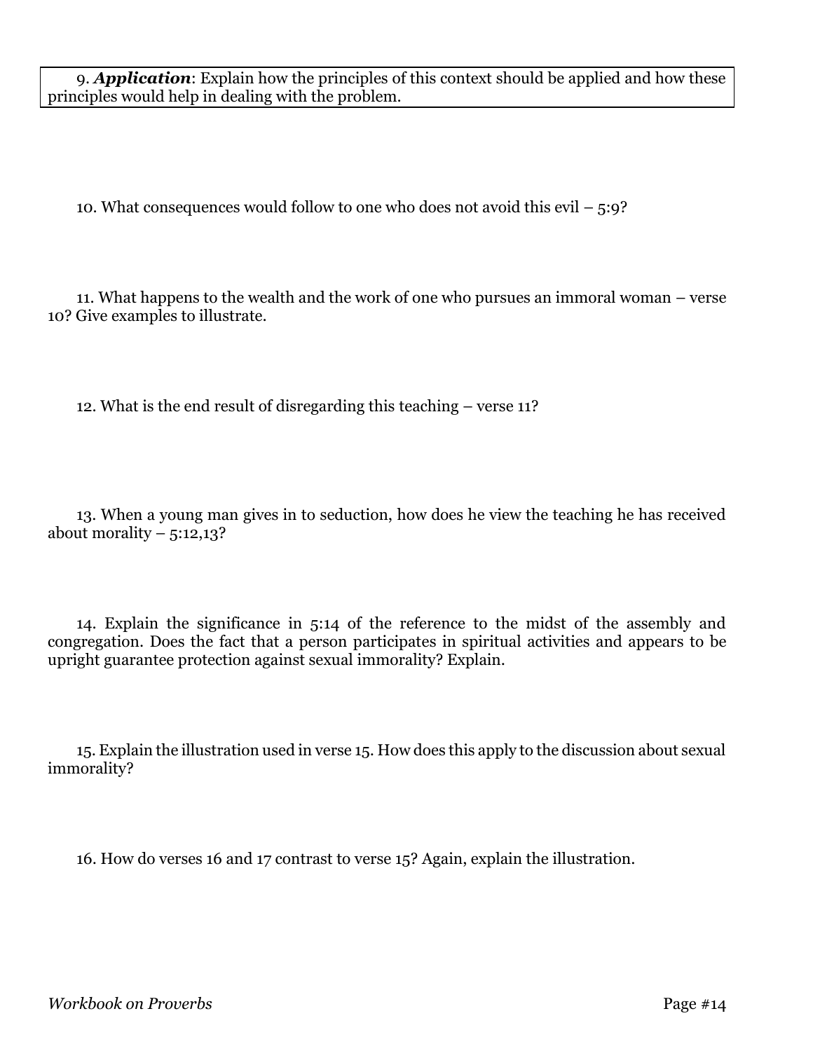9. ***Application***: Explain how the principles of this context should be applied and how these principles would help in dealing with the problem.

10. What consequences would follow to one who does not avoid this evil – 5:9?

11. What happens to the wealth and the work of one who pursues an immoral woman – verse 10? Give examples to illustrate.

12. What is the end result of disregarding this teaching – verse 11?

13. When a young man gives in to seduction, how does he view the teaching he has received about morality – 5:12,13?

14. Explain the significance in 5:14 of the reference to the midst of the assembly and congregation. Does the fact that a person participates in spiritual activities and appears to be upright guarantee protection against sexual immorality? Explain.

15. Explain the illustration used in verse 15. How does this apply to the discussion about sexual immorality?

16. How do verses 16 and 17 contrast to verse 15? Again, explain the illustration.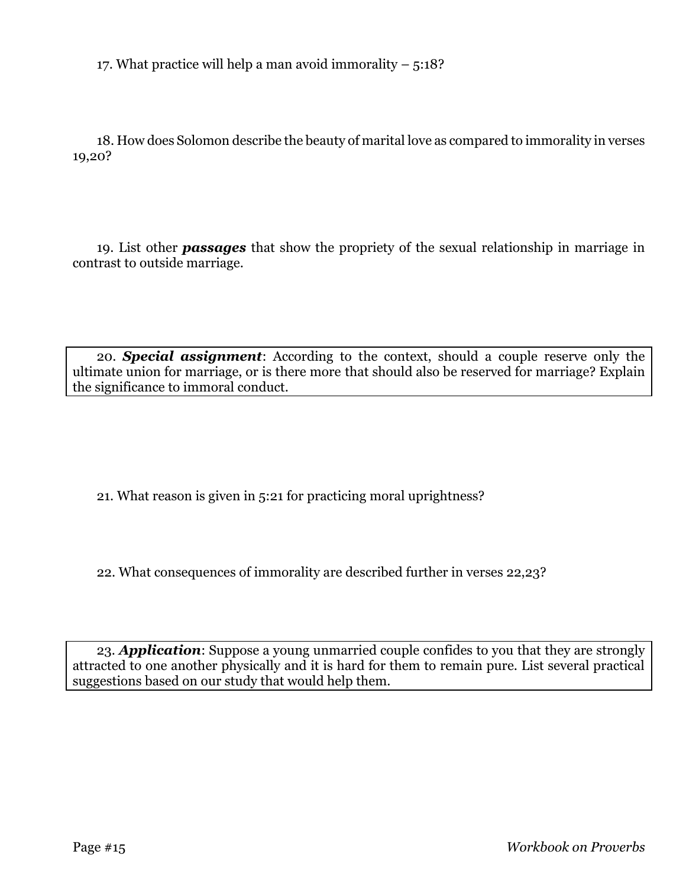17. What practice will help a man avoid immorality – 5:18?

18. How does Solomon describe the beauty of marital love as compared to immorality in verses 19,20?

19. List other ***passages*** that show the propriety of the sexual relationship in marriage in contrast to outside marriage.

20. ***Special assignment***: According to the context, should a couple reserve only the ultimate union for marriage, or is there more that should also be reserved for marriage? Explain the significance to immoral conduct.

21. What reason is given in 5:21 for practicing moral uprightness?

22. What consequences of immorality are described further in verses 22,23?

23. ***Application***: Suppose a young unmarried couple confides to you that they are strongly attracted to one another physically and it is hard for them to remain pure. List several practical suggestions based on our study that would help them.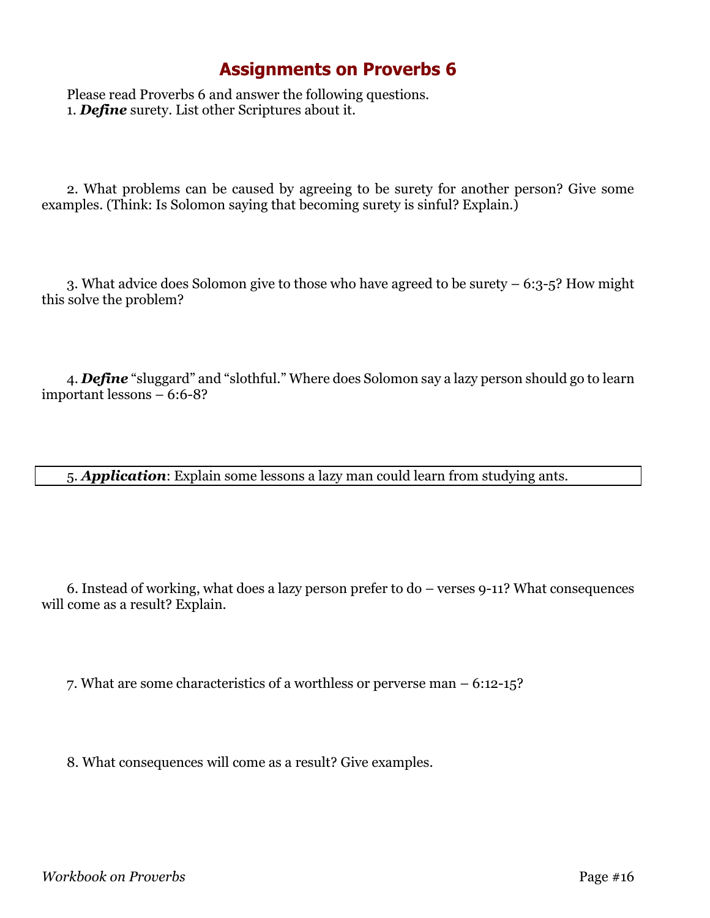# Assignments on Proverbs 6

Please read Proverbs 6 and answer the following questions.

1. ***Define*** surety. List other Scriptures about it.

2. What problems can be caused by agreeing to be surety for another person? Give some examples. (Think: Is Solomon saying that becoming surety is sinful? Explain.)

3. What advice does Solomon give to those who have agreed to be surety – 6:3-5? How might this solve the problem?

4. ***Define*** "sluggard" and "slothful." Where does Solomon say a lazy person should go to learn important lessons – 6:6-8?

5. ***Application***: Explain some lessons a lazy man could learn from studying ants.

6. Instead of working, what does a lazy person prefer to do – verses 9-11? What consequences will come as a result? Explain.

7. What are some characteristics of a worthless or perverse man – 6:12-15?

8. What consequences will come as a result? Give examples.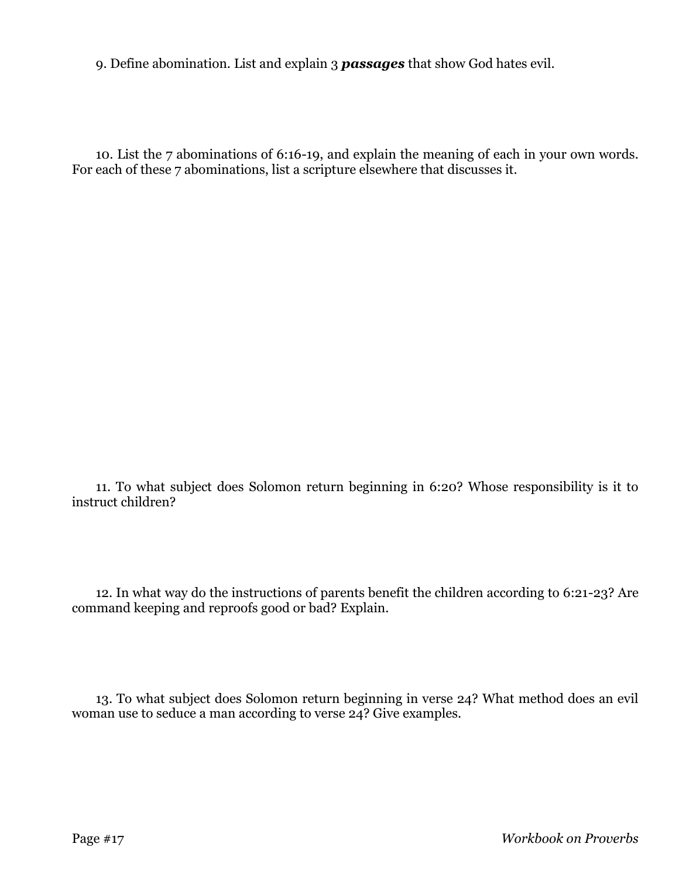9. Define abomination. List and explain 3 ***passages*** that show God hates evil.

10. List the 7 abominations of 6:16-19, and explain the meaning of each in your own words. For each of these 7 abominations, list a scripture elsewhere that discusses it.

11. To what subject does Solomon return beginning in 6:20? Whose responsibility is it to instruct children?

12. In what way do the instructions of parents benefit the children according to 6:21-23? Are command keeping and reproofs good or bad? Explain.

13. To what subject does Solomon return beginning in verse 24? What method does an evil woman use to seduce a man according to verse 24? Give examples.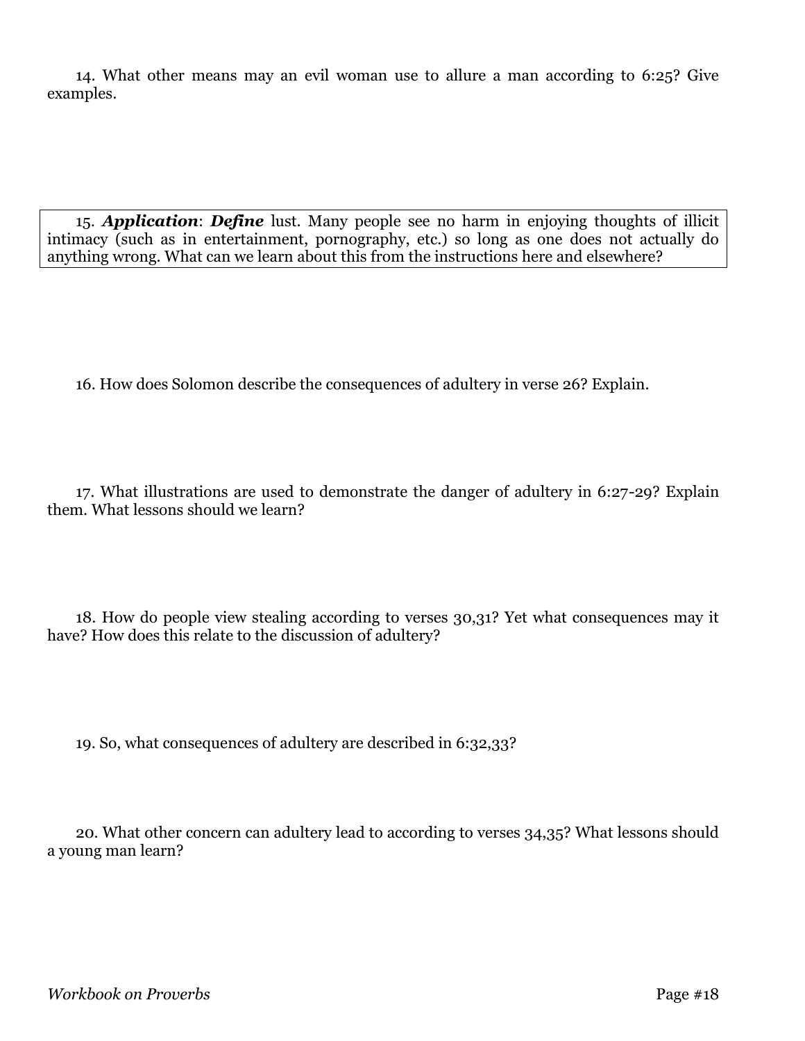14. What other means may an evil woman use to allure a man according to 6:25? Give examples.

15. ***Application***: ***Define*** lust. Many people see no harm in enjoying thoughts of illicit intimacy (such as in entertainment, pornography, etc.) so long as one does not actually do anything wrong. What can we learn about this from the instructions here and elsewhere?

16. How does Solomon describe the consequences of adultery in verse 26? Explain.

17. What illustrations are used to demonstrate the danger of adultery in 6:27-29? Explain them. What lessons should we learn?

18. How do people view stealing according to verses 30,31? Yet what consequences may it have? How does this relate to the discussion of adultery?

19. So, what consequences of adultery are described in 6:32,33?

20. What other concern can adultery lead to according to verses 34,35? What lessons should a young man learn?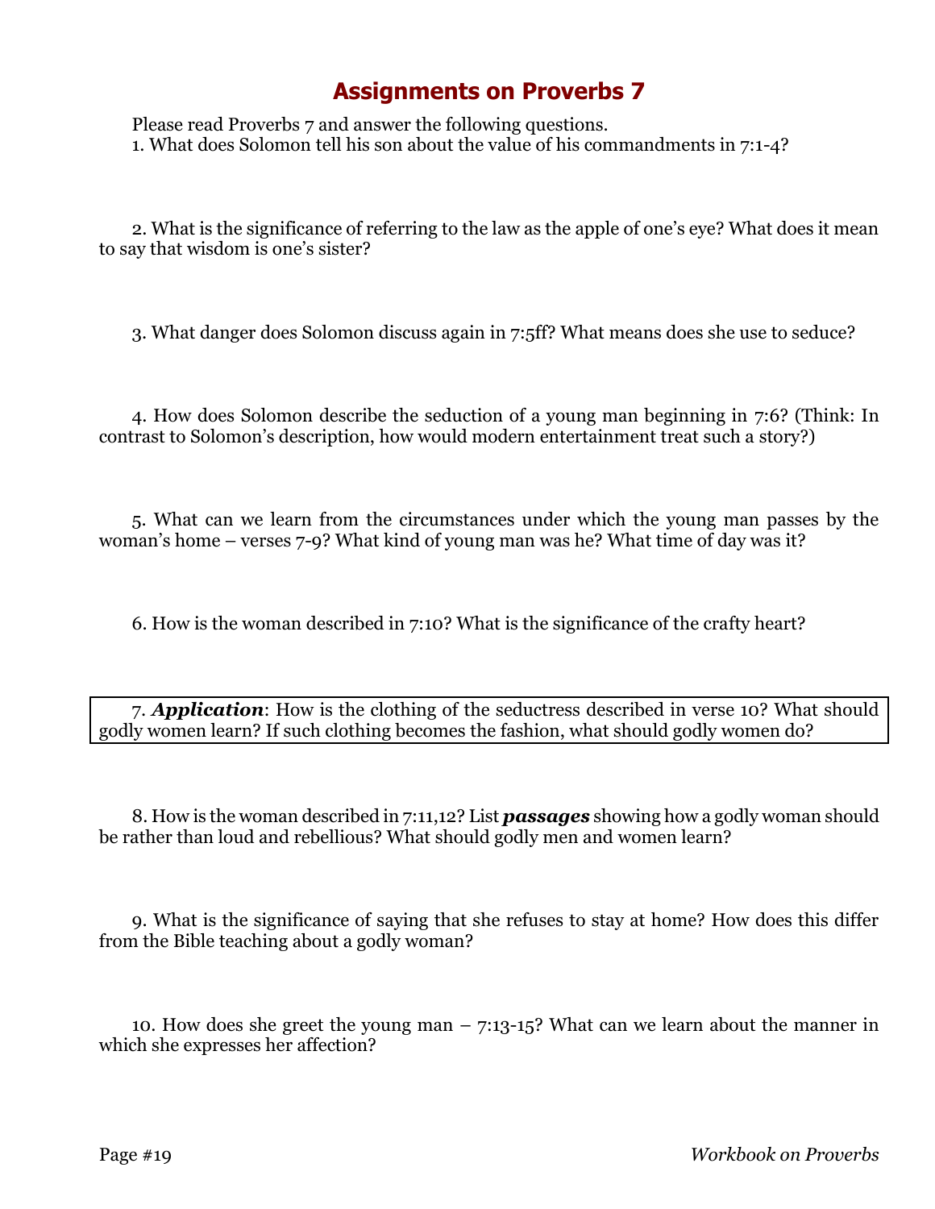# Assignments on Proverbs 7

Please read Proverbs 7 and answer the following questions.

1. What does Solomon tell his son about the value of his commandments in 7:1-4?

2. What is the significance of referring to the law as the apple of one's eye? What does it mean to say that wisdom is one's sister?

3. What danger does Solomon discuss again in 7:5ff? What means does she use to seduce?

4. How does Solomon describe the seduction of a young man beginning in 7:6? (Think: In contrast to Solomon's description, how would modern entertainment treat such a story?)

5. What can we learn from the circumstances under which the young man passes by the woman's home – verses 7-9? What kind of young man was he? What time of day was it?

6. How is the woman described in 7:10? What is the significance of the crafty heart?

7. ***Application***: How is the clothing of the seductress described in verse 10? What should godly women learn? If such clothing becomes the fashion, what should godly women do?

8. How is the woman described in 7:11,12? List ***passages*** showing how a godly woman should be rather than loud and rebellious? What should godly men and women learn?

9. What is the significance of saying that she refuses to stay at home? How does this differ from the Bible teaching about a godly woman?

10. How does she greet the young man – 7:13-15? What can we learn about the manner in which she expresses her affection?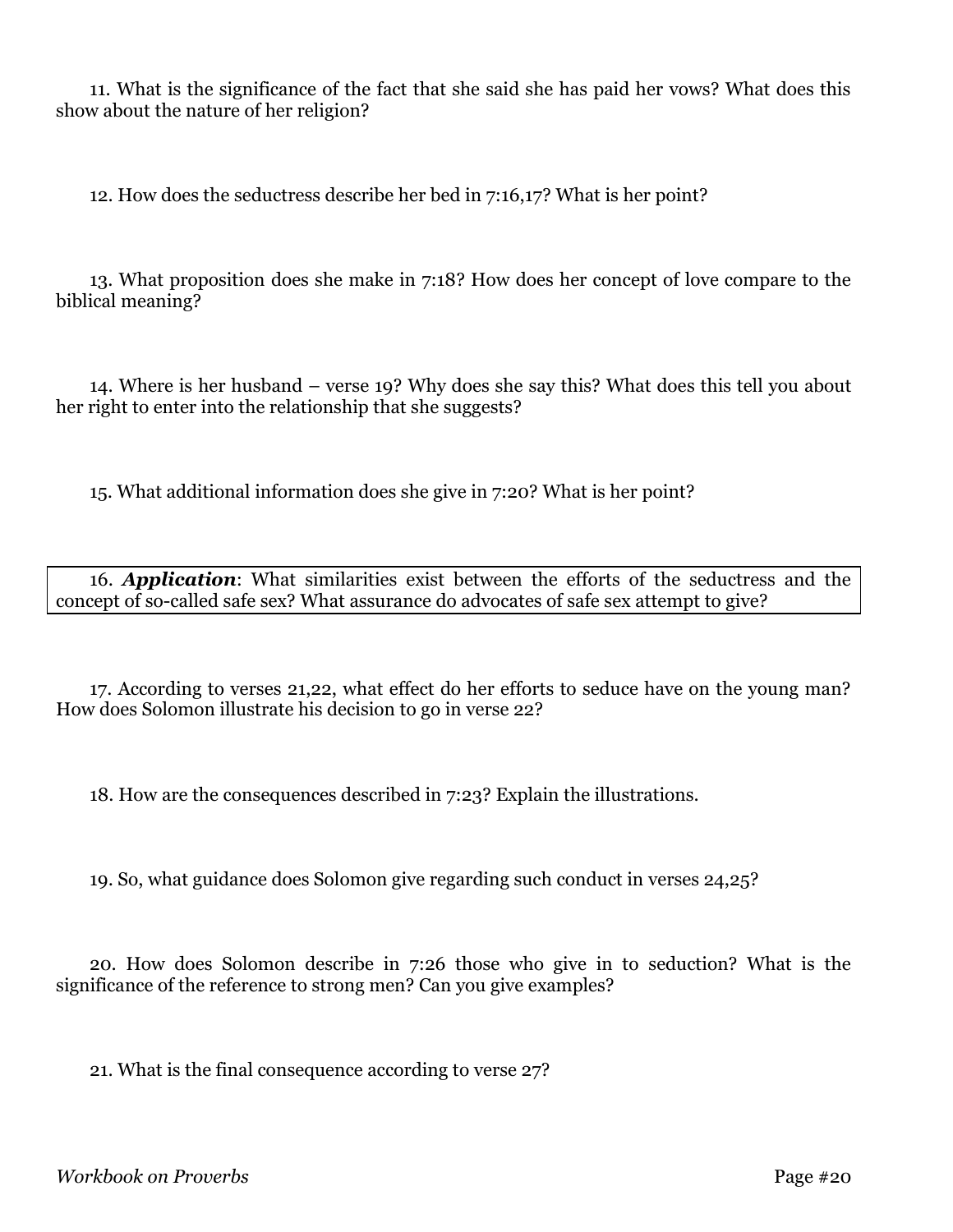11. What is the significance of the fact that she said she has paid her vows? What does this show about the nature of her religion?

12. How does the seductress describe her bed in 7:16,17? What is her point?

13. What proposition does she make in 7:18? How does her concept of love compare to the biblical meaning?

14. Where is her husband – verse 19? Why does she say this? What does this tell you about her right to enter into the relationship that she suggests?

15. What additional information does she give in 7:20? What is her point?

16. ***Application***: What similarities exist between the efforts of the seductress and the concept of so-called safe sex? What assurance do advocates of safe sex attempt to give?

17. According to verses 21,22, what effect do her efforts to seduce have on the young man? How does Solomon illustrate his decision to go in verse 22?

18. How are the consequences described in 7:23? Explain the illustrations.

19. So, what guidance does Solomon give regarding such conduct in verses 24,25?

20. How does Solomon describe in 7:26 those who give in to seduction? What is the significance of the reference to strong men? Can you give examples?

21. What is the final consequence according to verse 27?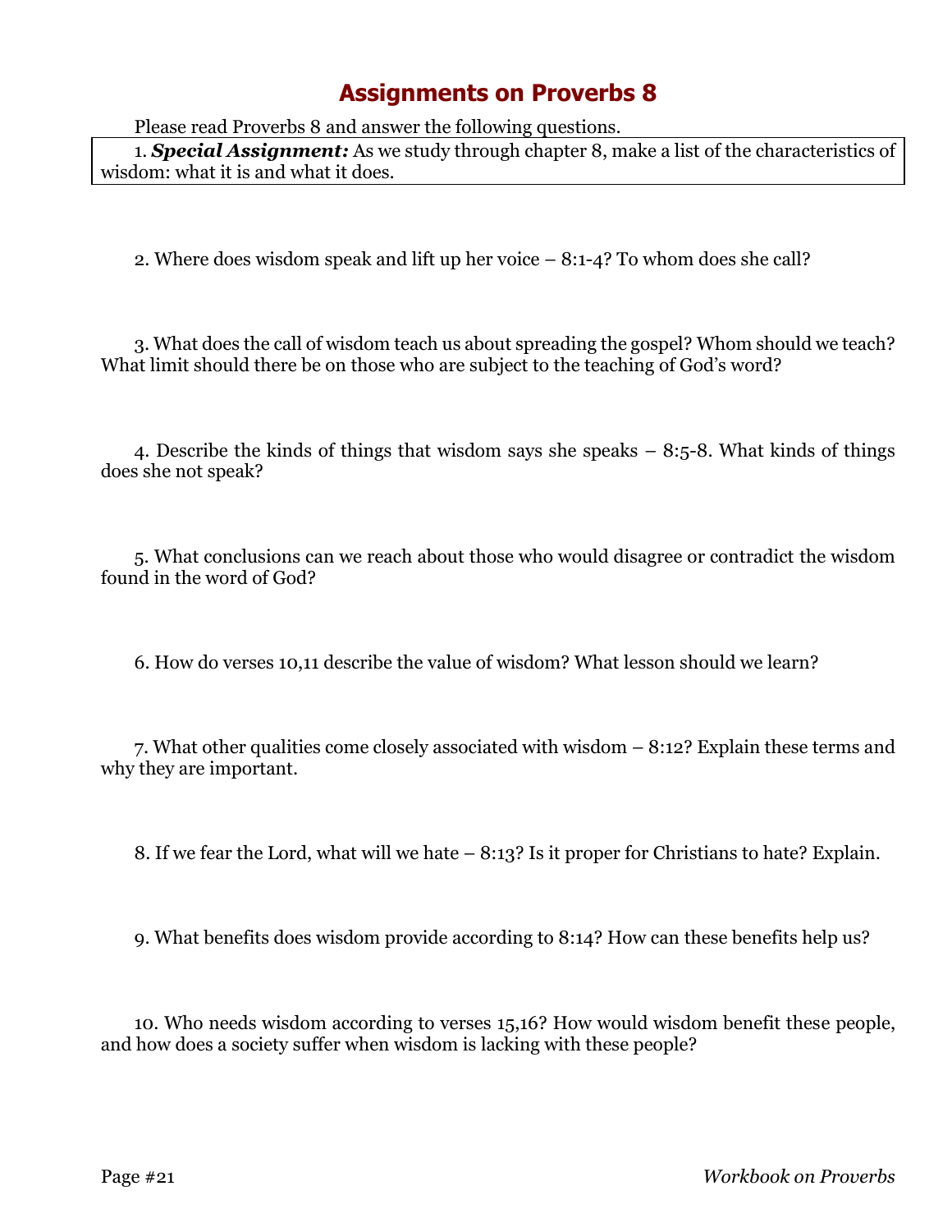# Assignments on Proverbs 8

Please read Proverbs 8 and answer the following questions.

1. ***Special Assignment:*** As we study through chapter 8, make a list of the characteristics of wisdom: what it is and what it does.

2. Where does wisdom speak and lift up her voice – 8:1-4? To whom does she call?

3. What does the call of wisdom teach us about spreading the gospel? Whom should we teach? What limit should there be on those who are subject to the teaching of God's word?

4. Describe the kinds of things that wisdom says she speaks – 8:5-8. What kinds of things does she not speak?

5. What conclusions can we reach about those who would disagree or contradict the wisdom found in the word of God?

6. How do verses 10,11 describe the value of wisdom? What lesson should we learn?

7. What other qualities come closely associated with wisdom – 8:12? Explain these terms and why they are important.

8. If we fear the Lord, what will we hate – 8:13? Is it proper for Christians to hate? Explain.

9. What benefits does wisdom provide according to 8:14? How can these benefits help us?

10. Who needs wisdom according to verses 15,16? How would wisdom benefit these people, and how does a society suffer when wisdom is lacking with these people?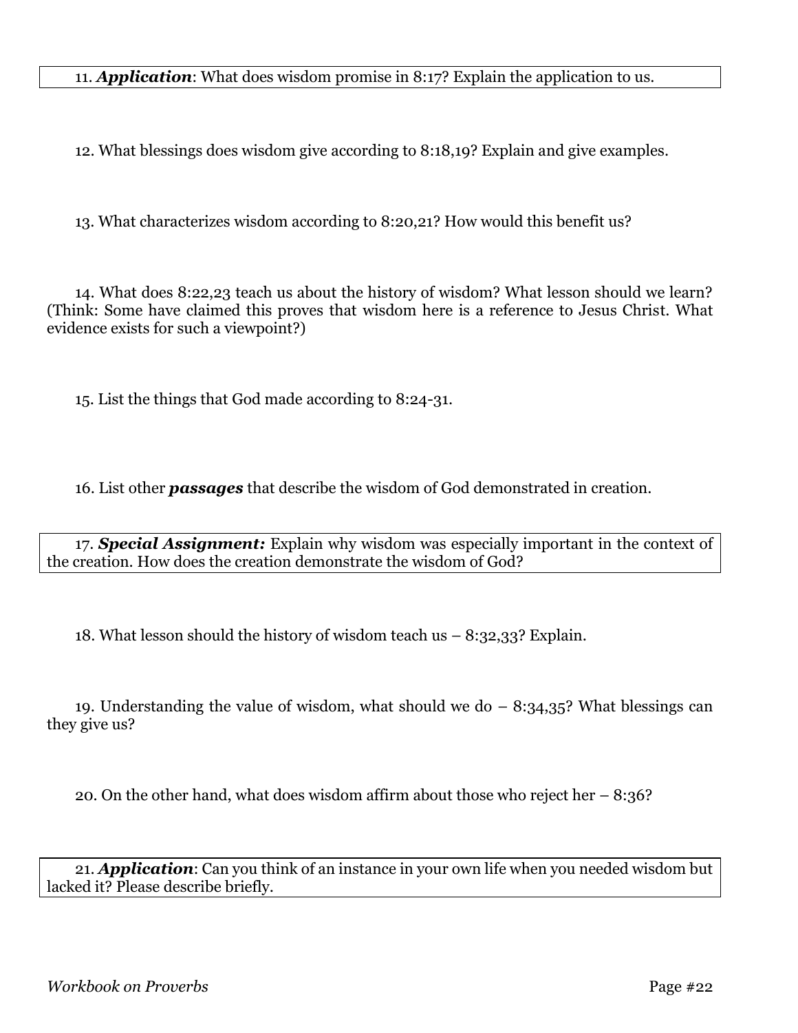11. ***Application***: What does wisdom promise in 8:17? Explain the application to us.

12. What blessings does wisdom give according to 8:18,19? Explain and give examples.

13. What characterizes wisdom according to 8:20,21? How would this benefit us?

14. What does 8:22,23 teach us about the history of wisdom? What lesson should we learn? (Think: Some have claimed this proves that wisdom here is a reference to Jesus Christ. What evidence exists for such a viewpoint?)

15. List the things that God made according to 8:24-31.

16. List other ***passages*** that describe the wisdom of God demonstrated in creation.

17. ***Special Assignment:*** Explain why wisdom was especially important in the context of the creation. How does the creation demonstrate the wisdom of God?

18. What lesson should the history of wisdom teach us – 8:32,33? Explain.

19. Understanding the value of wisdom, what should we do – 8:34,35? What blessings can they give us?

20. On the other hand, what does wisdom affirm about those who reject her – 8:36?

21. ***Application***: Can you think of an instance in your own life when you needed wisdom but lacked it? Please describe briefly.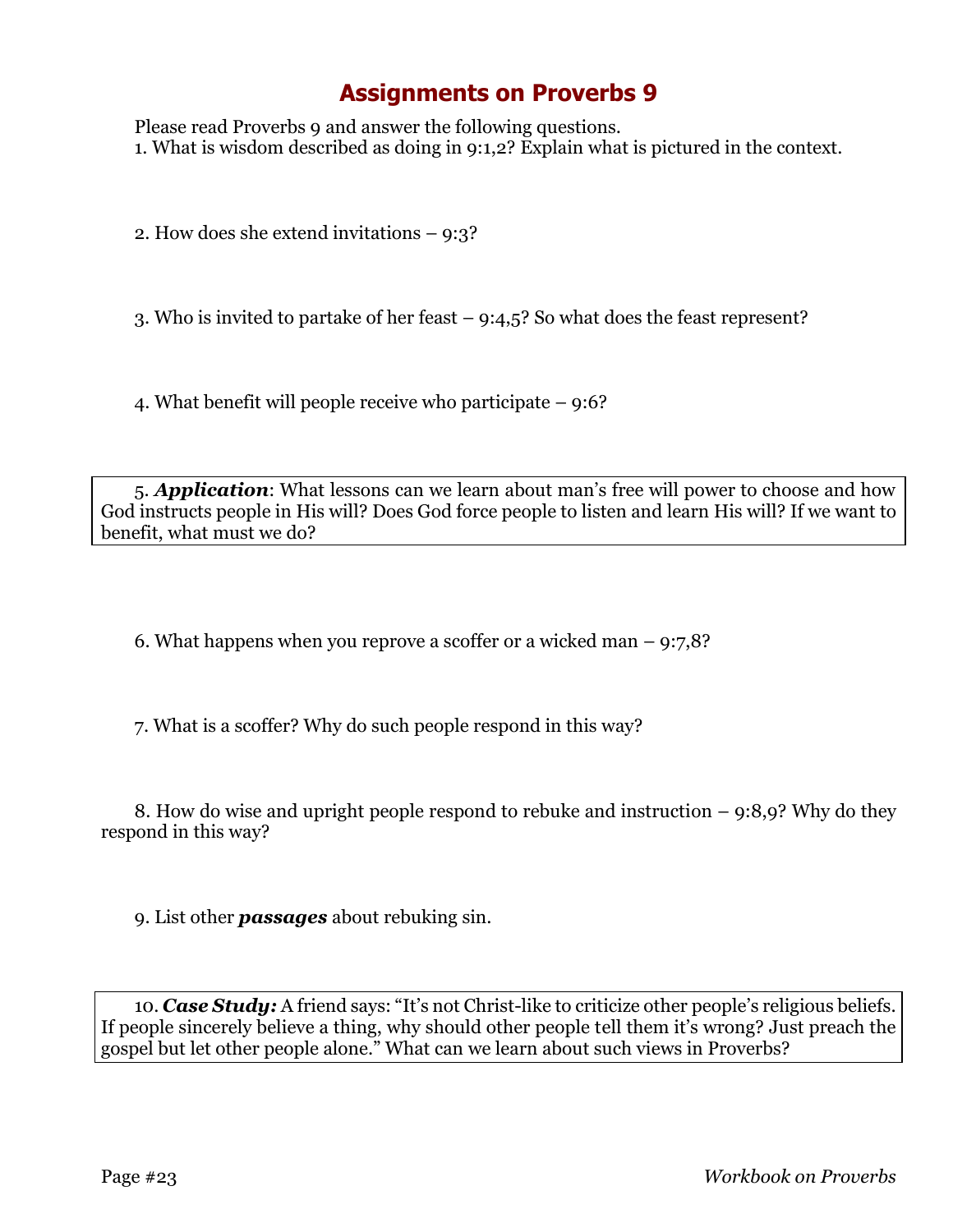# Assignments on Proverbs 9

Please read Proverbs 9 and answer the following questions.

1. What is wisdom described as doing in 9:1,2? Explain what is pictured in the context.

2. How does she extend invitations – 9:3?

3. Who is invited to partake of her feast – 9:4,5? So what does the feast represent?

4. What benefit will people receive who participate – 9:6?

5. ***Application***: What lessons can we learn about man's free will power to choose and how God instructs people in His will? Does God force people to listen and learn His will? If we want to benefit, what must we do?

6. What happens when you reprove a scoffer or a wicked man – 9:7,8?

7. What is a scoffer? Why do such people respond in this way?

8. How do wise and upright people respond to rebuke and instruction – 9:8,9? Why do they respond in this way?

9. List other ***passages*** about rebuking sin.

10. ***Case Study:*** A friend says: "It's not Christ-like to criticize other people's religious beliefs. If people sincerely believe a thing, why should other people tell them it's wrong? Just preach the gospel but let other people alone." What can we learn about such views in Proverbs?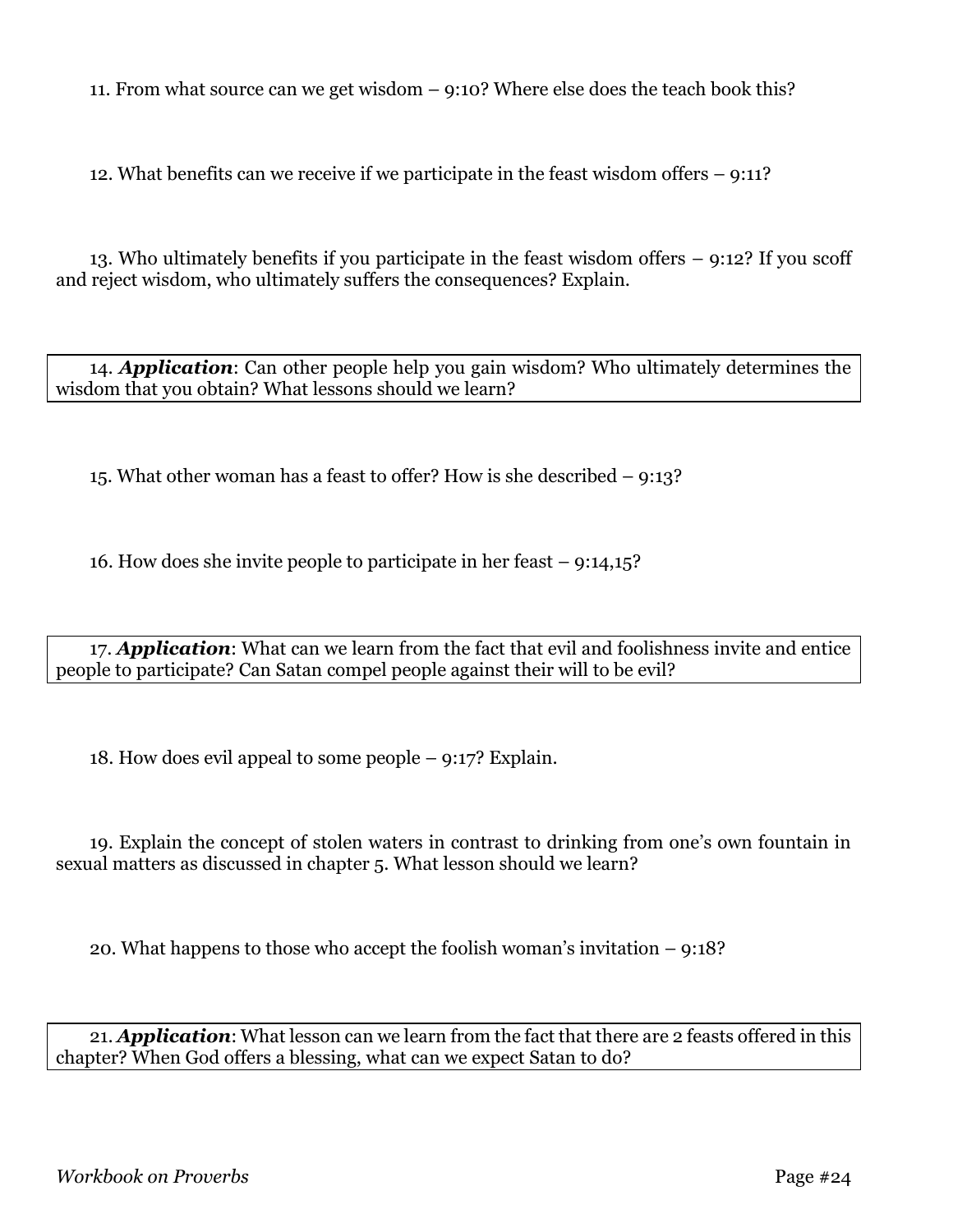11. From what source can we get wisdom – 9:10? Where else does the teach book this?

12. What benefits can we receive if we participate in the feast wisdom offers – 9:11?

13. Who ultimately benefits if you participate in the feast wisdom offers – 9:12? If you scoff and reject wisdom, who ultimately suffers the consequences? Explain.

14. ***Application***: Can other people help you gain wisdom? Who ultimately determines the wisdom that you obtain? What lessons should we learn?

15. What other woman has a feast to offer? How is she described – 9:13?

16. How does she invite people to participate in her feast – 9:14,15?

17. ***Application***: What can we learn from the fact that evil and foolishness invite and entice people to participate? Can Satan compel people against their will to be evil?

18. How does evil appeal to some people – 9:17? Explain.

19. Explain the concept of stolen waters in contrast to drinking from one's own fountain in sexual matters as discussed in chapter 5. What lesson should we learn?

20. What happens to those who accept the foolish woman's invitation – 9:18?

21. ***Application***: What lesson can we learn from the fact that there are 2 feasts offered in this chapter? When God offers a blessing, what can we expect Satan to do?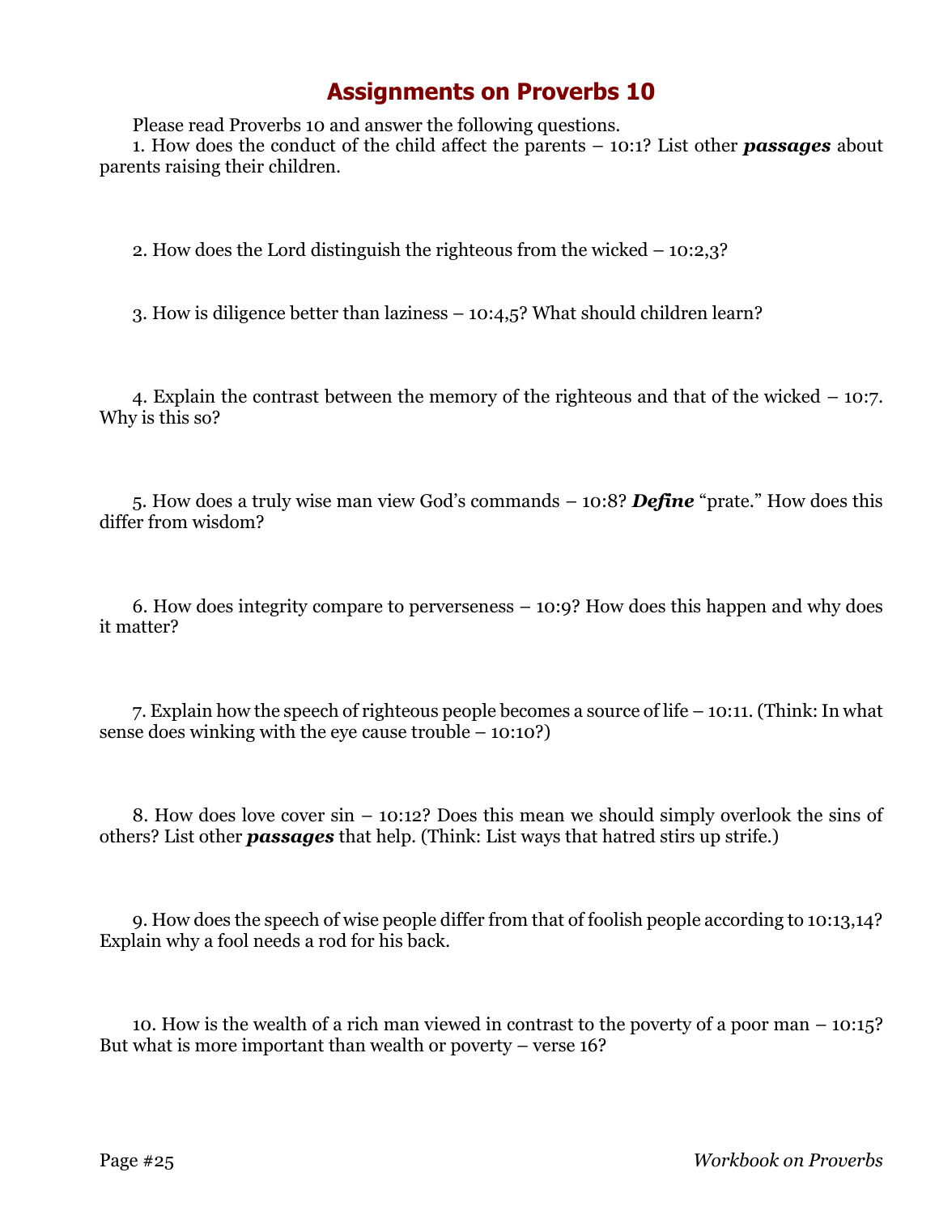# Assignments on Proverbs 10

Please read Proverbs 10 and answer the following questions.

1. How does the conduct of the child affect the parents – 10:1? List other ***passages*** about parents raising their children.

2. How does the Lord distinguish the righteous from the wicked – 10:2,3?

3. How is diligence better than laziness – 10:4,5? What should children learn?

4. Explain the contrast between the memory of the righteous and that of the wicked – 10:7. Why is this so?

5. How does a truly wise man view God's commands – 10:8? ***Define*** "prate." How does this differ from wisdom?

6. How does integrity compare to perverseness – 10:9? How does this happen and why does it matter?

7. Explain how the speech of righteous people becomes a source of life – 10:11. (Think: In what sense does winking with the eye cause trouble – 10:10?)

8. How does love cover sin – 10:12? Does this mean we should simply overlook the sins of others? List other ***passages*** that help. (Think: List ways that hatred stirs up strife.)

9. How does the speech of wise people differ from that of foolish people according to 10:13,14? Explain why a fool needs a rod for his back.

10. How is the wealth of a rich man viewed in contrast to the poverty of a poor man – 10:15? But what is more important than wealth or poverty – verse 16?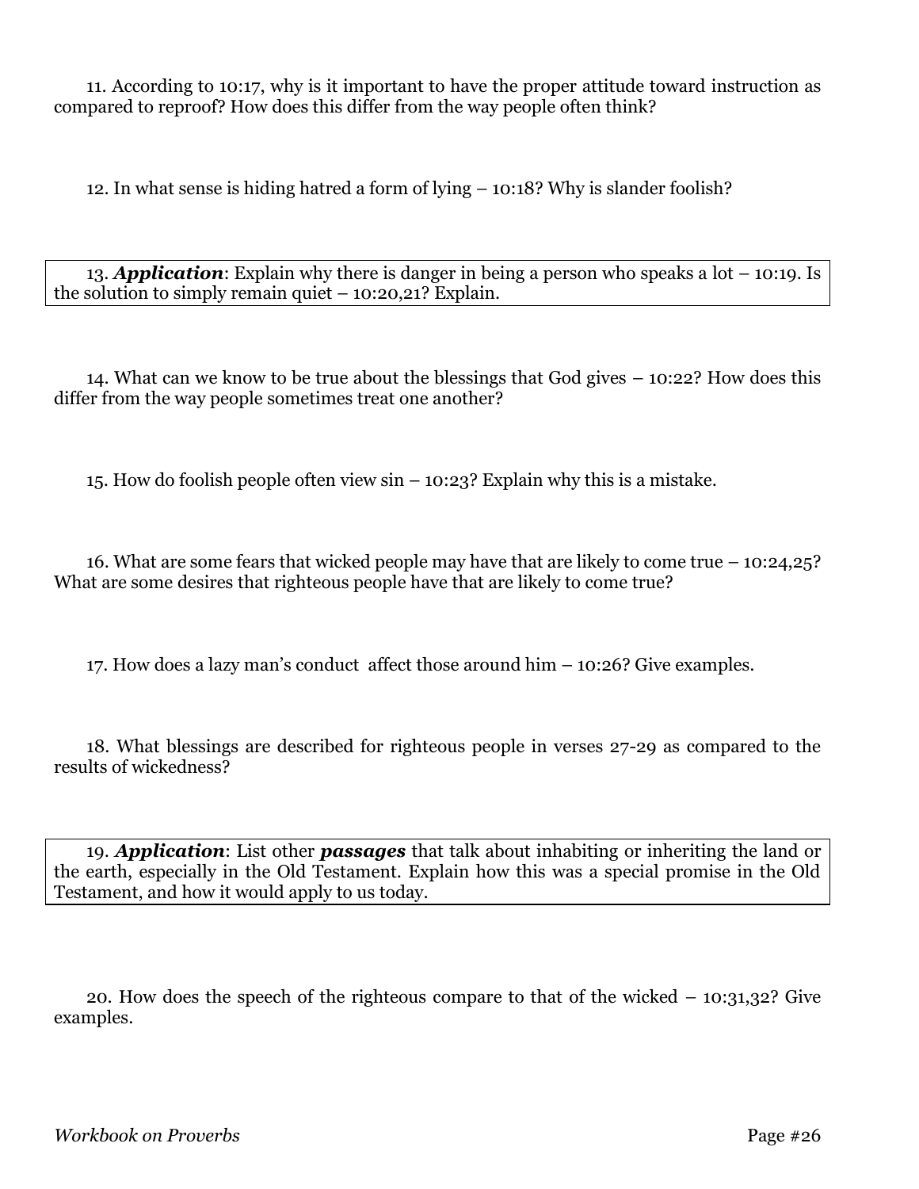11. According to 10:17, why is it important to have the proper attitude toward instruction as compared to reproof? How does this differ from the way people often think?

12. In what sense is hiding hatred a form of lying – 10:18? Why is slander foolish?

13. ***Application***: Explain why there is danger in being a person who speaks a lot – 10:19. Is the solution to simply remain quiet – 10:20,21? Explain.

14. What can we know to be true about the blessings that God gives – 10:22? How does this differ from the way people sometimes treat one another?

15. How do foolish people often view sin – 10:23? Explain why this is a mistake.

16. What are some fears that wicked people may have that are likely to come true – 10:24,25? What are some desires that righteous people have that are likely to come true?

17. How does a lazy man's conduct affect those around him – 10:26? Give examples.

18. What blessings are described for righteous people in verses 27-29 as compared to the results of wickedness?

19. ***Application***: List other ***passages*** that talk about inhabiting or inheriting the land or the earth, especially in the Old Testament. Explain how this was a special promise in the Old Testament, and how it would apply to us today.

20. How does the speech of the righteous compare to that of the wicked – 10:31,32? Give examples.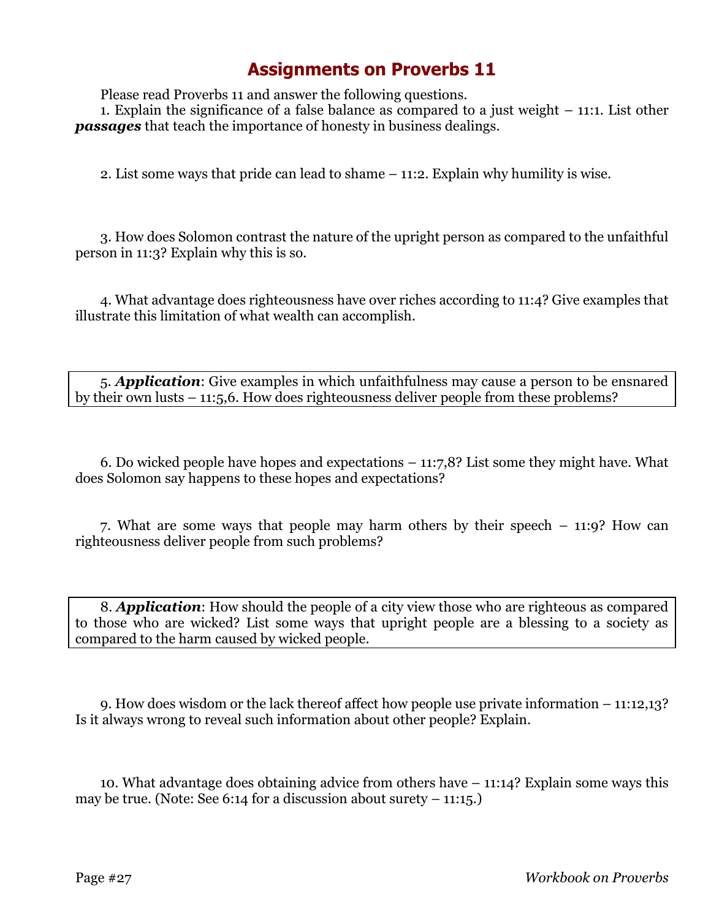# Assignments on Proverbs 11

Please read Proverbs 11 and answer the following questions.

1. Explain the significance of a false balance as compared to a just weight – 11:1. List other ***passages*** that teach the importance of honesty in business dealings.

2. List some ways that pride can lead to shame – 11:2. Explain why humility is wise.

3. How does Solomon contrast the nature of the upright person as compared to the unfaithful person in 11:3? Explain why this is so.

4. What advantage does righteousness have over riches according to 11:4? Give examples that illustrate this limitation of what wealth can accomplish.

5. ***Application***: Give examples in which unfaithfulness may cause a person to be ensnared by their own lusts – 11:5,6. How does righteousness deliver people from these problems?

6. Do wicked people have hopes and expectations – 11:7,8? List some they might have. What does Solomon say happens to these hopes and expectations?

7. What are some ways that people may harm others by their speech – 11:9? How can righteousness deliver people from such problems?

8. ***Application***: How should the people of a city view those who are righteous as compared to those who are wicked? List some ways that upright people are a blessing to a society as compared to the harm caused by wicked people.

9. How does wisdom or the lack thereof affect how people use private information – 11:12,13? Is it always wrong to reveal such information about other people? Explain.

10. What advantage does obtaining advice from others have – 11:14? Explain some ways this may be true. (Note: See 6:14 for a discussion about surety – 11:15.)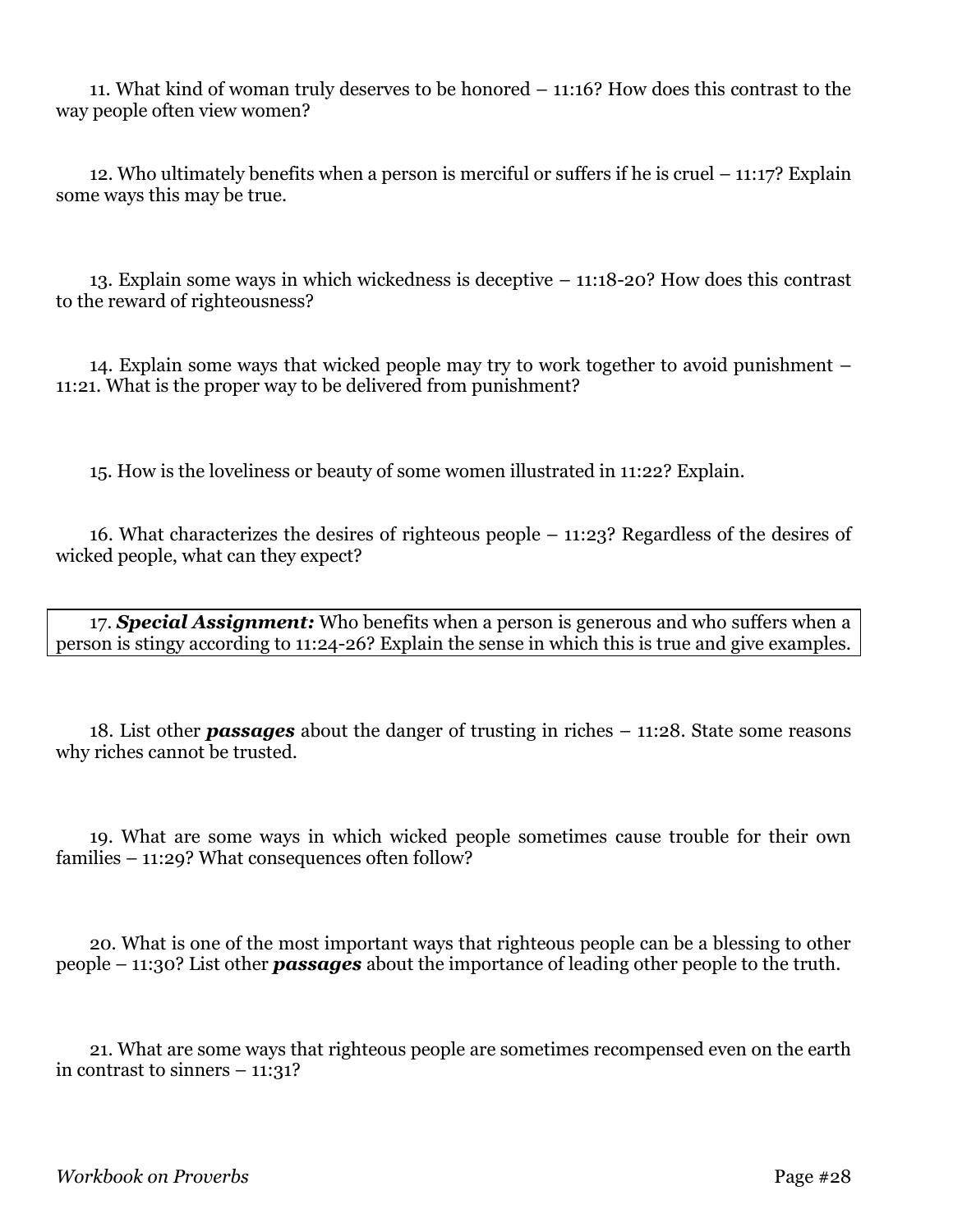11. What kind of woman truly deserves to be honored – 11:16? How does this contrast to the way people often view women?

12. Who ultimately benefits when a person is merciful or suffers if he is cruel – 11:17? Explain some ways this may be true.

13. Explain some ways in which wickedness is deceptive – 11:18-20? How does this contrast to the reward of righteousness?

14. Explain some ways that wicked people may try to work together to avoid punishment – 11:21. What is the proper way to be delivered from punishment?

15. How is the loveliness or beauty of some women illustrated in 11:22? Explain.

16. What characterizes the desires of righteous people – 11:23? Regardless of the desires of wicked people, what can they expect?

17. ***Special Assignment:*** Who benefits when a person is generous and who suffers when a person is stingy according to 11:24-26? Explain the sense in which this is true and give examples.

18. List other ***passages*** about the danger of trusting in riches – 11:28. State some reasons why riches cannot be trusted.

19. What are some ways in which wicked people sometimes cause trouble for their own families – 11:29? What consequences often follow?

20. What is one of the most important ways that righteous people can be a blessing to other people – 11:30? List other ***passages*** about the importance of leading other people to the truth.

21. What are some ways that righteous people are sometimes recompensed even on the earth in contrast to sinners – 11:31?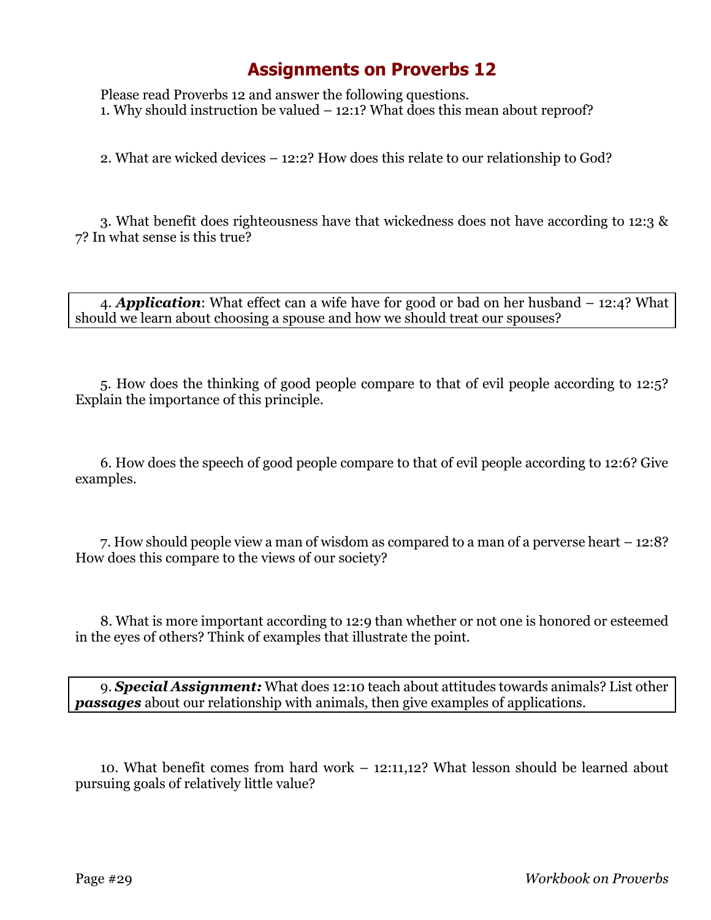# Assignments on Proverbs 12

Please read Proverbs 12 and answer the following questions.

1. Why should instruction be valued – 12:1? What does this mean about reproof?

2. What are wicked devices – 12:2? How does this relate to our relationship to God?

3. What benefit does righteousness have that wickedness does not have according to 12:3 & 7? In what sense is this true?

4. ***Application***: What effect can a wife have for good or bad on her husband – 12:4? What should we learn about choosing a spouse and how we should treat our spouses?

5. How does the thinking of good people compare to that of evil people according to 12:5? Explain the importance of this principle.

6. How does the speech of good people compare to that of evil people according to 12:6? Give examples.

7. How should people view a man of wisdom as compared to a man of a perverse heart – 12:8? How does this compare to the views of our society?

8. What is more important according to 12:9 than whether or not one is honored or esteemed in the eyes of others? Think of examples that illustrate the point.

9. ***Special Assignment:*** What does 12:10 teach about attitudes towards animals? List other ***passages*** about our relationship with animals, then give examples of applications.

10. What benefit comes from hard work – 12:11,12? What lesson should be learned about pursuing goals of relatively little value?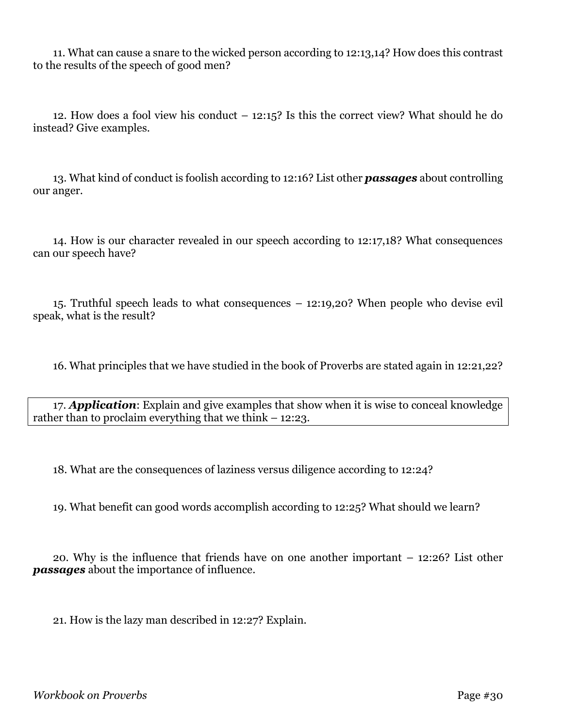11. What can cause a snare to the wicked person according to 12:13,14? How does this contrast to the results of the speech of good men?

12. How does a fool view his conduct – 12:15? Is this the correct view? What should he do instead? Give examples.

13. What kind of conduct is foolish according to 12:16? List other ***passages*** about controlling our anger.

14. How is our character revealed in our speech according to 12:17,18? What consequences can our speech have?

15. Truthful speech leads to what consequences – 12:19,20? When people who devise evil speak, what is the result?

16. What principles that we have studied in the book of Proverbs are stated again in 12:21,22?

17. ***Application***: Explain and give examples that show when it is wise to conceal knowledge rather than to proclaim everything that we think – 12:23.

18. What are the consequences of laziness versus diligence according to 12:24?

19. What benefit can good words accomplish according to 12:25? What should we learn?

20. Why is the influence that friends have on one another important – 12:26? List other ***passages*** about the importance of influence.

21. How is the lazy man described in 12:27? Explain.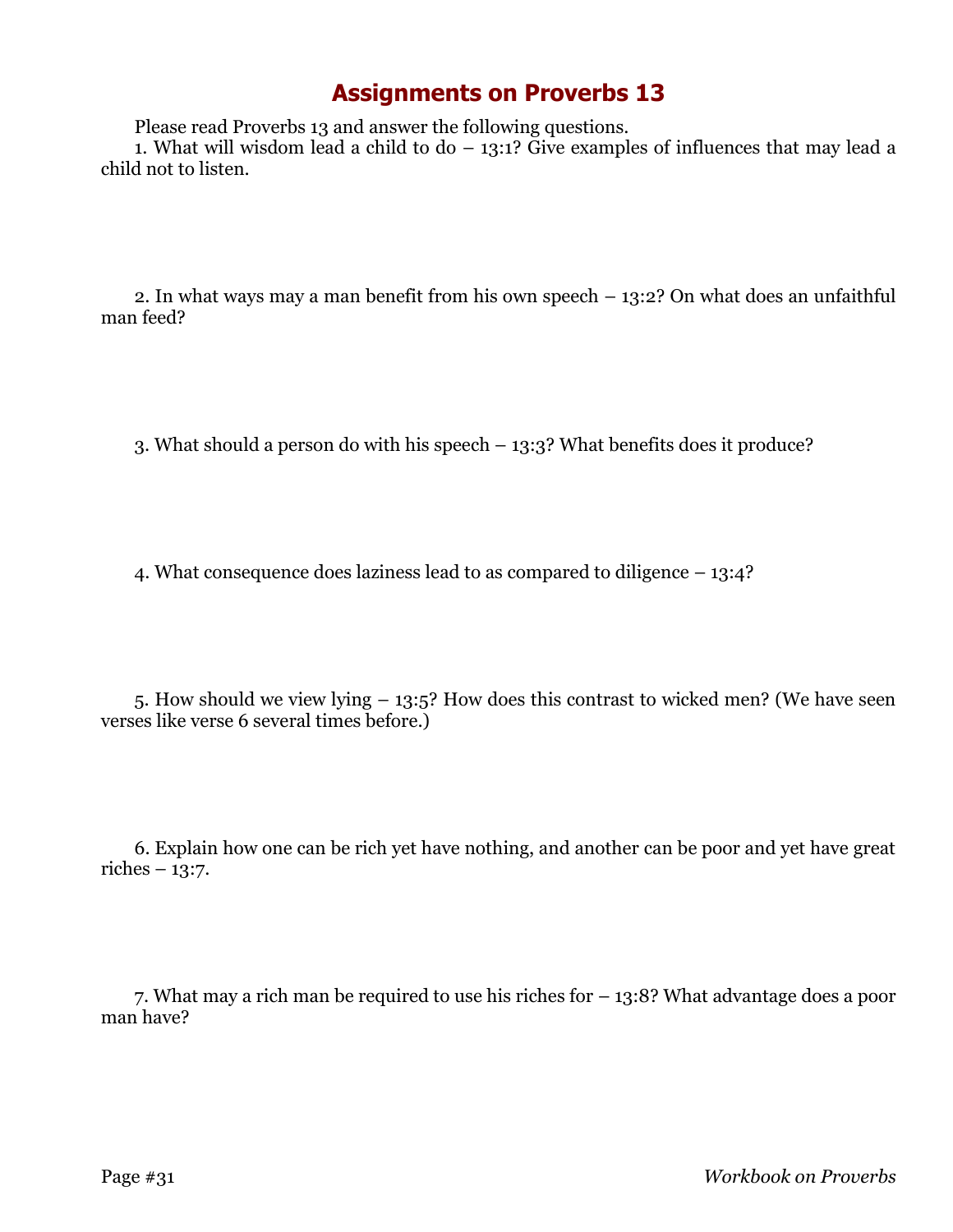# Assignments on Proverbs 13

Please read Proverbs 13 and answer the following questions.

1. What will wisdom lead a child to do – 13:1? Give examples of influences that may lead a child not to listen.

2. In what ways may a man benefit from his own speech – 13:2? On what does an unfaithful man feed?

3. What should a person do with his speech – 13:3? What benefits does it produce?

4. What consequence does laziness lead to as compared to diligence – 13:4?

5. How should we view lying – 13:5? How does this contrast to wicked men? (We have seen verses like verse 6 several times before.)

6. Explain how one can be rich yet have nothing, and another can be poor and yet have great riches – 13:7.

7. What may a rich man be required to use his riches for – 13:8? What advantage does a poor man have?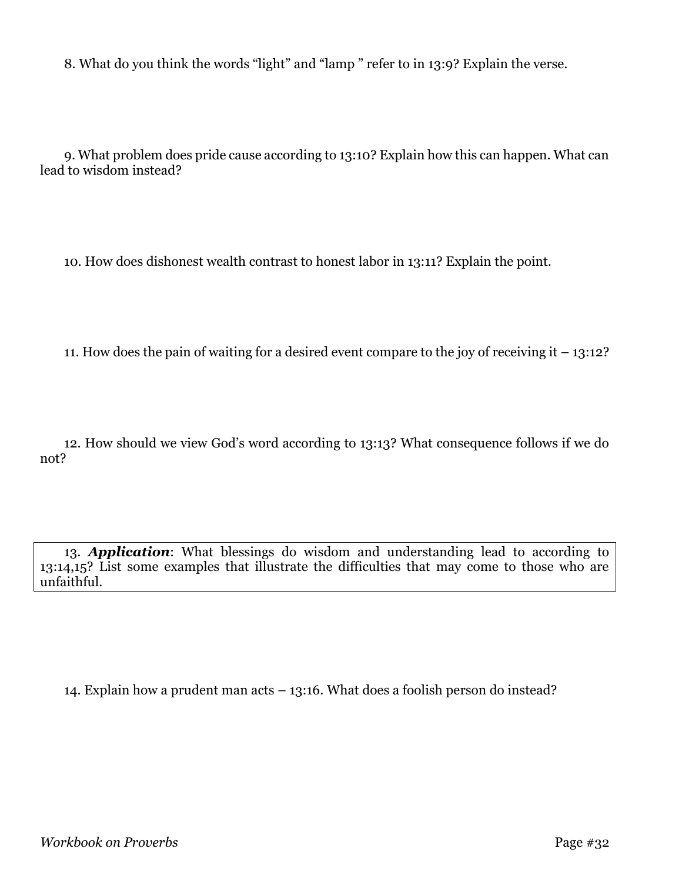8. What do you think the words “light” and “lamp ” refer to in 13:9? Explain the verse.

9. What problem does pride cause according to 13:10? Explain how this can happen. What can lead to wisdom instead?

10. How does dishonest wealth contrast to honest labor in 13:11? Explain the point.

11. How does the pain of waiting for a desired event compare to the joy of receiving it – 13:12?

12. How should we view God’s word according to 13:13? What consequence follows if we do not?

13. ***Application***: What blessings do wisdom and understanding lead to according to 13:14,15? List some examples that illustrate the difficulties that may come to those who are unfaithful.

14. Explain how a prudent man acts – 13:16. What does a foolish person do instead?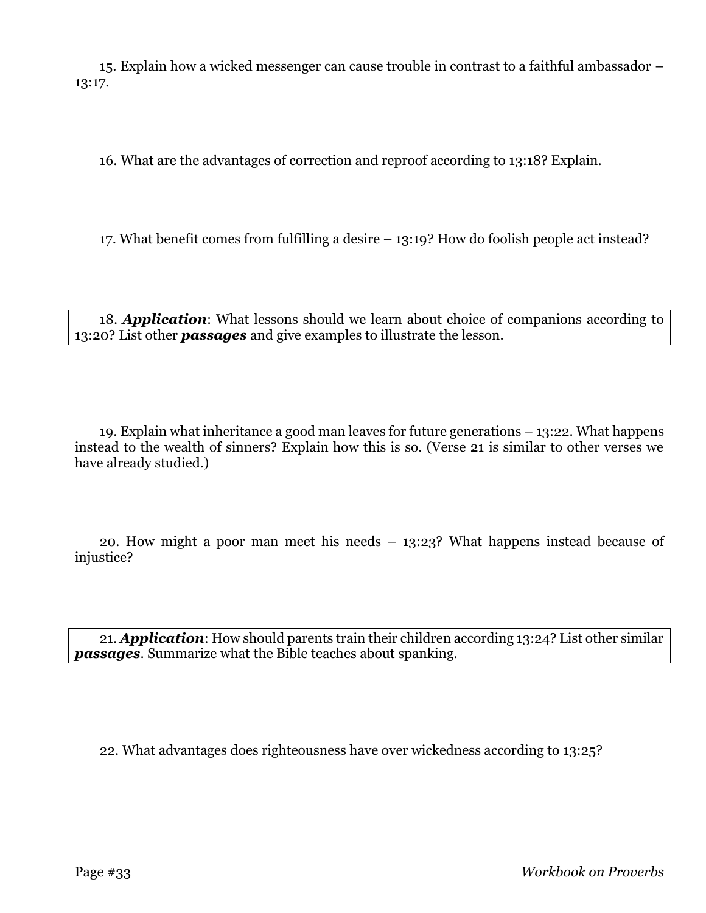15. Explain how a wicked messenger can cause trouble in contrast to a faithful ambassador – 13:17.

16. What are the advantages of correction and reproof according to 13:18? Explain.

17. What benefit comes from fulfilling a desire – 13:19? How do foolish people act instead?

18. ***Application***: What lessons should we learn about choice of companions according to 13:20? List other ***passages*** and give examples to illustrate the lesson.

19. Explain what inheritance a good man leaves for future generations – 13:22. What happens instead to the wealth of sinners? Explain how this is so. (Verse 21 is similar to other verses we have already studied.)

20. How might a poor man meet his needs – 13:23? What happens instead because of injustice?

21. ***Application***: How should parents train their children according 13:24? List other similar ***passages***. Summarize what the Bible teaches about spanking.

22. What advantages does righteousness have over wickedness according to 13:25?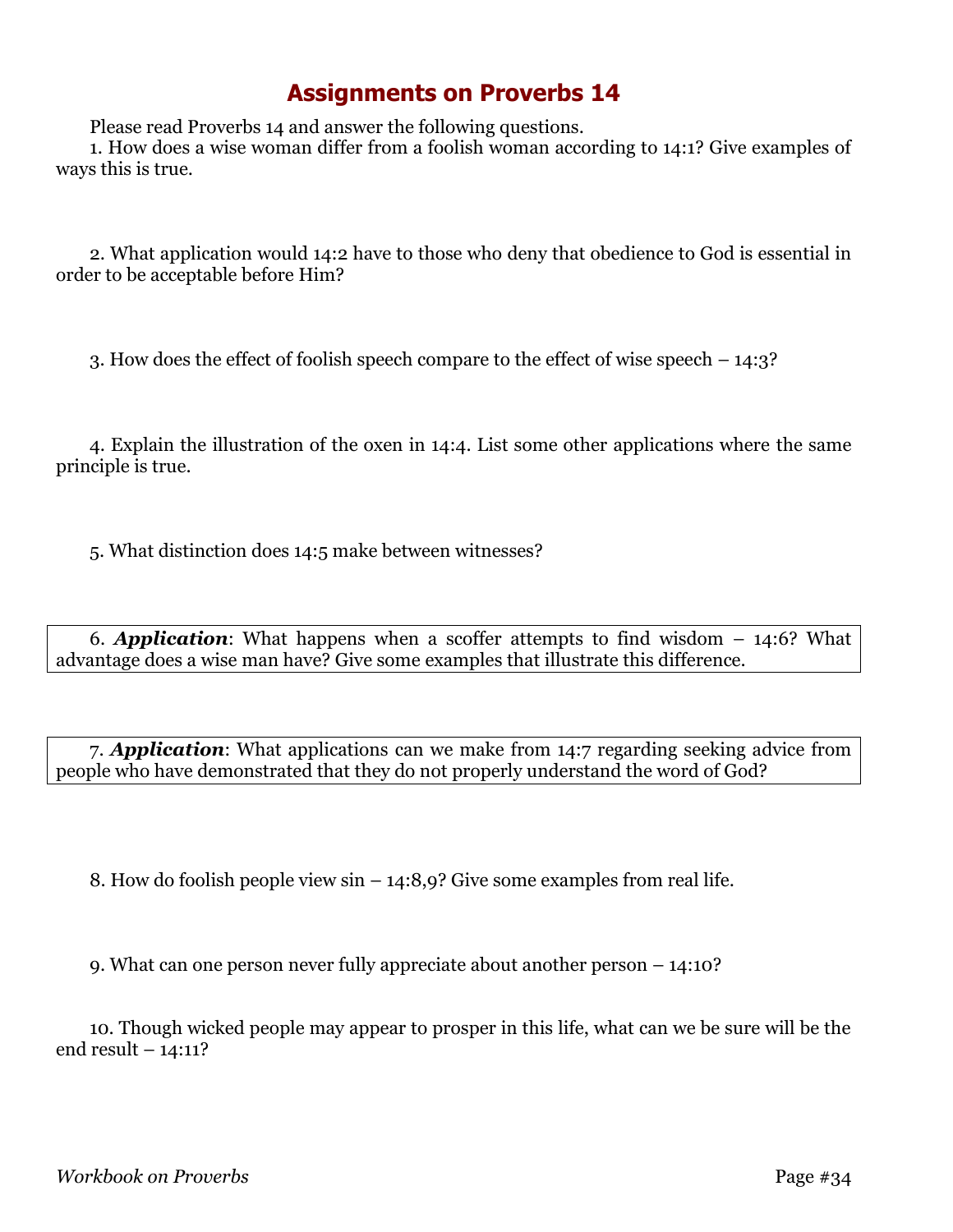# Assignments on Proverbs 14

Please read Proverbs 14 and answer the following questions.

1. How does a wise woman differ from a foolish woman according to 14:1? Give examples of ways this is true.

2. What application would 14:2 have to those who deny that obedience to God is essential in order to be acceptable before Him?

3. How does the effect of foolish speech compare to the effect of wise speech – 14:3?

4. Explain the illustration of the oxen in 14:4. List some other applications where the same principle is true.

5. What distinction does 14:5 make between witnesses?

6. ***Application***: What happens when a scoffer attempts to find wisdom – 14:6? What advantage does a wise man have? Give some examples that illustrate this difference.

7. ***Application***: What applications can we make from 14:7 regarding seeking advice from people who have demonstrated that they do not properly understand the word of God?

8. How do foolish people view sin – 14:8,9? Give some examples from real life.

9. What can one person never fully appreciate about another person – 14:10?

10. Though wicked people may appear to prosper in this life, what can we be sure will be the end result – 14:11?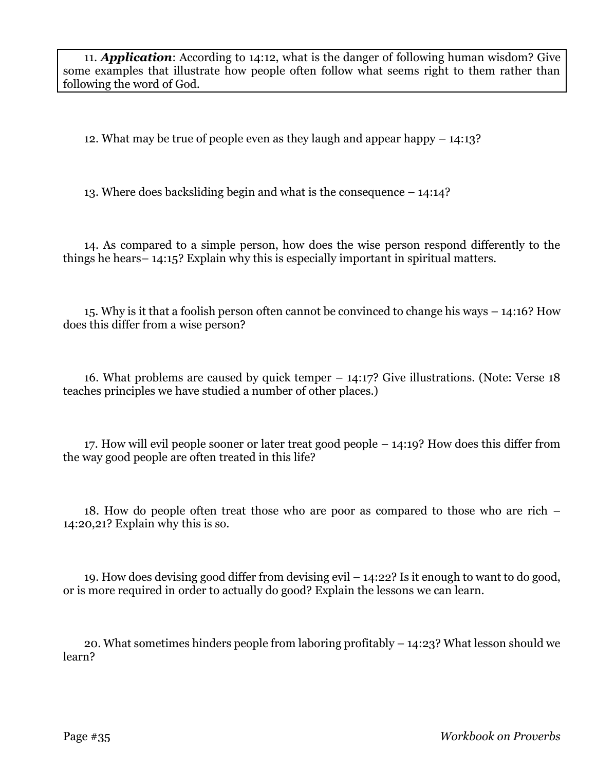11. ***Application***: According to 14:12, what is the danger of following human wisdom? Give some examples that illustrate how people often follow what seems right to them rather than following the word of God.

12. What may be true of people even as they laugh and appear happy – 14:13?

13. Where does backsliding begin and what is the consequence – 14:14?

14. As compared to a simple person, how does the wise person respond differently to the things he hears– 14:15? Explain why this is especially important in spiritual matters.

15. Why is it that a foolish person often cannot be convinced to change his ways – 14:16? How does this differ from a wise person?

16. What problems are caused by quick temper – 14:17? Give illustrations. (Note: Verse 18 teaches principles we have studied a number of other places.)

17. How will evil people sooner or later treat good people – 14:19? How does this differ from the way good people are often treated in this life?

18. How do people often treat those who are poor as compared to those who are rich – 14:20,21? Explain why this is so.

19. How does devising good differ from devising evil – 14:22? Is it enough to want to do good, or is more required in order to actually do good? Explain the lessons we can learn.

20. What sometimes hinders people from laboring profitably – 14:23? What lesson should we learn?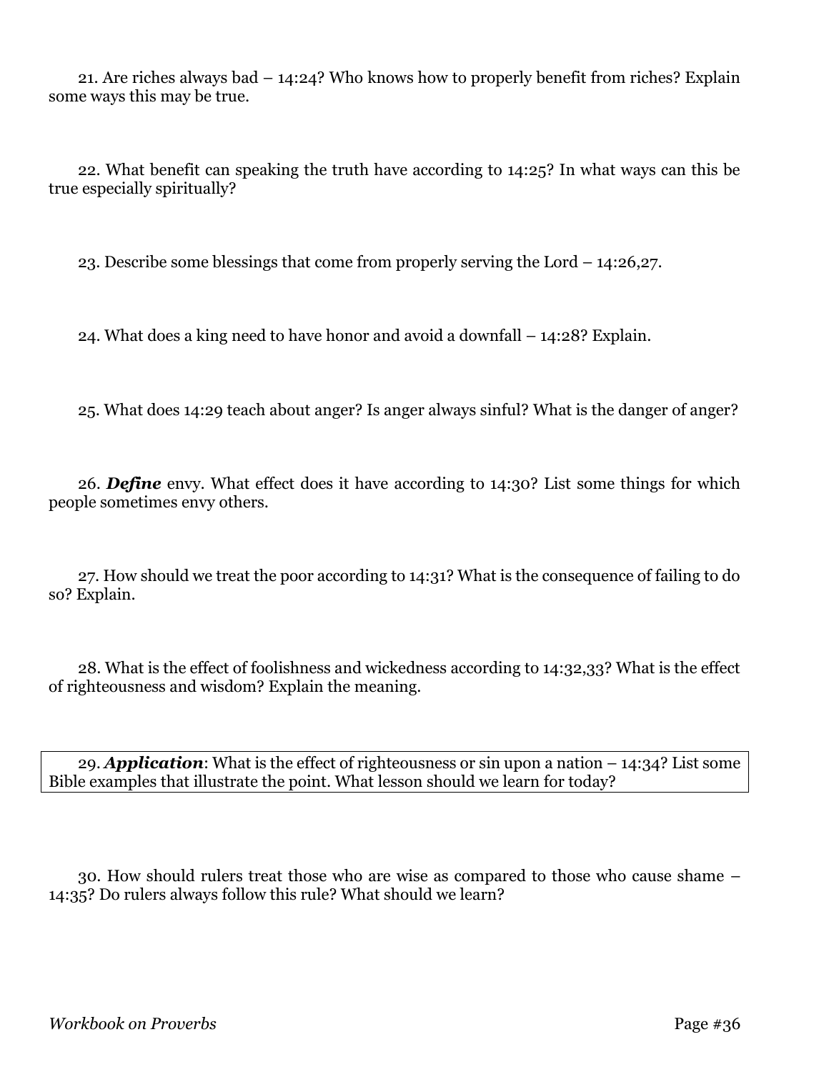21. Are riches always bad – 14:24? Who knows how to properly benefit from riches? Explain some ways this may be true.

22. What benefit can speaking the truth have according to 14:25? In what ways can this be true especially spiritually?

23. Describe some blessings that come from properly serving the Lord – 14:26,27.

24. What does a king need to have honor and avoid a downfall – 14:28? Explain.

25. What does 14:29 teach about anger? Is anger always sinful? What is the danger of anger?

26. ***Define*** envy. What effect does it have according to 14:30? List some things for which people sometimes envy others.

27. How should we treat the poor according to 14:31? What is the consequence of failing to do so? Explain.

28. What is the effect of foolishness and wickedness according to 14:32,33? What is the effect of righteousness and wisdom? Explain the meaning.

29. ***Application***: What is the effect of righteousness or sin upon a nation – 14:34? List some Bible examples that illustrate the point. What lesson should we learn for today?

30. How should rulers treat those who are wise as compared to those who cause shame – 14:35? Do rulers always follow this rule? What should we learn?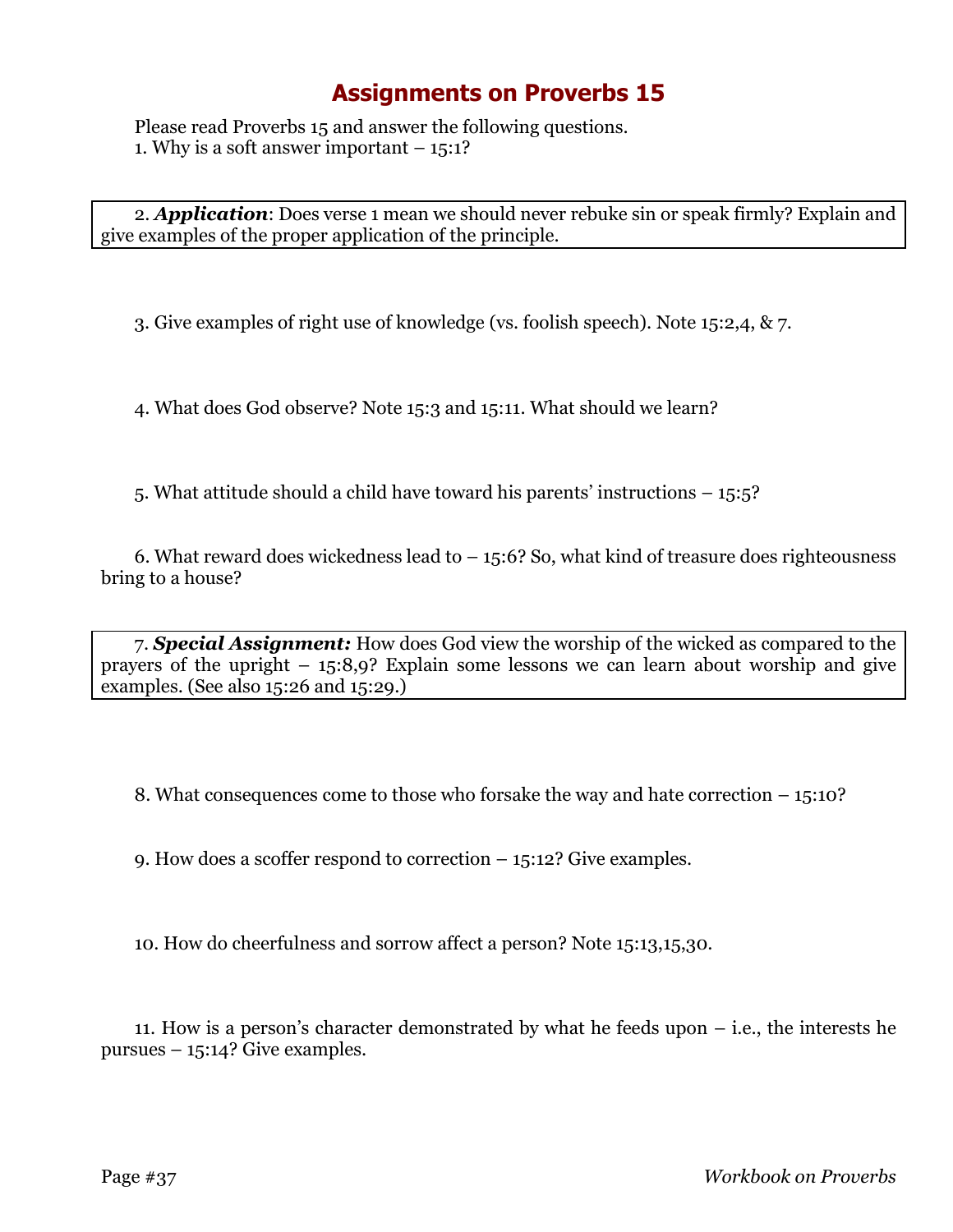# Assignments on Proverbs 15

Please read Proverbs 15 and answer the following questions.

1. Why is a soft answer important – 15:1?

2. ***Application***: Does verse 1 mean we should never rebuke sin or speak firmly? Explain and give examples of the proper application of the principle.

3. Give examples of right use of knowledge (vs. foolish speech). Note 15:2,4, & 7.

4. What does God observe? Note 15:3 and 15:11. What should we learn?

5. What attitude should a child have toward his parents' instructions – 15:5?

6. What reward does wickedness lead to – 15:6? So, what kind of treasure does righteousness bring to a house?

7. ***Special Assignment:*** How does God view the worship of the wicked as compared to the prayers of the upright – 15:8,9? Explain some lessons we can learn about worship and give examples. (See also 15:26 and 15:29.)

8. What consequences come to those who forsake the way and hate correction – 15:10?

9. How does a scoffer respond to correction – 15:12? Give examples.

10. How do cheerfulness and sorrow affect a person? Note 15:13,15,30.

11. How is a person's character demonstrated by what he feeds upon – i.e., the interests he pursues – 15:14? Give examples.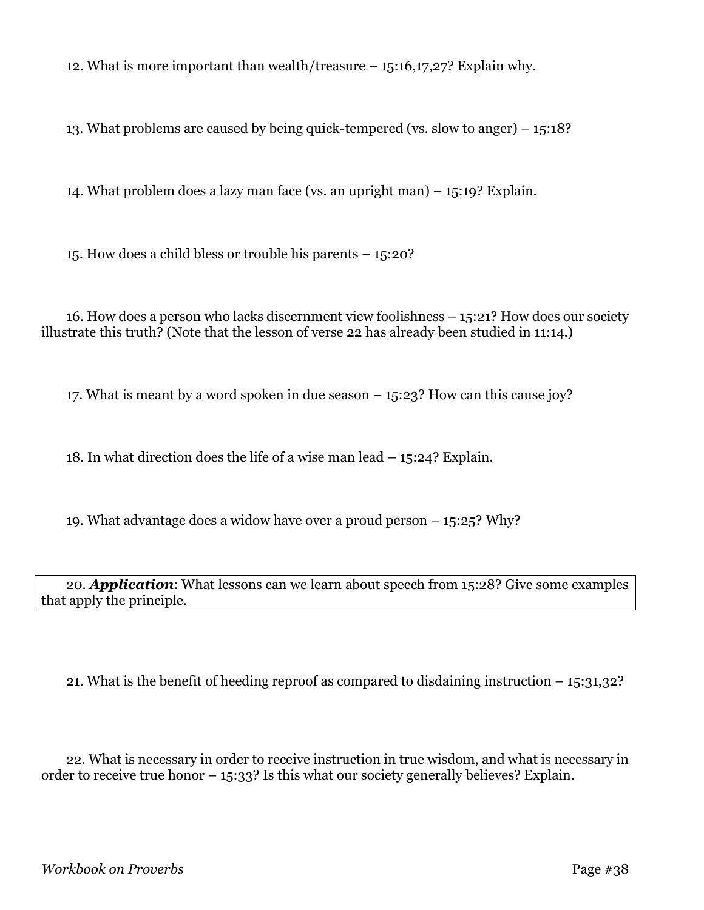12. What is more important than wealth/treasure – 15:16,17,27? Explain why.

13. What problems are caused by being quick-tempered (vs. slow to anger) – 15:18?

14. What problem does a lazy man face (vs. an upright man) – 15:19? Explain.

15. How does a child bless or trouble his parents – 15:20?

16. How does a person who lacks discernment view foolishness – 15:21? How does our society illustrate this truth? (Note that the lesson of verse 22 has already been studied in 11:14.)

17. What is meant by a word spoken in due season – 15:23? How can this cause joy?

18. In what direction does the life of a wise man lead – 15:24? Explain.

19. What advantage does a widow have over a proud person – 15:25? Why?

20. ***Application***: What lessons can we learn about speech from 15:28? Give some examples that apply the principle.

21. What is the benefit of heeding reproof as compared to disdaining instruction – 15:31,32?

22. What is necessary in order to receive instruction in true wisdom, and what is necessary in order to receive true honor – 15:33? Is this what our society generally believes? Explain.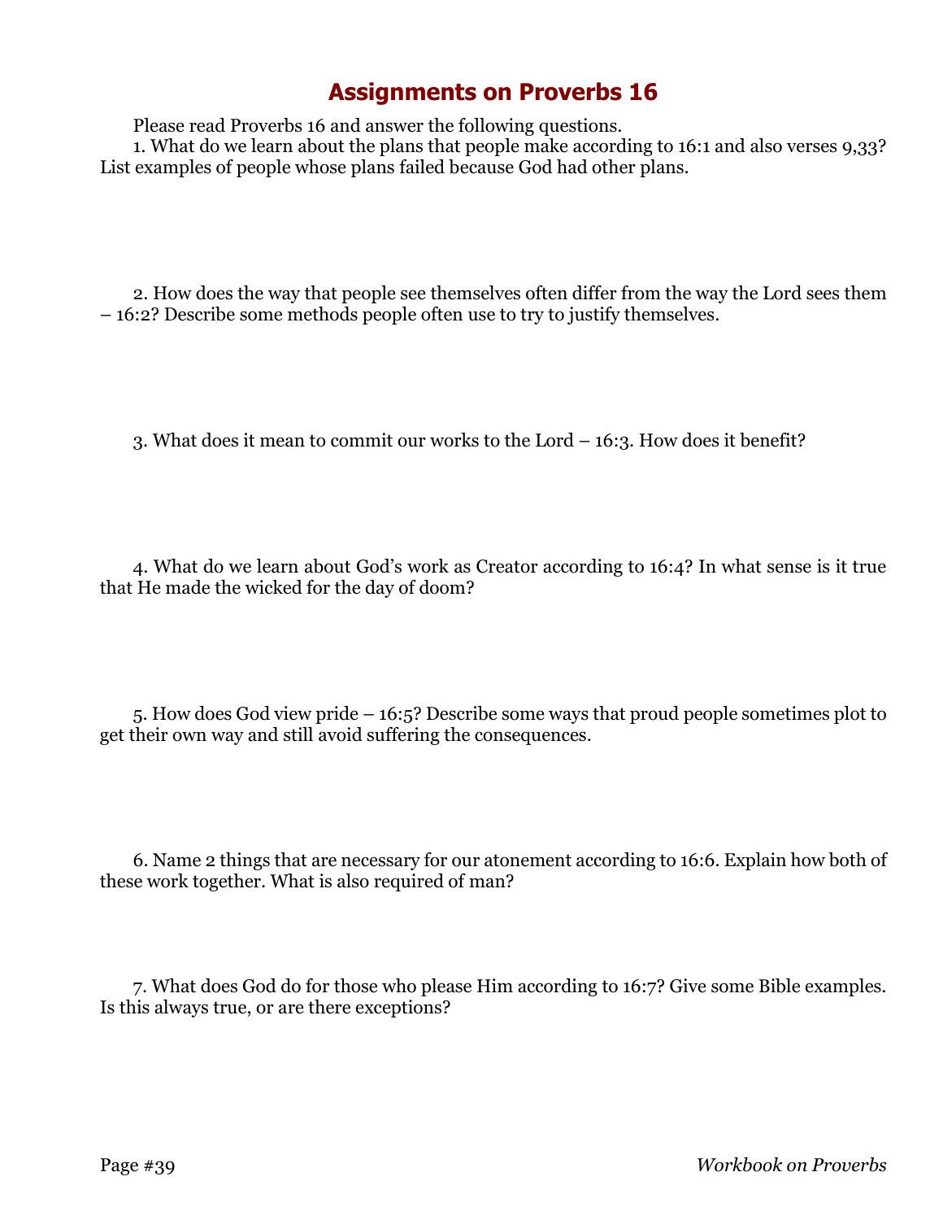# Assignments on Proverbs 16

Please read Proverbs 16 and answer the following questions.

1. What do we learn about the plans that people make according to 16:1 and also verses 9,33? List examples of people whose plans failed because God had other plans.

2. How does the way that people see themselves often differ from the way the Lord sees them – 16:2? Describe some methods people often use to try to justify themselves.

3. What does it mean to commit our works to the Lord – 16:3. How does it benefit?

4. What do we learn about God's work as Creator according to 16:4? In what sense is it true that He made the wicked for the day of doom?

5. How does God view pride – 16:5? Describe some ways that proud people sometimes plot to get their own way and still avoid suffering the consequences.

6. Name 2 things that are necessary for our atonement according to 16:6. Explain how both of these work together. What is also required of man?

7. What does God do for those who please Him according to 16:7? Give some Bible examples. Is this always true, or are there exceptions?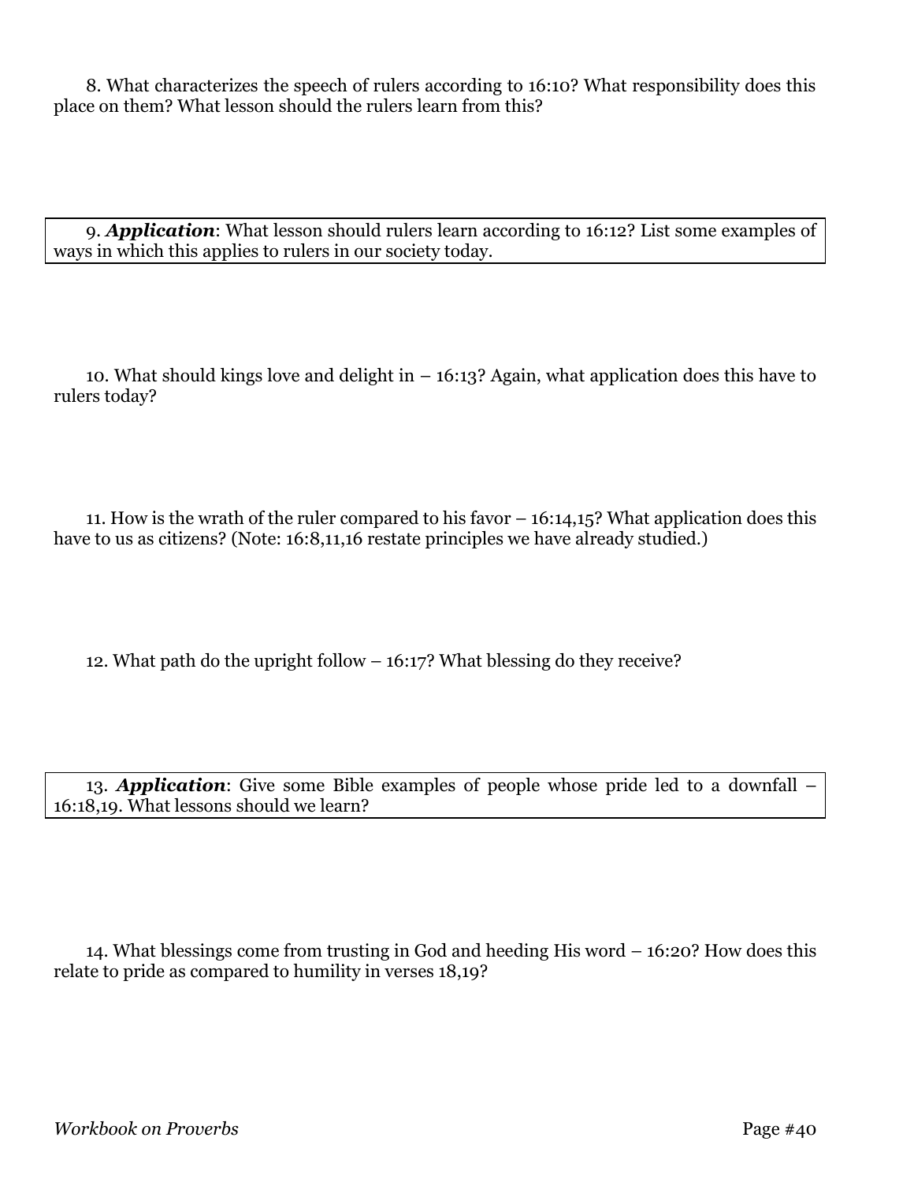8. What characterizes the speech of rulers according to 16:10? What responsibility does this place on them? What lesson should the rulers learn from this?

9. ***Application***: What lesson should rulers learn according to 16:12? List some examples of ways in which this applies to rulers in our society today.

10. What should kings love and delight in – 16:13? Again, what application does this have to rulers today?

11. How is the wrath of the ruler compared to his favor – 16:14,15? What application does this have to us as citizens? (Note: 16:8,11,16 restate principles we have already studied.)

12. What path do the upright follow – 16:17? What blessing do they receive?

13. ***Application***: Give some Bible examples of people whose pride led to a downfall – 16:18,19. What lessons should we learn?

14. What blessings come from trusting in God and heeding His word – 16:20? How does this relate to pride as compared to humility in verses 18,19?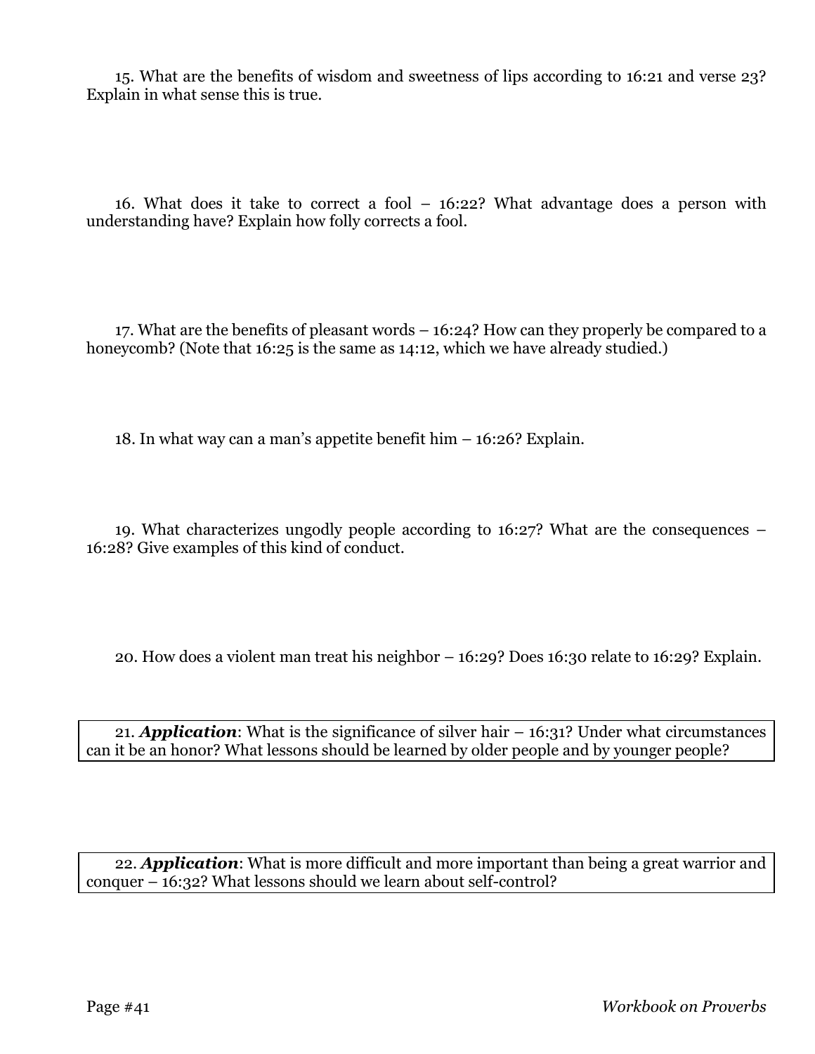15. What are the benefits of wisdom and sweetness of lips according to 16:21 and verse 23? Explain in what sense this is true.

16. What does it take to correct a fool – 16:22? What advantage does a person with understanding have? Explain how folly corrects a fool.

17. What are the benefits of pleasant words – 16:24? How can they properly be compared to a honeycomb? (Note that 16:25 is the same as 14:12, which we have already studied.)

18. In what way can a man's appetite benefit him – 16:26? Explain.

19. What characterizes ungodly people according to 16:27? What are the consequences – 16:28? Give examples of this kind of conduct.

20. How does a violent man treat his neighbor – 16:29? Does 16:30 relate to 16:29? Explain.

21. ***Application***: What is the significance of silver hair – 16:31? Under what circumstances can it be an honor? What lessons should be learned by older people and by younger people?

22. ***Application***: What is more difficult and more important than being a great warrior and conquer – 16:32? What lessons should we learn about self-control?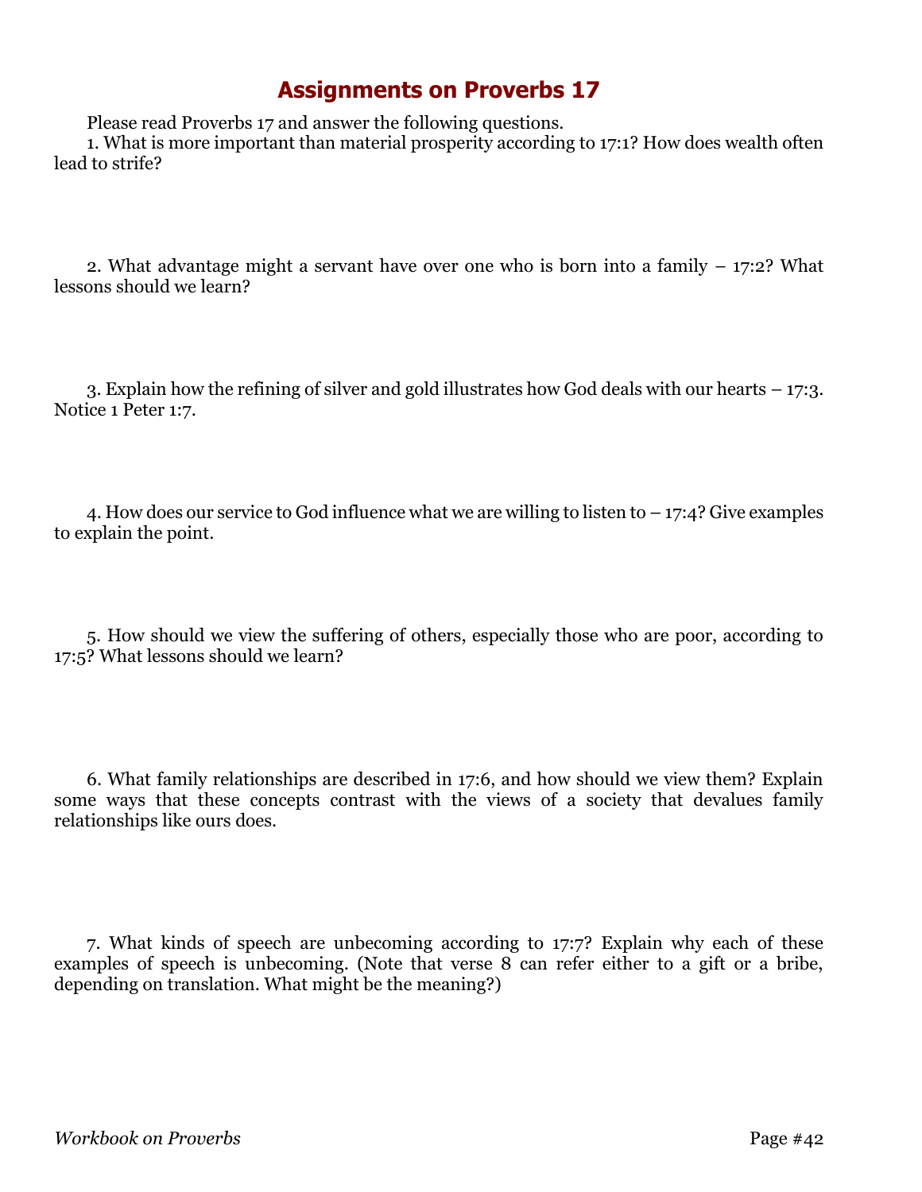# Assignments on Proverbs 17

Please read Proverbs 17 and answer the following questions.

1. What is more important than material prosperity according to 17:1? How does wealth often lead to strife?

2. What advantage might a servant have over one who is born into a family – 17:2? What lessons should we learn?

3. Explain how the refining of silver and gold illustrates how God deals with our hearts – 17:3. Notice 1 Peter 1:7.

4. How does our service to God influence what we are willing to listen to – 17:4? Give examples to explain the point.

5. How should we view the suffering of others, especially those who are poor, according to 17:5? What lessons should we learn?

6. What family relationships are described in 17:6, and how should we view them? Explain some ways that these concepts contrast with the views of a society that devalues family relationships like ours does.

7. What kinds of speech are unbecoming according to 17:7? Explain why each of these examples of speech is unbecoming. (Note that verse 8 can refer either to a gift or a bribe, depending on translation. What might be the meaning?)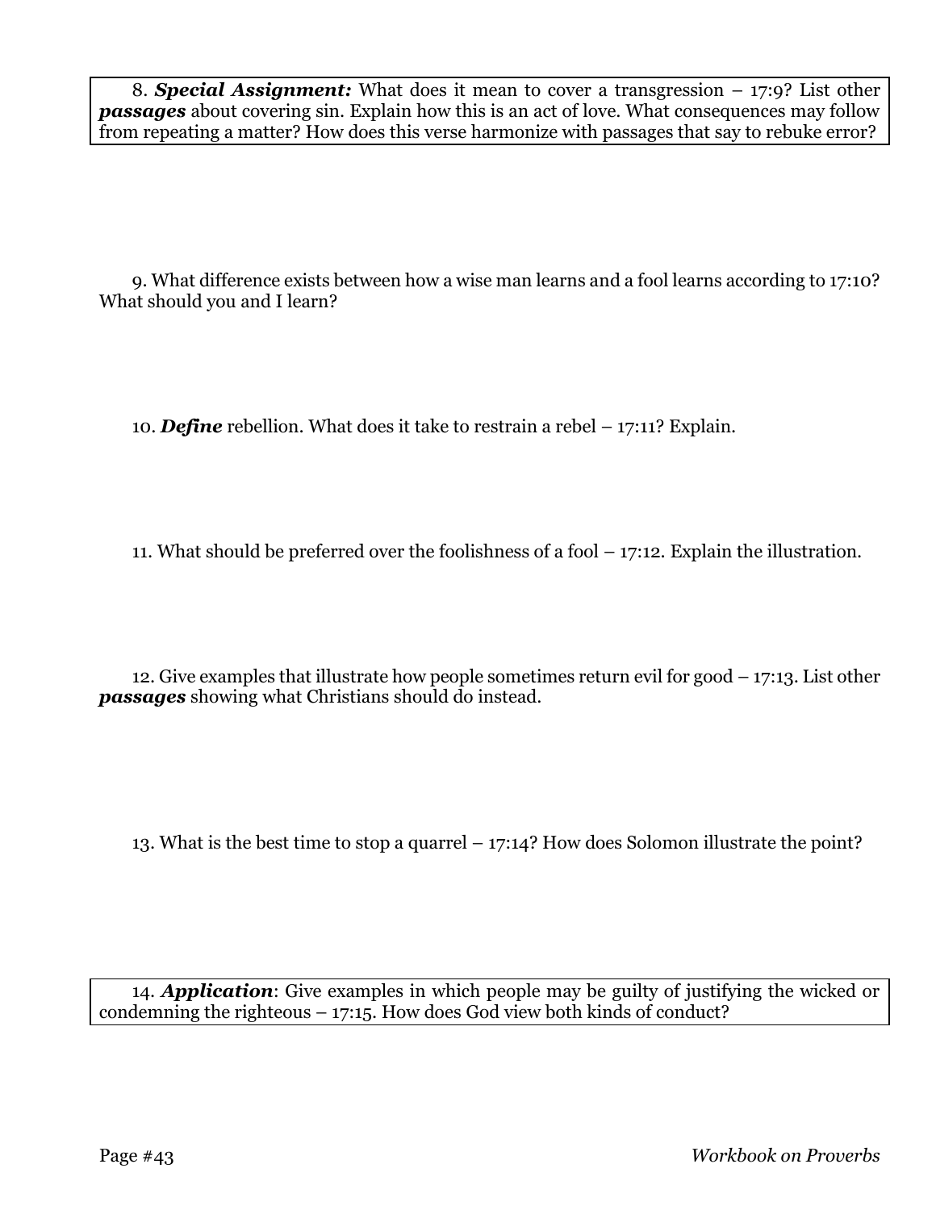8. ***Special Assignment:*** What does it mean to cover a transgression – 17:9? List other ***passages*** about covering sin. Explain how this is an act of love. What consequences may follow from repeating a matter? How does this verse harmonize with passages that say to rebuke error?

9. What difference exists between how a wise man learns and a fool learns according to 17:10? What should you and I learn?

10. ***Define*** rebellion. What does it take to restrain a rebel – 17:11? Explain.

11. What should be preferred over the foolishness of a fool – 17:12. Explain the illustration.

12. Give examples that illustrate how people sometimes return evil for good – 17:13. List other ***passages*** showing what Christians should do instead.

13. What is the best time to stop a quarrel – 17:14? How does Solomon illustrate the point?

14. ***Application***: Give examples in which people may be guilty of justifying the wicked or condemning the righteous – 17:15. How does God view both kinds of conduct?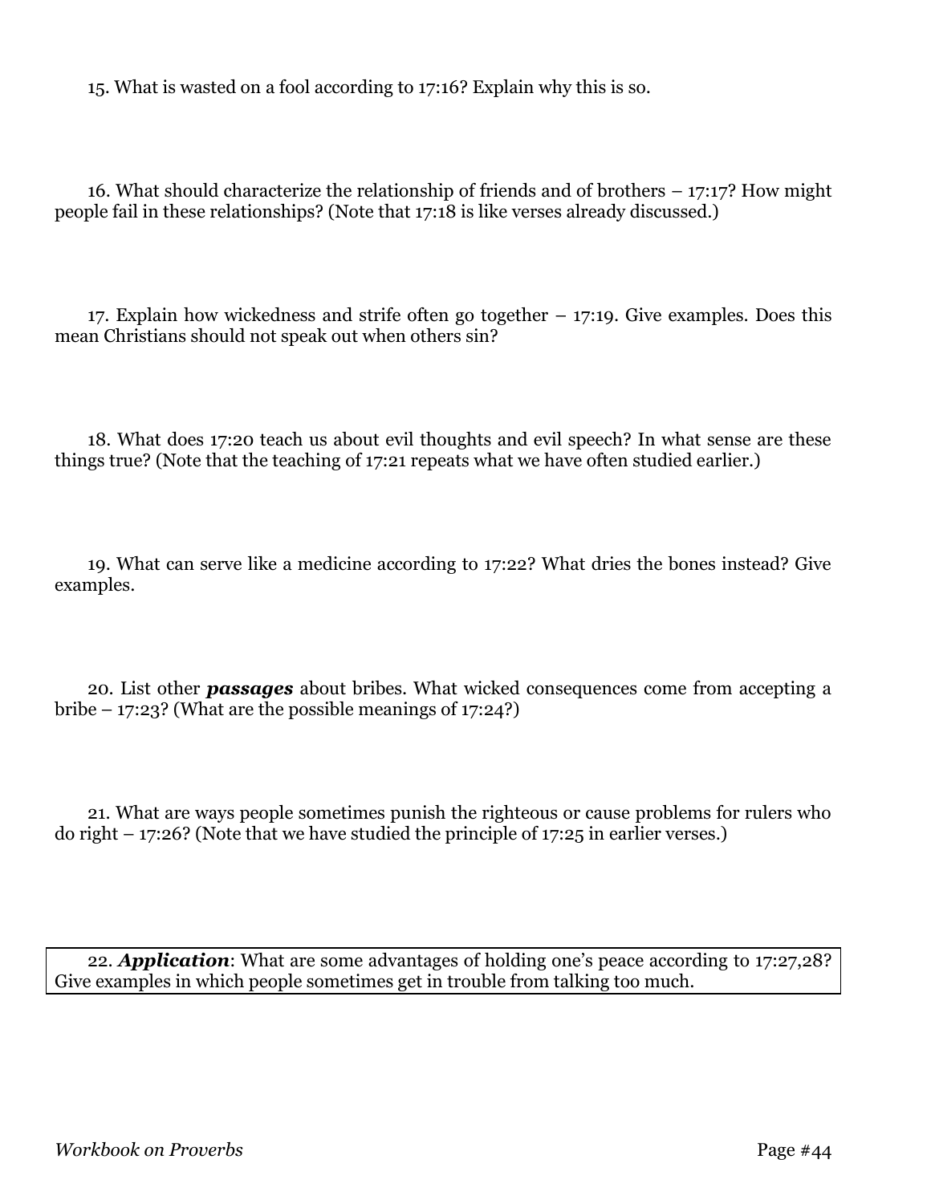15. What is wasted on a fool according to 17:16? Explain why this is so.

16. What should characterize the relationship of friends and of brothers – 17:17? How might people fail in these relationships? (Note that 17:18 is like verses already discussed.)

17. Explain how wickedness and strife often go together – 17:19. Give examples. Does this mean Christians should not speak out when others sin?

18. What does 17:20 teach us about evil thoughts and evil speech? In what sense are these things true? (Note that the teaching of 17:21 repeats what we have often studied earlier.)

19. What can serve like a medicine according to 17:22? What dries the bones instead? Give examples.

20. List other ***passages*** about bribes. What wicked consequences come from accepting a bribe – 17:23? (What are the possible meanings of 17:24?)

21. What are ways people sometimes punish the righteous or cause problems for rulers who do right – 17:26? (Note that we have studied the principle of 17:25 in earlier verses.)

22. ***Application***: What are some advantages of holding one's peace according to 17:27,28? Give examples in which people sometimes get in trouble from talking too much.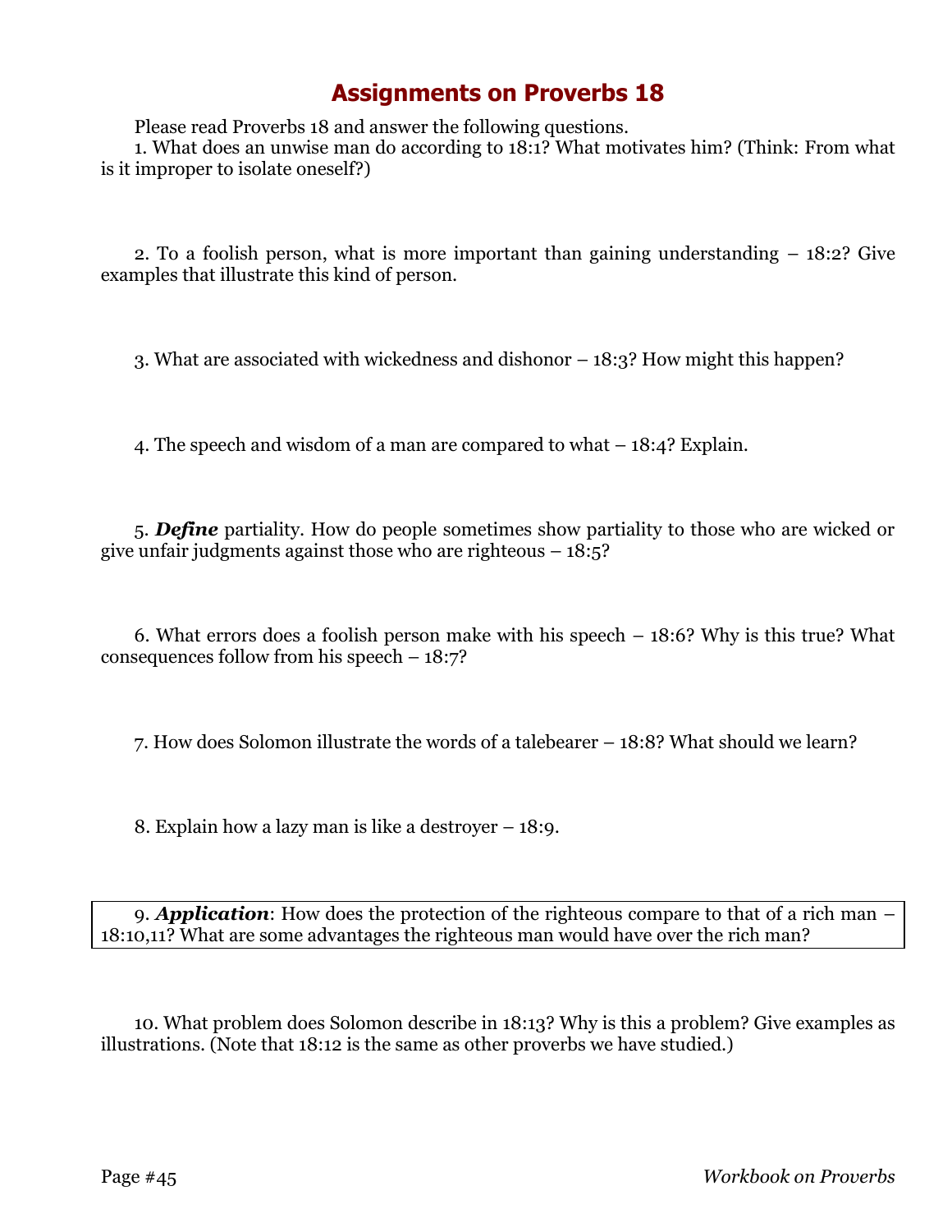# Assignments on Proverbs 18

Please read Proverbs 18 and answer the following questions.

1. What does an unwise man do according to 18:1? What motivates him? (Think: From what is it improper to isolate oneself?)

2. To a foolish person, what is more important than gaining understanding – 18:2? Give examples that illustrate this kind of person.

3. What are associated with wickedness and dishonor – 18:3? How might this happen?

4. The speech and wisdom of a man are compared to what – 18:4? Explain.

5. ***Define*** partiality. How do people sometimes show partiality to those who are wicked or give unfair judgments against those who are righteous – 18:5?

6. What errors does a foolish person make with his speech – 18:6? Why is this true? What consequences follow from his speech – 18:7?

7. How does Solomon illustrate the words of a talebearer – 18:8? What should we learn?

8. Explain how a lazy man is like a destroyer – 18:9.

9. ***Application***: How does the protection of the righteous compare to that of a rich man – 18:10,11? What are some advantages the righteous man would have over the rich man?

10. What problem does Solomon describe in 18:13? Why is this a problem? Give examples as illustrations. (Note that 18:12 is the same as other proverbs we have studied.)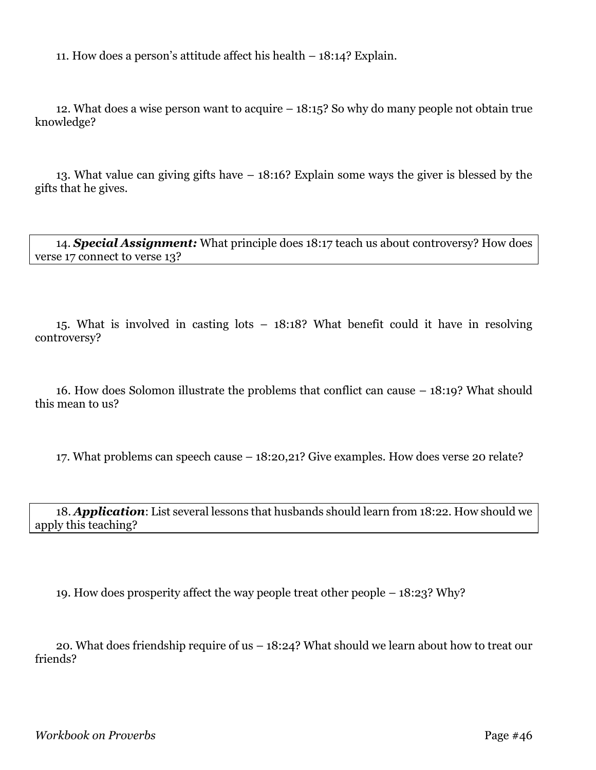11. How does a person's attitude affect his health – 18:14? Explain.

12. What does a wise person want to acquire – 18:15? So why do many people not obtain true knowledge?

13. What value can giving gifts have – 18:16? Explain some ways the giver is blessed by the gifts that he gives.

14. ***Special Assignment:*** What principle does 18:17 teach us about controversy? How does verse 17 connect to verse 13?

15. What is involved in casting lots – 18:18? What benefit could it have in resolving controversy?

16. How does Solomon illustrate the problems that conflict can cause – 18:19? What should this mean to us?

17. What problems can speech cause – 18:20,21? Give examples. How does verse 20 relate?

18. ***Application***: List several lessons that husbands should learn from 18:22. How should we apply this teaching?

19. How does prosperity affect the way people treat other people – 18:23? Why?

20. What does friendship require of us – 18:24? What should we learn about how to treat our friends?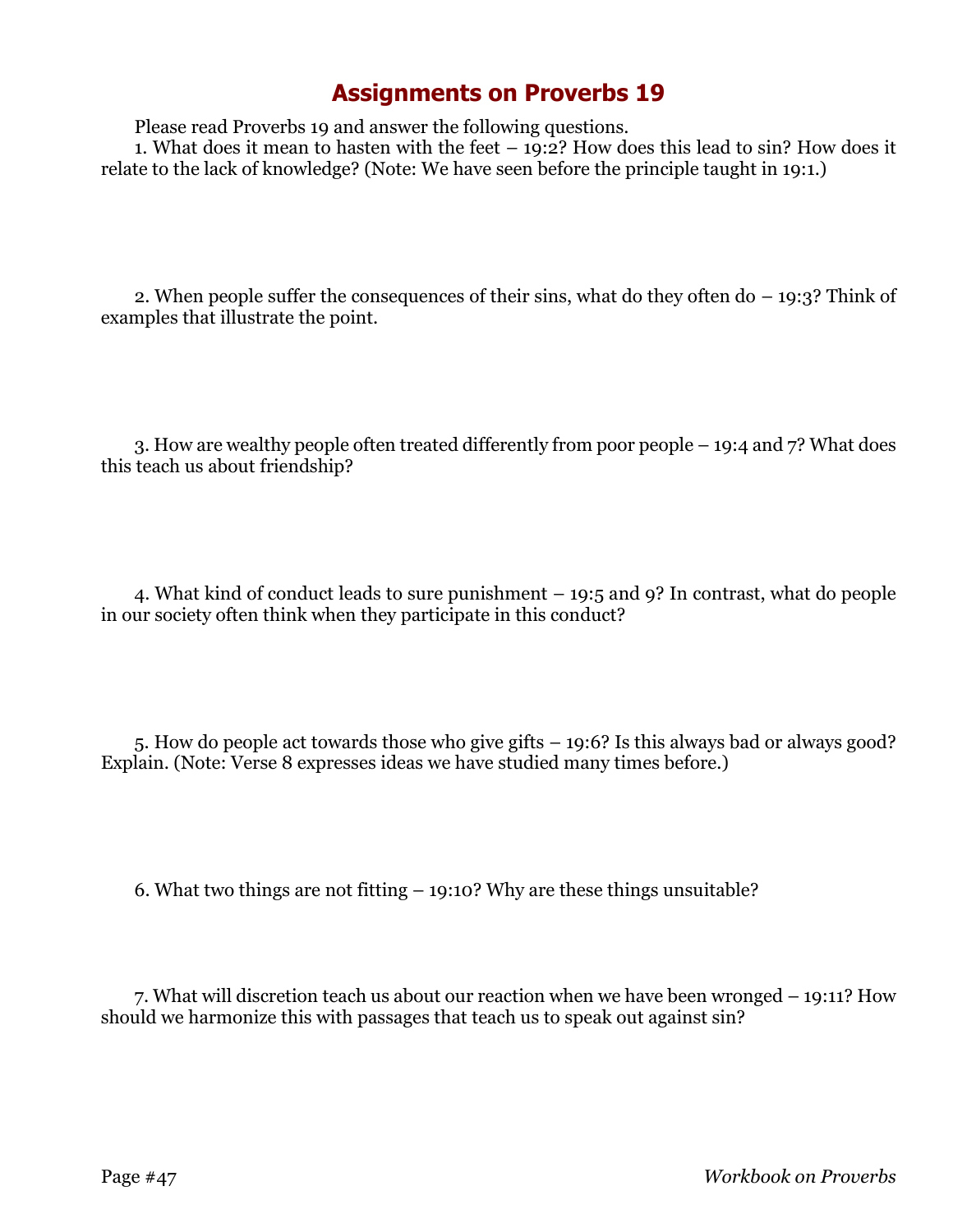# Assignments on Proverbs 19

Please read Proverbs 19 and answer the following questions.

1. What does it mean to hasten with the feet – 19:2? How does this lead to sin? How does it relate to the lack of knowledge? (Note: We have seen before the principle taught in 19:1.)

2. When people suffer the consequences of their sins, what do they often do – 19:3? Think of examples that illustrate the point.

3. How are wealthy people often treated differently from poor people – 19:4 and 7? What does this teach us about friendship?

4. What kind of conduct leads to sure punishment – 19:5 and 9? In contrast, what do people in our society often think when they participate in this conduct?

5. How do people act towards those who give gifts – 19:6? Is this always bad or always good? Explain. (Note: Verse 8 expresses ideas we have studied many times before.)

6. What two things are not fitting – 19:10? Why are these things unsuitable?

7. What will discretion teach us about our reaction when we have been wronged – 19:11? How should we harmonize this with passages that teach us to speak out against sin?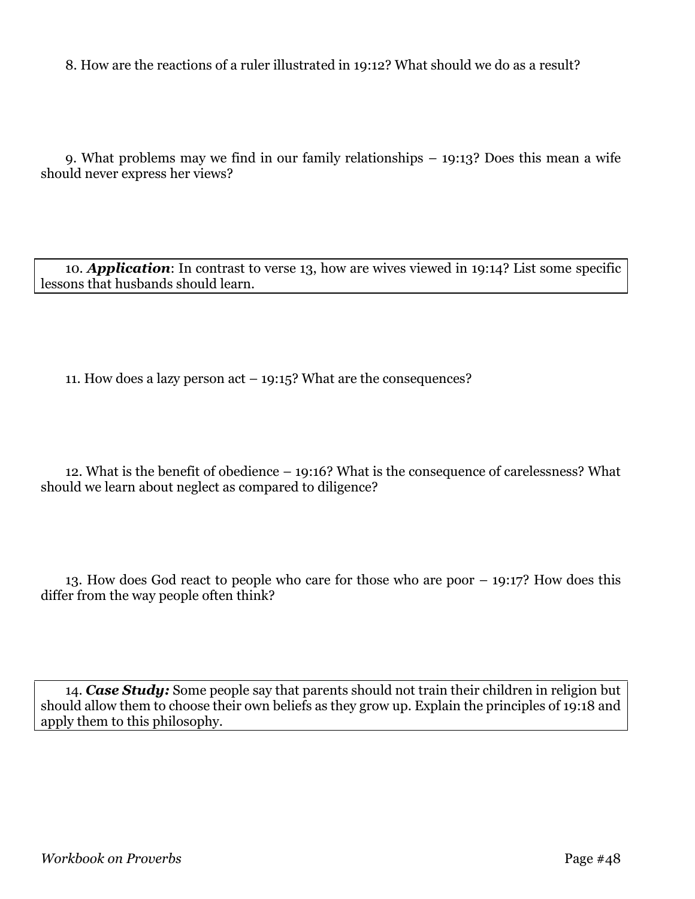8. How are the reactions of a ruler illustrated in 19:12? What should we do as a result?

9. What problems may we find in our family relationships – 19:13? Does this mean a wife should never express her views?

10. ***Application***: In contrast to verse 13, how are wives viewed in 19:14? List some specific lessons that husbands should learn.

11. How does a lazy person act – 19:15? What are the consequences?

12. What is the benefit of obedience – 19:16? What is the consequence of carelessness? What should we learn about neglect as compared to diligence?

13. How does God react to people who care for those who are poor – 19:17? How does this differ from the way people often think?

14. ***Case Study:*** Some people say that parents should not train their children in religion but should allow them to choose their own beliefs as they grow up. Explain the principles of 19:18 and apply them to this philosophy.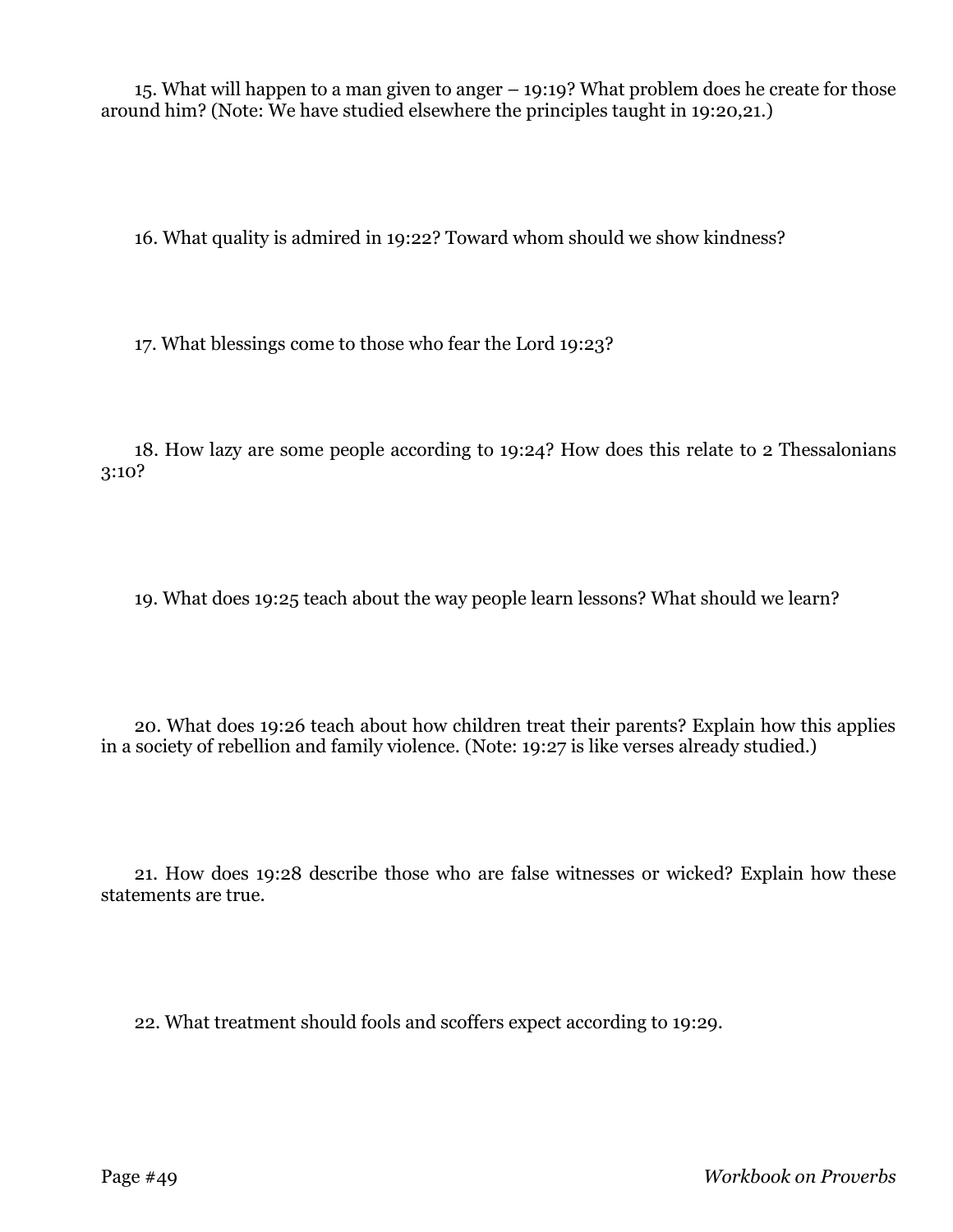15. What will happen to a man given to anger – 19:19? What problem does he create for those around him? (Note: We have studied elsewhere the principles taught in 19:20,21.)

16. What quality is admired in 19:22? Toward whom should we show kindness?

17. What blessings come to those who fear the Lord 19:23?

18. How lazy are some people according to 19:24? How does this relate to 2 Thessalonians 3:10?

19. What does 19:25 teach about the way people learn lessons? What should we learn?

20. What does 19:26 teach about how children treat their parents? Explain how this applies in a society of rebellion and family violence. (Note: 19:27 is like verses already studied.)

21. How does 19:28 describe those who are false witnesses or wicked? Explain how these statements are true.

22. What treatment should fools and scoffers expect according to 19:29.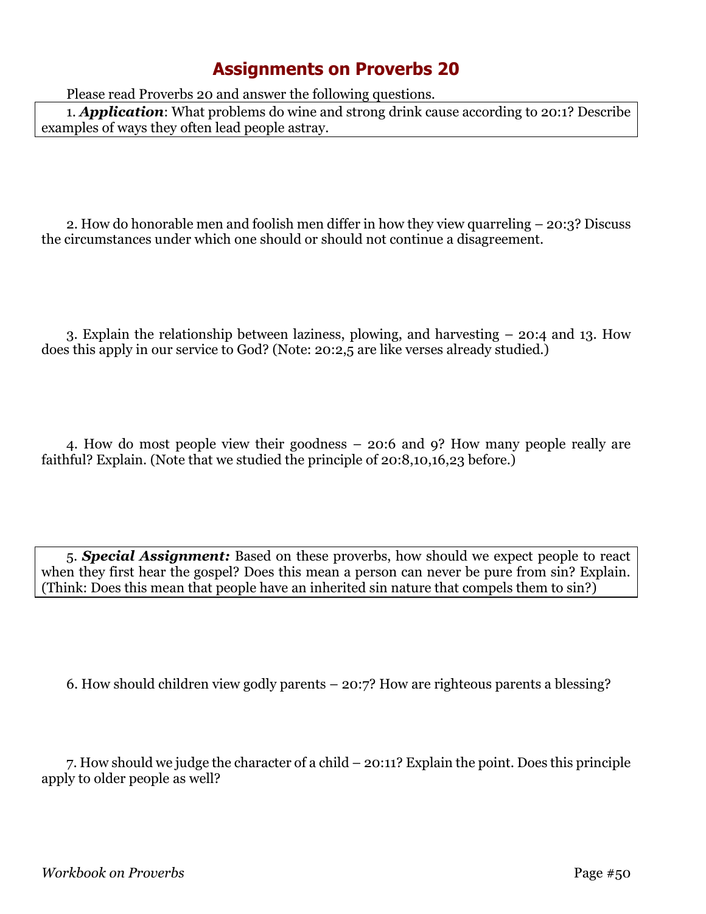# Assignments on Proverbs 20

Please read Proverbs 20 and answer the following questions.

1. ***Application***: What problems do wine and strong drink cause according to 20:1? Describe examples of ways they often lead people astray.

2. How do honorable men and foolish men differ in how they view quarreling – 20:3? Discuss the circumstances under which one should or should not continue a disagreement.

3. Explain the relationship between laziness, plowing, and harvesting – 20:4 and 13. How does this apply in our service to God? (Note: 20:2,5 are like verses already studied.)

4. How do most people view their goodness – 20:6 and 9? How many people really are faithful? Explain. (Note that we studied the principle of 20:8,10,16,23 before.)

5. ***Special Assignment:*** Based on these proverbs, how should we expect people to react when they first hear the gospel? Does this mean a person can never be pure from sin? Explain. (Think: Does this mean that people have an inherited sin nature that compels them to sin?)

6. How should children view godly parents – 20:7? How are righteous parents a blessing?

7. How should we judge the character of a child – 20:11? Explain the point. Does this principle apply to older people as well?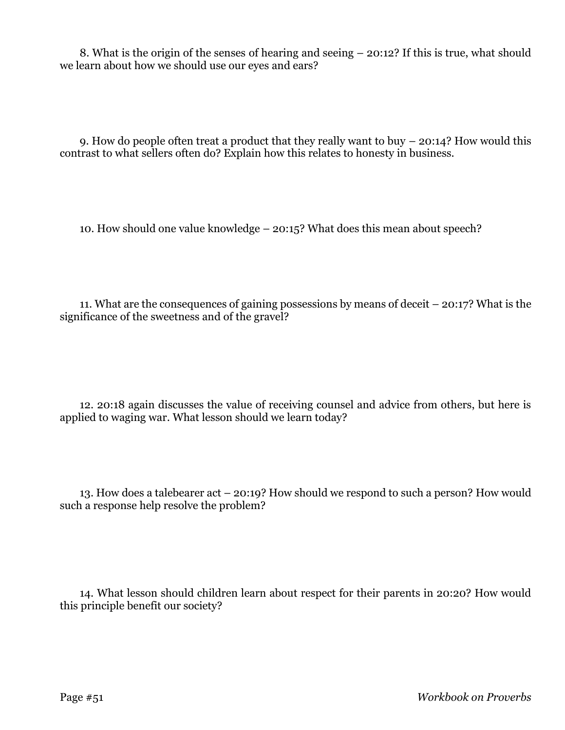8. What is the origin of the senses of hearing and seeing – 20:12? If this is true, what should we learn about how we should use our eyes and ears?

9. How do people often treat a product that they really want to buy – 20:14? How would this contrast to what sellers often do? Explain how this relates to honesty in business.

10. How should one value knowledge – 20:15? What does this mean about speech?

11. What are the consequences of gaining possessions by means of deceit – 20:17? What is the significance of the sweetness and of the gravel?

12. 20:18 again discusses the value of receiving counsel and advice from others, but here is applied to waging war. What lesson should we learn today?

13. How does a talebearer act – 20:19? How should we respond to such a person? How would such a response help resolve the problem?

14. What lesson should children learn about respect for their parents in 20:20? How would this principle benefit our society?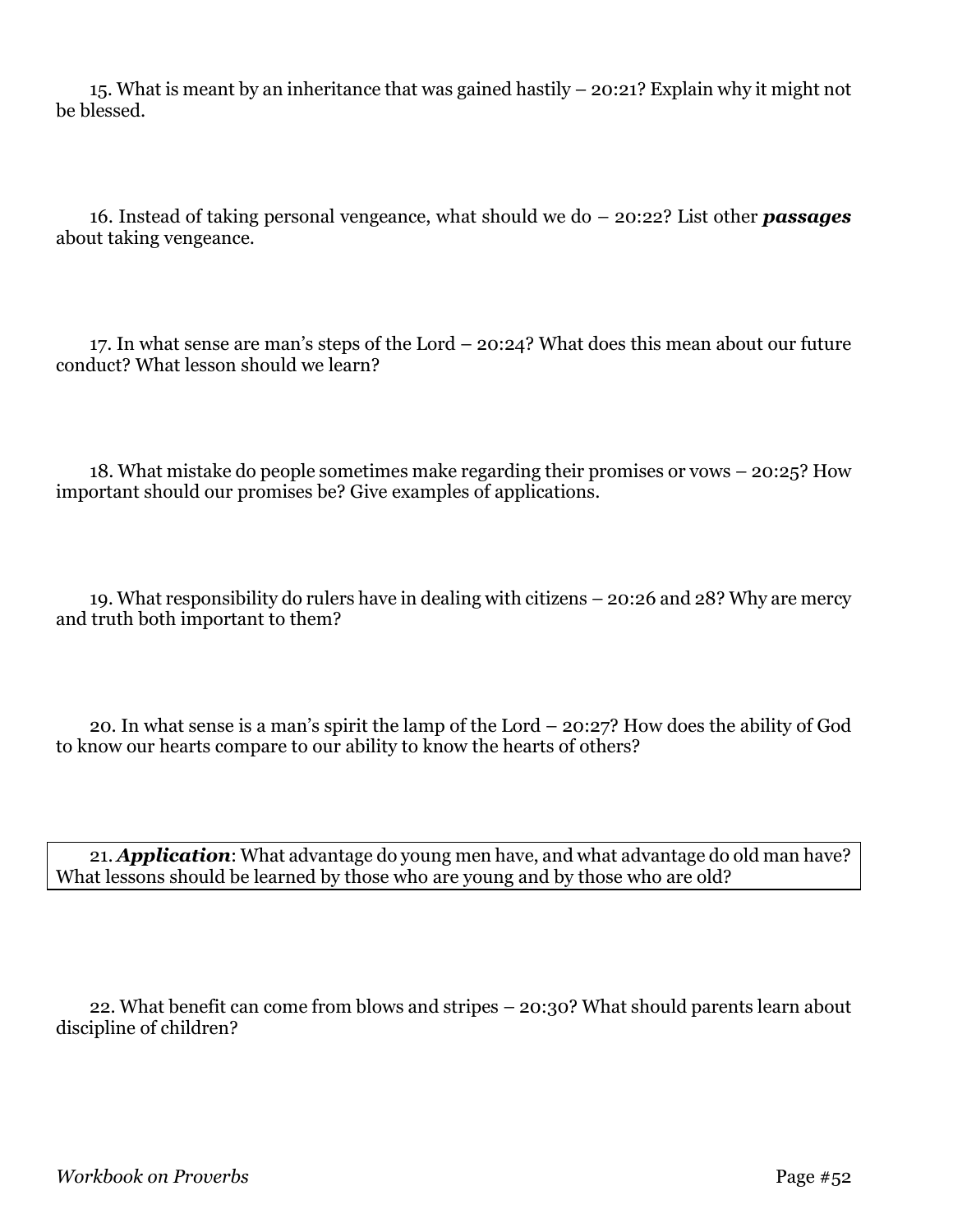15. What is meant by an inheritance that was gained hastily – 20:21? Explain why it might not be blessed.

16. Instead of taking personal vengeance, what should we do – 20:22? List other ***passages*** about taking vengeance.

17. In what sense are man's steps of the Lord – 20:24? What does this mean about our future conduct? What lesson should we learn?

18. What mistake do people sometimes make regarding their promises or vows – 20:25? How important should our promises be? Give examples of applications.

19. What responsibility do rulers have in dealing with citizens – 20:26 and 28? Why are mercy and truth both important to them?

20. In what sense is a man's spirit the lamp of the Lord – 20:27? How does the ability of God to know our hearts compare to our ability to know the hearts of others?

21. ***Application***: What advantage do young men have, and what advantage do old man have? What lessons should be learned by those who are young and by those who are old?

22. What benefit can come from blows and stripes – 20:30? What should parents learn about discipline of children?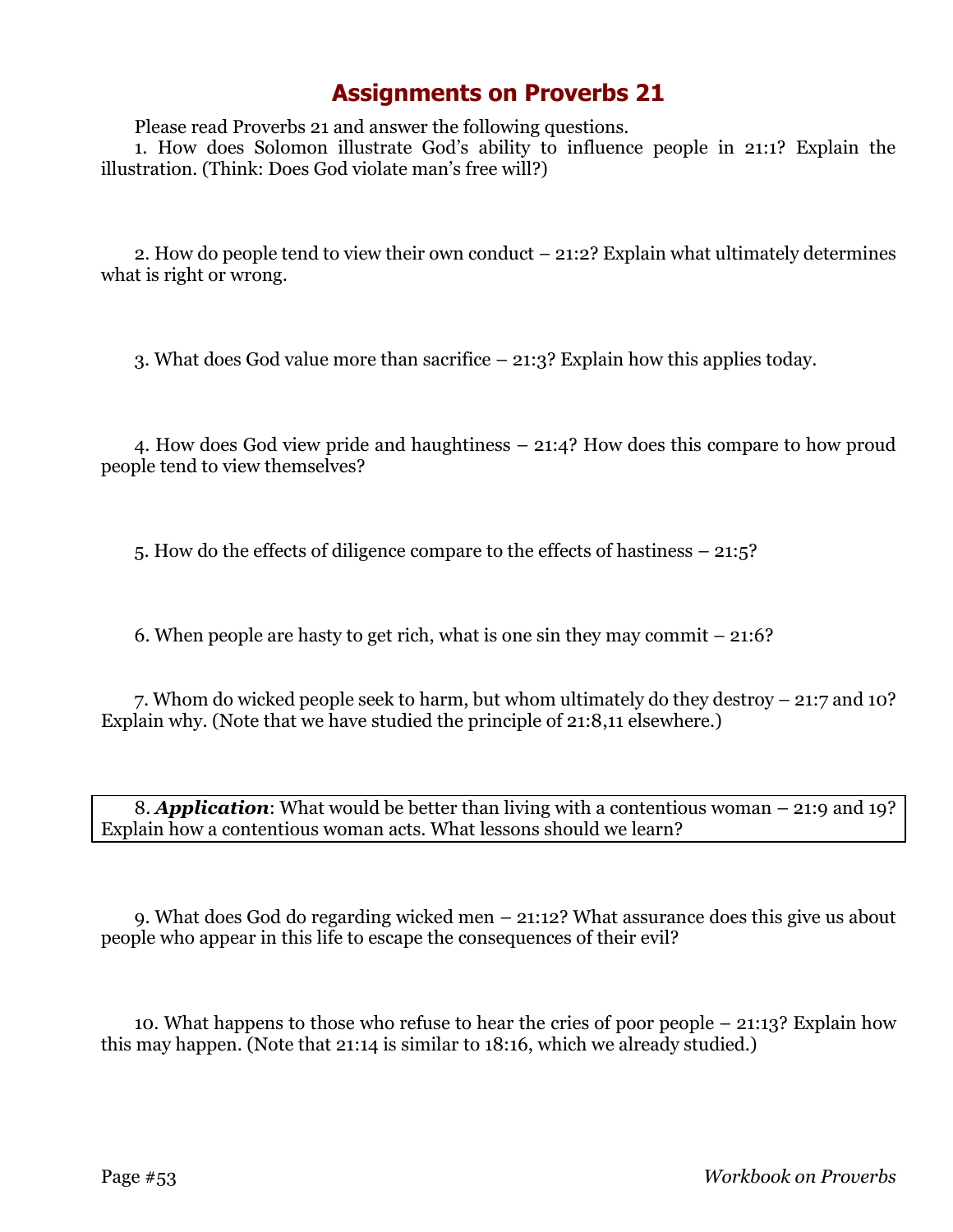# Assignments on Proverbs 21

Please read Proverbs 21 and answer the following questions.

1. How does Solomon illustrate God's ability to influence people in 21:1? Explain the illustration. (Think: Does God violate man's free will?)

2. How do people tend to view their own conduct – 21:2? Explain what ultimately determines what is right or wrong.

3. What does God value more than sacrifice – 21:3? Explain how this applies today.

4. How does God view pride and haughtiness – 21:4? How does this compare to how proud people tend to view themselves?

5. How do the effects of diligence compare to the effects of hastiness – 21:5?

6. When people are hasty to get rich, what is one sin they may commit – 21:6?

7. Whom do wicked people seek to harm, but whom ultimately do they destroy – 21:7 and 10? Explain why. (Note that we have studied the principle of 21:8,11 elsewhere.)

8. ***Application***: What would be better than living with a contentious woman – 21:9 and 19? Explain how a contentious woman acts. What lessons should we learn?

9. What does God do regarding wicked men – 21:12? What assurance does this give us about people who appear in this life to escape the consequences of their evil?

10. What happens to those who refuse to hear the cries of poor people – 21:13? Explain how this may happen. (Note that 21:14 is similar to 18:16, which we already studied.)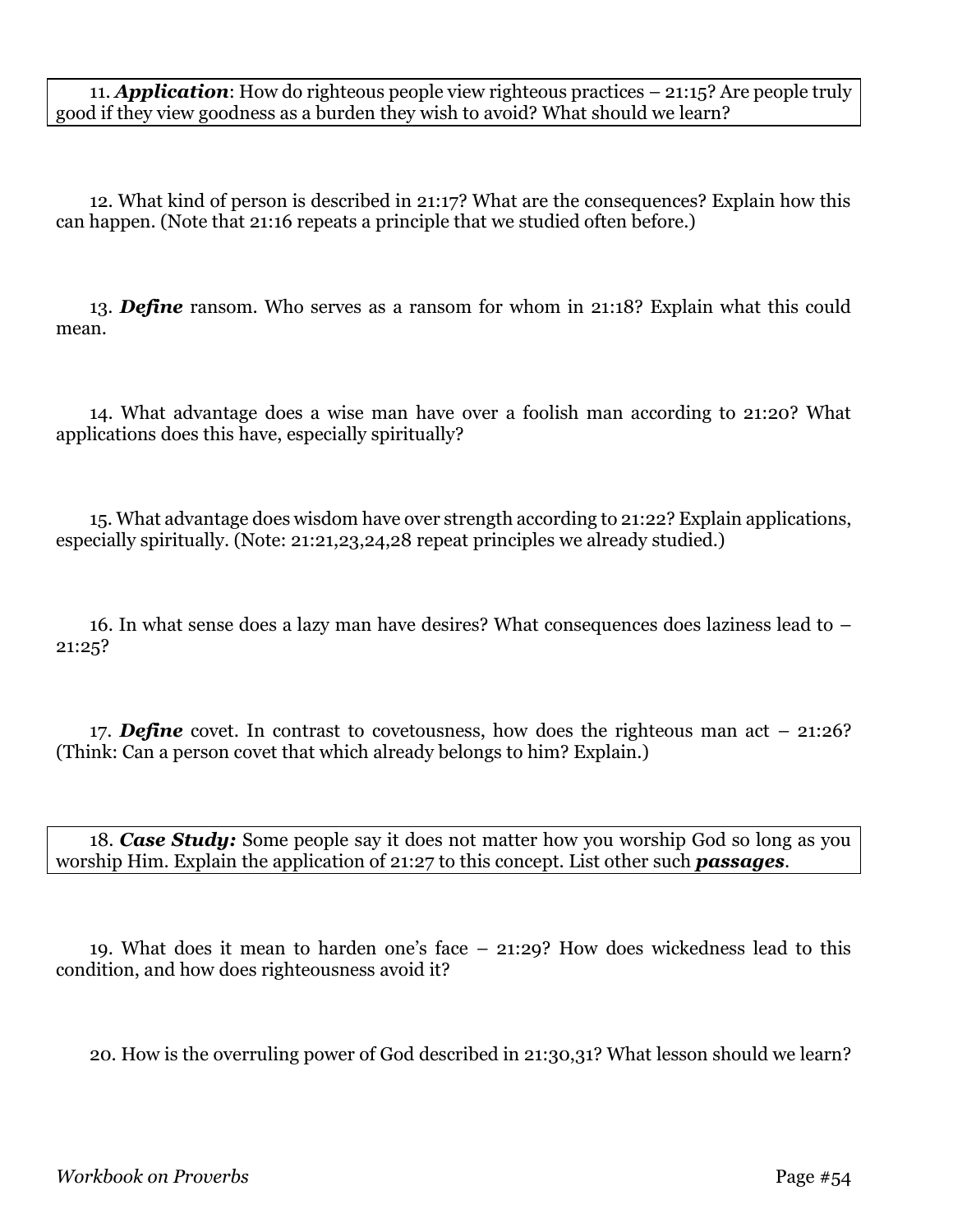11. ***Application***: How do righteous people view righteous practices – 21:15? Are people truly good if they view goodness as a burden they wish to avoid? What should we learn?

12. What kind of person is described in 21:17? What are the consequences? Explain how this can happen. (Note that 21:16 repeats a principle that we studied often before.)

13. ***Define*** ransom. Who serves as a ransom for whom in 21:18? Explain what this could mean.

14. What advantage does a wise man have over a foolish man according to 21:20? What applications does this have, especially spiritually?

15. What advantage does wisdom have over strength according to 21:22? Explain applications, especially spiritually. (Note: 21:21,23,24,28 repeat principles we already studied.)

16. In what sense does a lazy man have desires? What consequences does laziness lead to – 21:25?

17. ***Define*** covet. In contrast to covetousness, how does the righteous man act – 21:26? (Think: Can a person covet that which already belongs to him? Explain.)

18. ***Case Study:*** Some people say it does not matter how you worship God so long as you worship Him. Explain the application of 21:27 to this concept. List other such ***passages***.

19. What does it mean to harden one's face – 21:29? How does wickedness lead to this condition, and how does righteousness avoid it?

20. How is the overruling power of God described in 21:30,31? What lesson should we learn?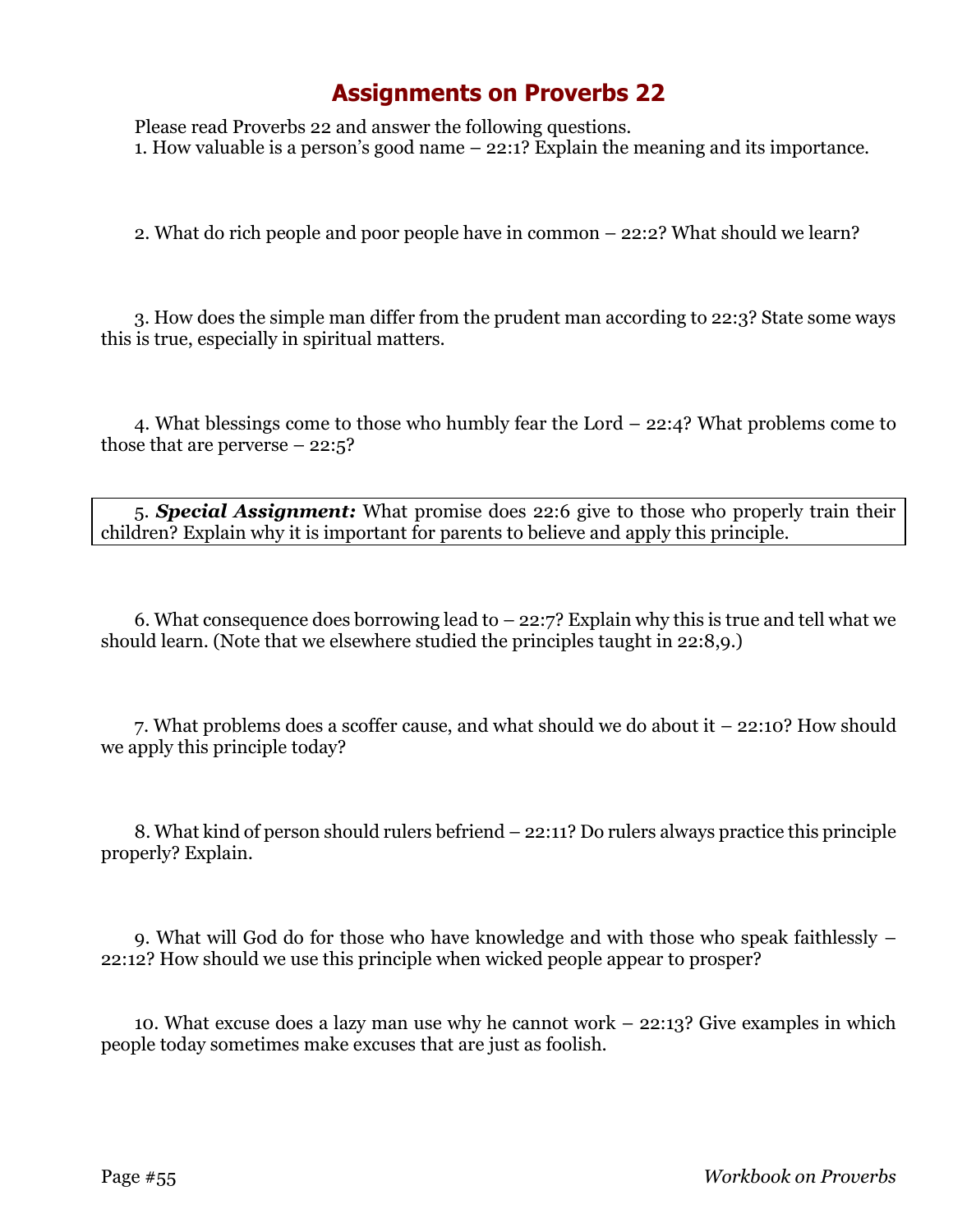# Assignments on Proverbs 22

Please read Proverbs 22 and answer the following questions.

1. How valuable is a person's good name – 22:1? Explain the meaning and its importance.

2. What do rich people and poor people have in common – 22:2? What should we learn?

3. How does the simple man differ from the prudent man according to 22:3? State some ways this is true, especially in spiritual matters.

4. What blessings come to those who humbly fear the Lord – 22:4? What problems come to those that are perverse – 22:5?

5. ***Special Assignment:*** What promise does 22:6 give to those who properly train their children? Explain why it is important for parents to believe and apply this principle.

6. What consequence does borrowing lead to – 22:7? Explain why this is true and tell what we should learn. (Note that we elsewhere studied the principles taught in 22:8,9.)

7. What problems does a scoffer cause, and what should we do about it – 22:10? How should we apply this principle today?

8. What kind of person should rulers befriend – 22:11? Do rulers always practice this principle properly? Explain.

9. What will God do for those who have knowledge and with those who speak faithlessly – 22:12? How should we use this principle when wicked people appear to prosper?

10. What excuse does a lazy man use why he cannot work – 22:13? Give examples in which people today sometimes make excuses that are just as foolish.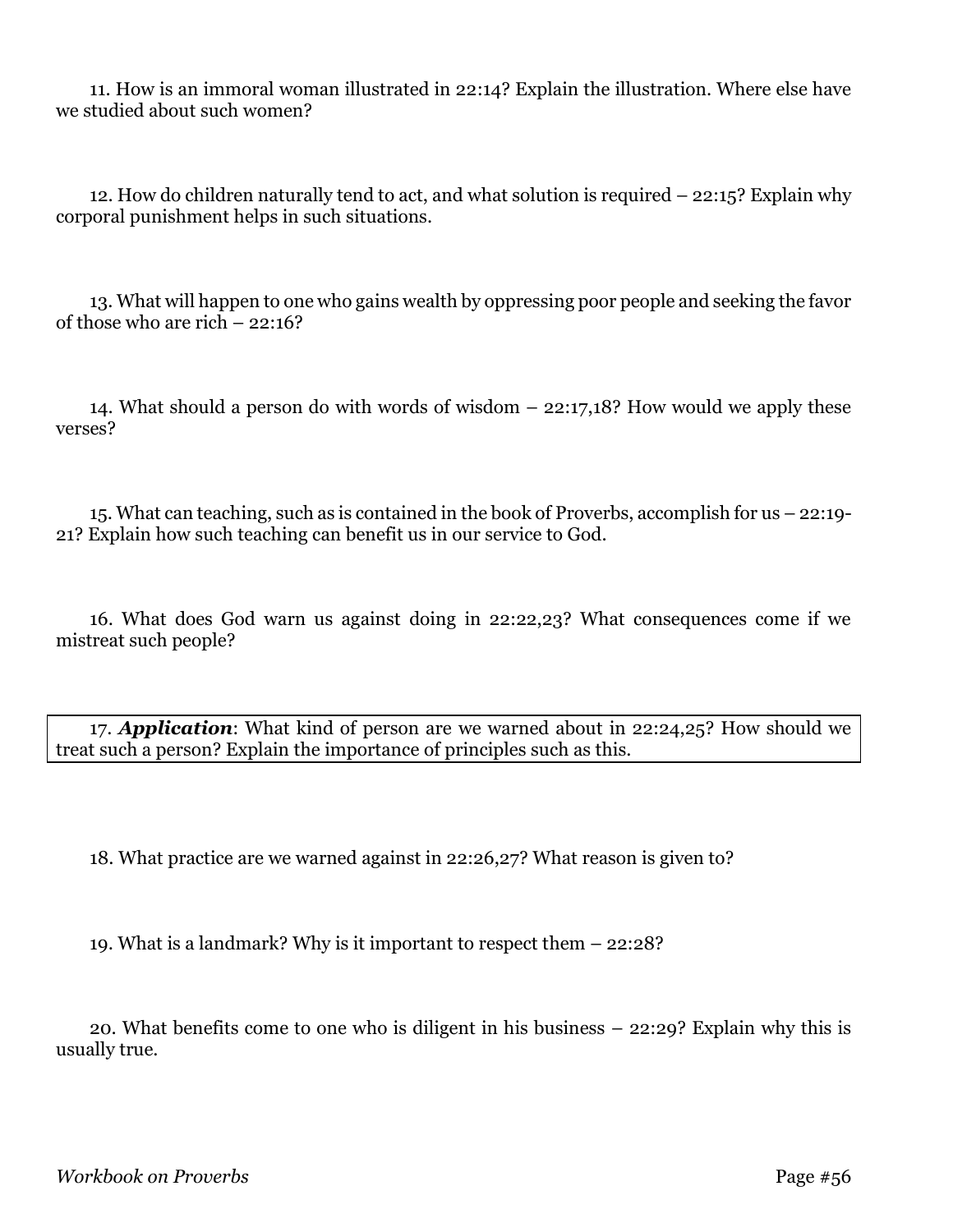11. How is an immoral woman illustrated in 22:14? Explain the illustration. Where else have we studied about such women?

12. How do children naturally tend to act, and what solution is required – 22:15? Explain why corporal punishment helps in such situations.

13. What will happen to one who gains wealth by oppressing poor people and seeking the favor of those who are rich – 22:16?

14. What should a person do with words of wisdom – 22:17,18? How would we apply these verses?

15. What can teaching, such as is contained in the book of Proverbs, accomplish for us – 22:19-21? Explain how such teaching can benefit us in our service to God.

16. What does God warn us against doing in 22:22,23? What consequences come if we mistreat such people?

17. ***Application***: What kind of person are we warned about in 22:24,25? How should we treat such a person? Explain the importance of principles such as this.

18. What practice are we warned against in 22:26,27? What reason is given to?

19. What is a landmark? Why is it important to respect them – 22:28?

20. What benefits come to one who is diligent in his business – 22:29? Explain why this is usually true.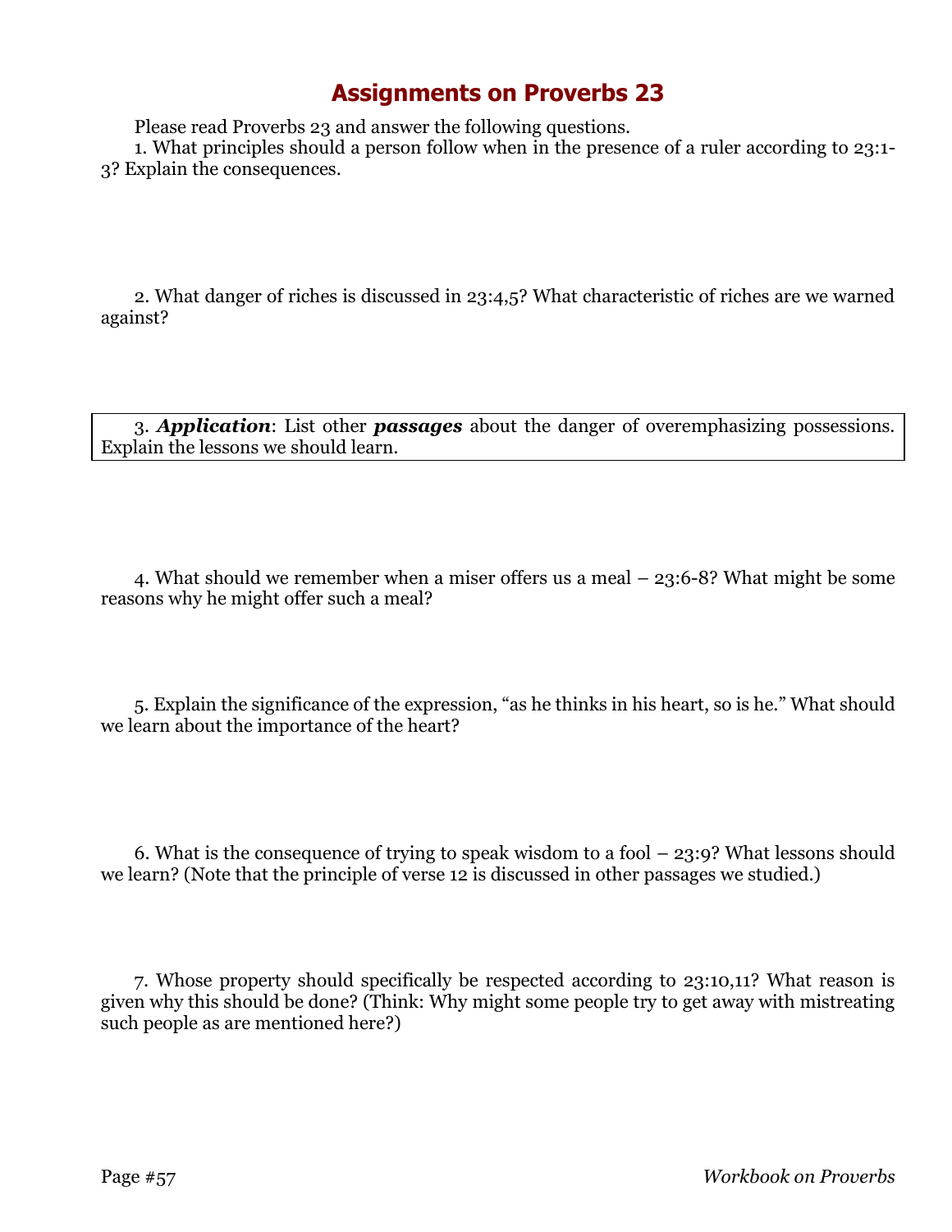# Assignments on Proverbs 23

Please read Proverbs 23 and answer the following questions.

1. What principles should a person follow when in the presence of a ruler according to 23:1-3? Explain the consequences.

2. What danger of riches is discussed in 23:4,5? What characteristic of riches are we warned against?

3. ***Application***: List other ***passages*** about the danger of overemphasizing possessions. Explain the lessons we should learn.

4. What should we remember when a miser offers us a meal – 23:6-8? What might be some reasons why he might offer such a meal?

5. Explain the significance of the expression, "as he thinks in his heart, so is he." What should we learn about the importance of the heart?

6. What is the consequence of trying to speak wisdom to a fool – 23:9? What lessons should we learn? (Note that the principle of verse 12 is discussed in other passages we studied.)

7. Whose property should specifically be respected according to 23:10,11? What reason is given why this should be done? (Think: Why might some people try to get away with mistreating such people as are mentioned here?)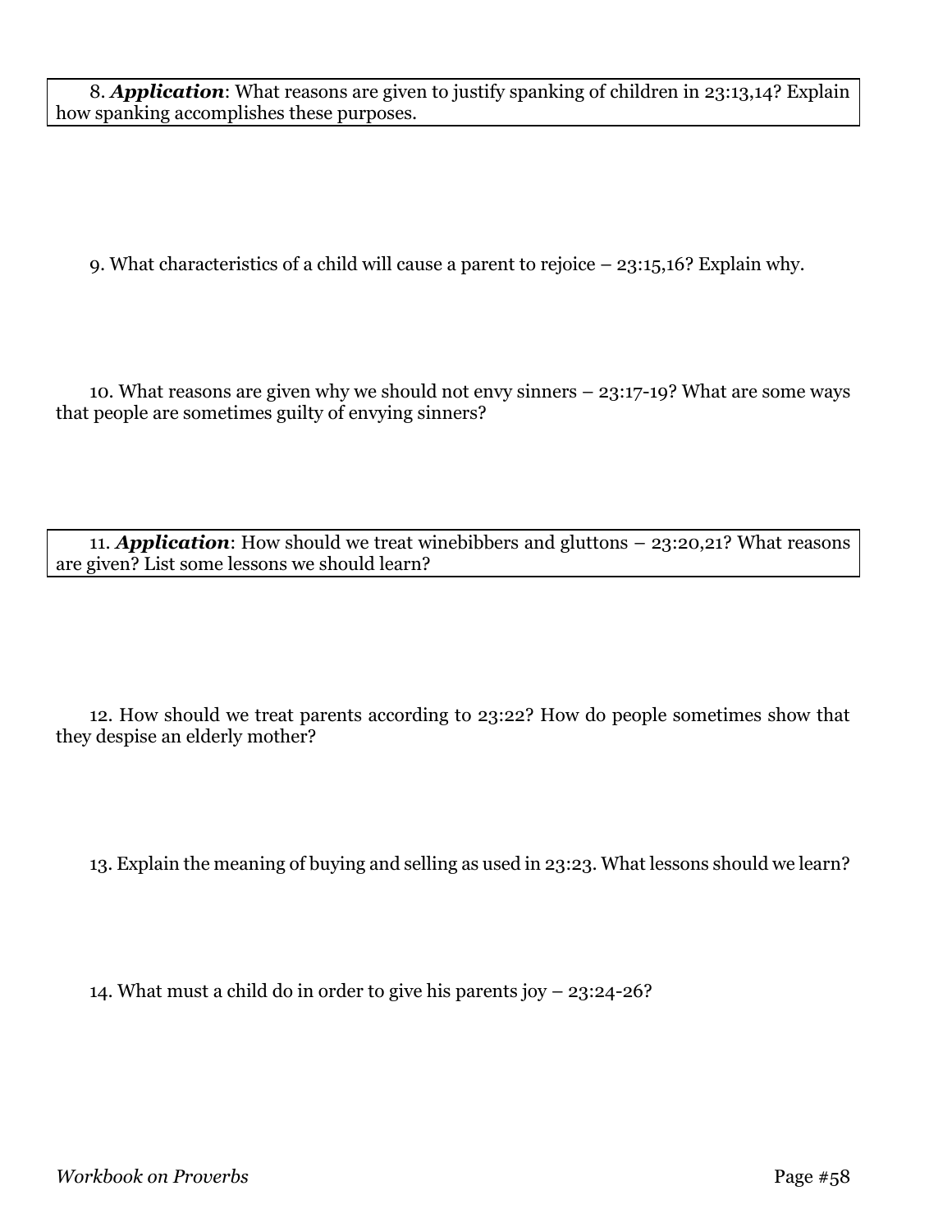8. ***Application***: What reasons are given to justify spanking of children in 23:13,14? Explain how spanking accomplishes these purposes.

9. What characteristics of a child will cause a parent to rejoice – 23:15,16? Explain why.

10. What reasons are given why we should not envy sinners – 23:17-19? What are some ways that people are sometimes guilty of envying sinners?

11. ***Application***: How should we treat winebibbers and gluttons – 23:20,21? What reasons are given? List some lessons we should learn?

12. How should we treat parents according to 23:22? How do people sometimes show that they despise an elderly mother?

13. Explain the meaning of buying and selling as used in 23:23. What lessons should we learn?

14. What must a child do in order to give his parents joy – 23:24-26?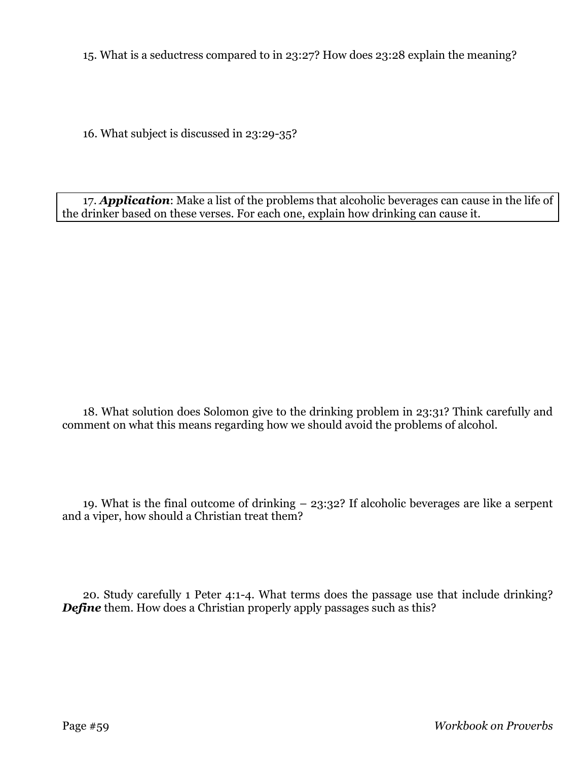15. What is a seductress compared to in 23:27? How does 23:28 explain the meaning?

16. What subject is discussed in 23:29-35?

17. ***Application***: Make a list of the problems that alcoholic beverages can cause in the life of the drinker based on these verses. For each one, explain how drinking can cause it.

18. What solution does Solomon give to the drinking problem in 23:31? Think carefully and comment on what this means regarding how we should avoid the problems of alcohol.

19. What is the final outcome of drinking – 23:32? If alcoholic beverages are like a serpent and a viper, how should a Christian treat them?

20. Study carefully 1 Peter 4:1-4. What terms does the passage use that include drinking? ***Define*** them. How does a Christian properly apply passages such as this?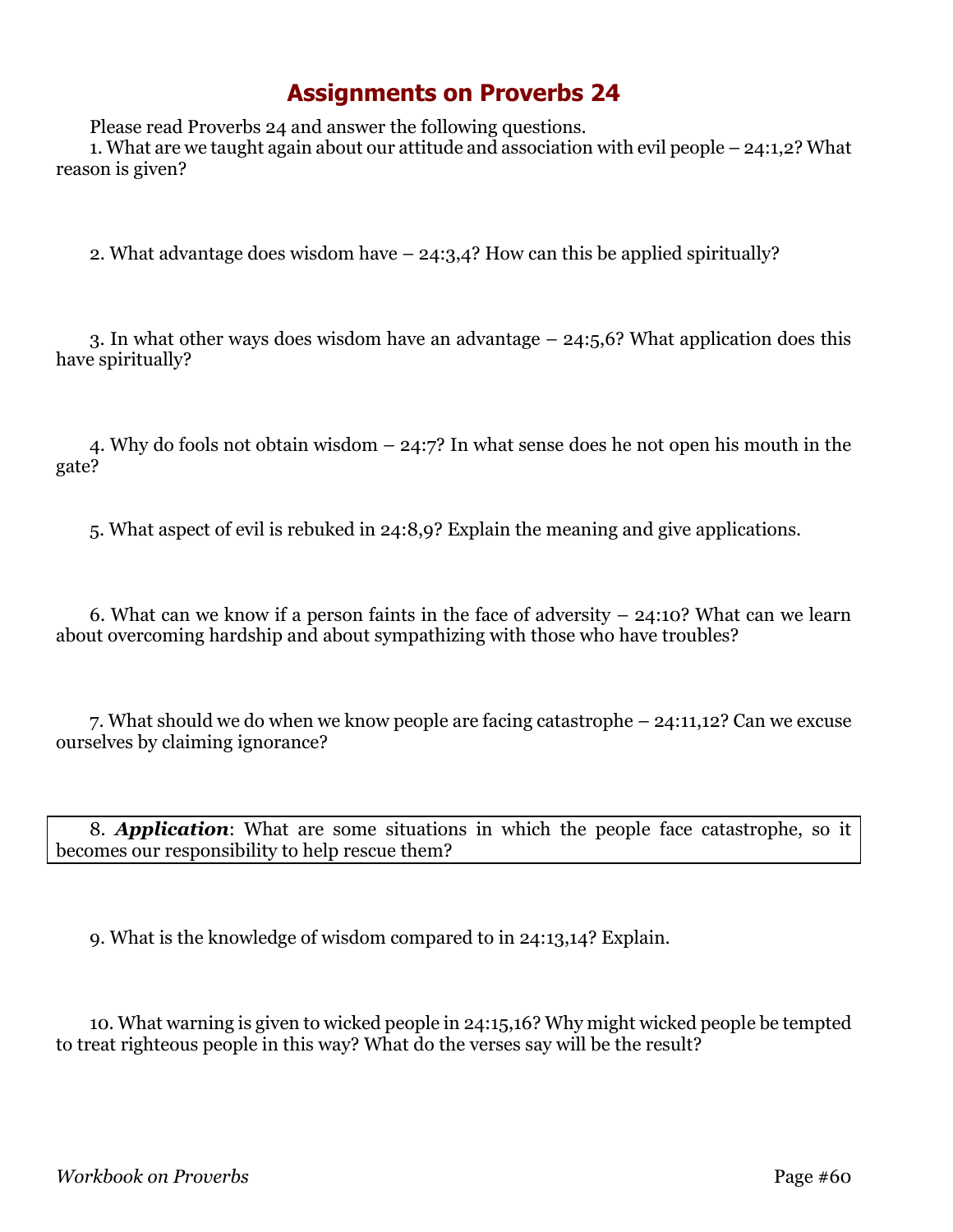# Assignments on Proverbs 24

Please read Proverbs 24 and answer the following questions.

1. What are we taught again about our attitude and association with evil people – 24:1,2? What reason is given?

2. What advantage does wisdom have – 24:3,4? How can this be applied spiritually?

3. In what other ways does wisdom have an advantage – 24:5,6? What application does this have spiritually?

4. Why do fools not obtain wisdom – 24:7? In what sense does he not open his mouth in the gate?

5. What aspect of evil is rebuked in 24:8,9? Explain the meaning and give applications.

6. What can we know if a person faints in the face of adversity – 24:10? What can we learn about overcoming hardship and about sympathizing with those who have troubles?

7. What should we do when we know people are facing catastrophe – 24:11,12? Can we excuse ourselves by claiming ignorance?

8. ***Application***: What are some situations in which the people face catastrophe, so it becomes our responsibility to help rescue them?

9. What is the knowledge of wisdom compared to in 24:13,14? Explain.

10. What warning is given to wicked people in 24:15,16? Why might wicked people be tempted to treat righteous people in this way? What do the verses say will be the result?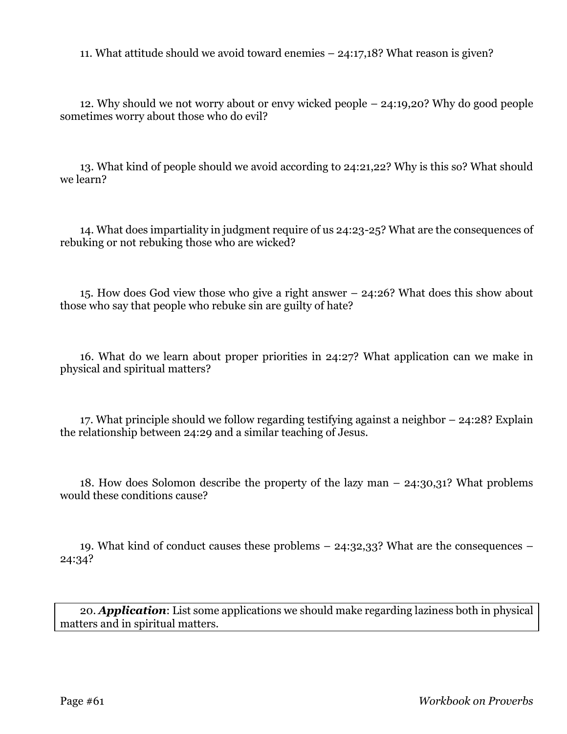11. What attitude should we avoid toward enemies – 24:17,18? What reason is given?

12. Why should we not worry about or envy wicked people – 24:19,20? Why do good people sometimes worry about those who do evil?

13. What kind of people should we avoid according to 24:21,22? Why is this so? What should we learn?

14. What does impartiality in judgment require of us 24:23-25? What are the consequences of rebuking or not rebuking those who are wicked?

15. How does God view those who give a right answer – 24:26? What does this show about those who say that people who rebuke sin are guilty of hate?

16. What do we learn about proper priorities in 24:27? What application can we make in physical and spiritual matters?

17. What principle should we follow regarding testifying against a neighbor – 24:28? Explain the relationship between 24:29 and a similar teaching of Jesus.

18. How does Solomon describe the property of the lazy man – 24:30,31? What problems would these conditions cause?

19. What kind of conduct causes these problems – 24:32,33? What are the consequences – 24:34?

20. ***Application***: List some applications we should make regarding laziness both in physical matters and in spiritual matters.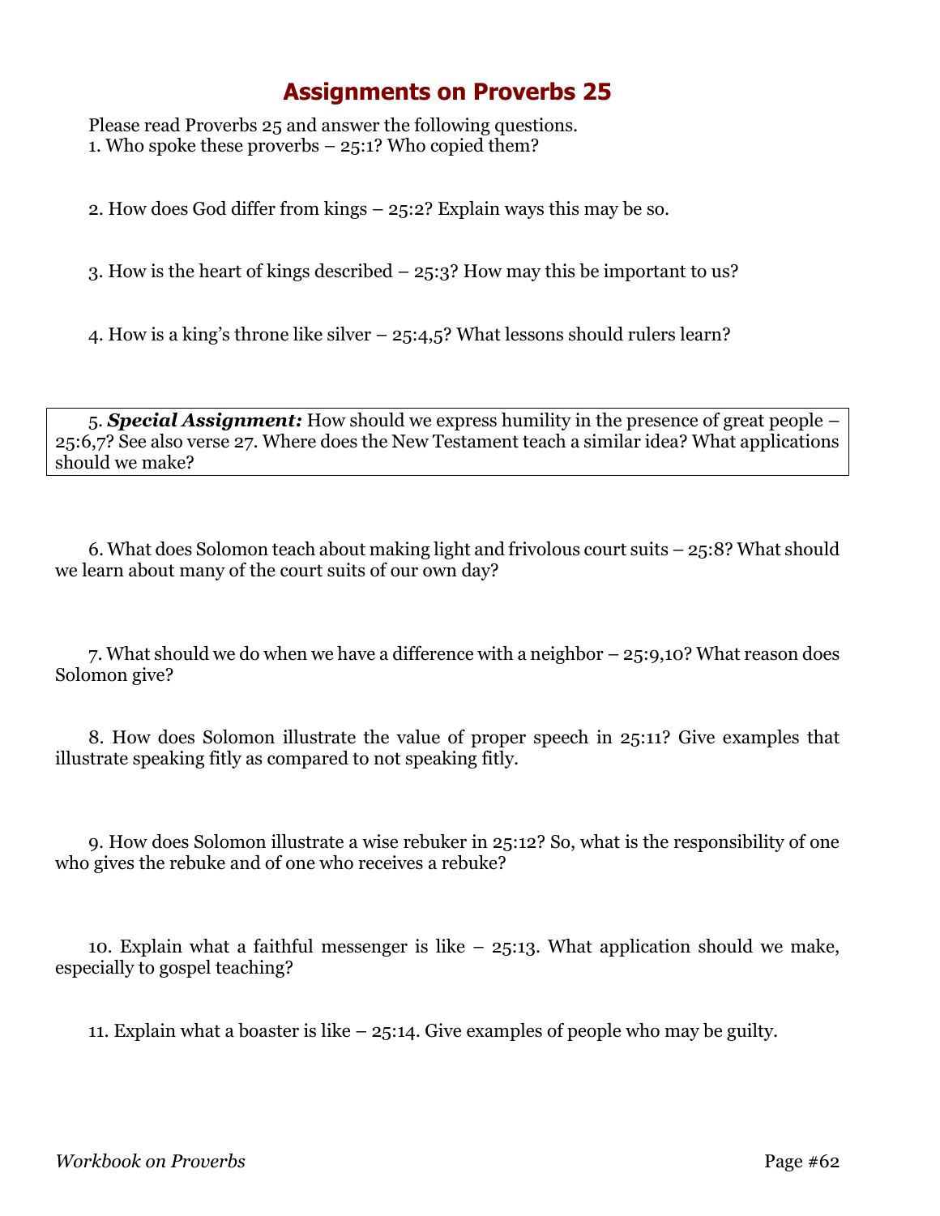# Assignments on Proverbs 25

Please read Proverbs 25 and answer the following questions.

1. Who spoke these proverbs – 25:1? Who copied them?

2. How does God differ from kings – 25:2? Explain ways this may be so.

3. How is the heart of kings described – 25:3? How may this be important to us?

4. How is a king's throne like silver – 25:4,5? What lessons should rulers learn?

5. ***Special Assignment:*** How should we express humility in the presence of great people – 25:6,7? See also verse 27. Where does the New Testament teach a similar idea? What applications should we make?

6. What does Solomon teach about making light and frivolous court suits – 25:8? What should we learn about many of the court suits of our own day?

7. What should we do when we have a difference with a neighbor – 25:9,10? What reason does Solomon give?

8. How does Solomon illustrate the value of proper speech in 25:11? Give examples that illustrate speaking fitly as compared to not speaking fitly.

9. How does Solomon illustrate a wise rebuker in 25:12? So, what is the responsibility of one who gives the rebuke and of one who receives a rebuke?

10. Explain what a faithful messenger is like – 25:13. What application should we make, especially to gospel teaching?

11. Explain what a boaster is like – 25:14. Give examples of people who may be guilty.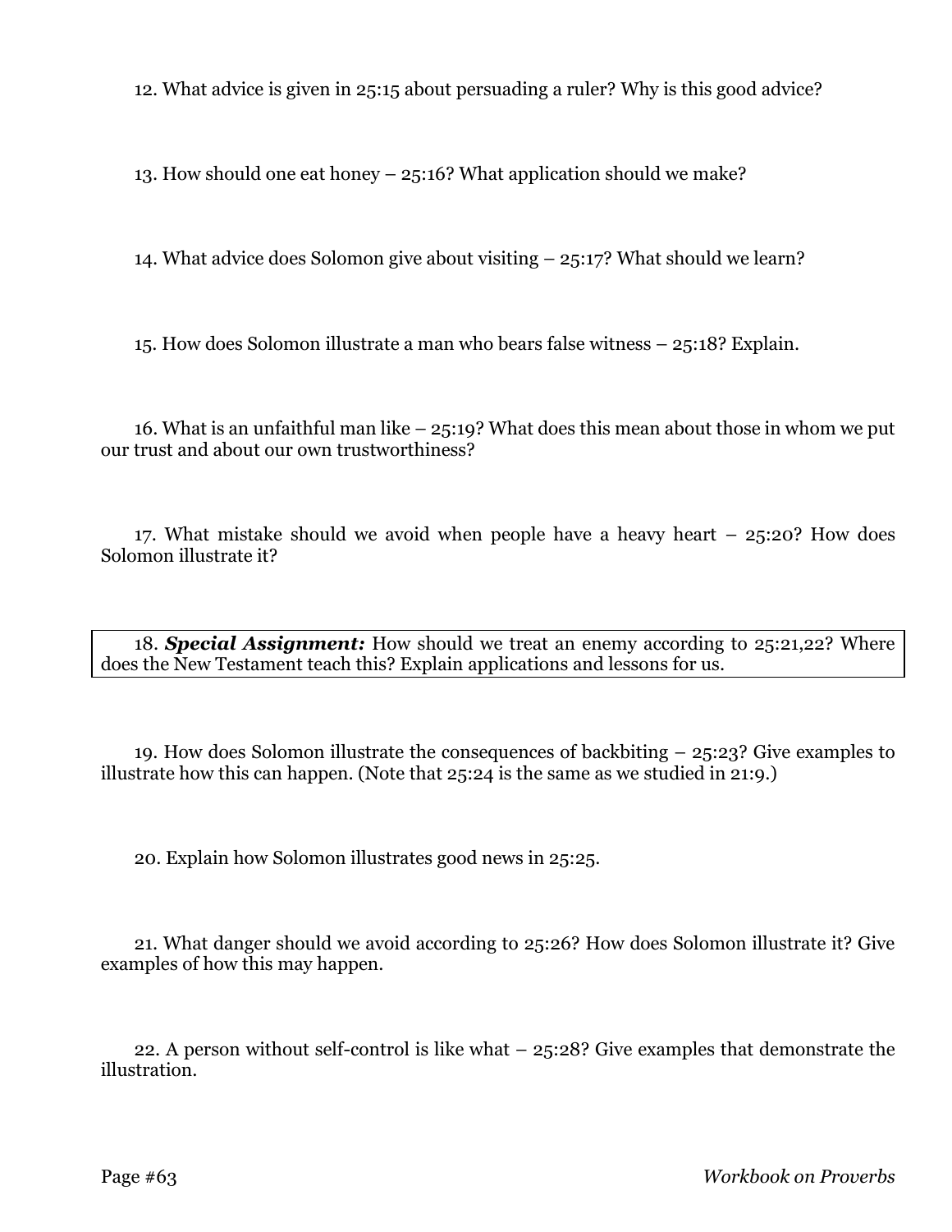12. What advice is given in 25:15 about persuading a ruler? Why is this good advice?

13. How should one eat honey – 25:16? What application should we make?

14. What advice does Solomon give about visiting – 25:17? What should we learn?

15. How does Solomon illustrate a man who bears false witness – 25:18? Explain.

16. What is an unfaithful man like – 25:19? What does this mean about those in whom we put our trust and about our own trustworthiness?

17. What mistake should we avoid when people have a heavy heart – 25:20? How does Solomon illustrate it?

18. ***Special Assignment:*** How should we treat an enemy according to 25:21,22? Where does the New Testament teach this? Explain applications and lessons for us.

19. How does Solomon illustrate the consequences of backbiting – 25:23? Give examples to illustrate how this can happen. (Note that 25:24 is the same as we studied in 21:9.)

20. Explain how Solomon illustrates good news in 25:25.

21. What danger should we avoid according to 25:26? How does Solomon illustrate it? Give examples of how this may happen.

22. A person without self-control is like what – 25:28? Give examples that demonstrate the illustration.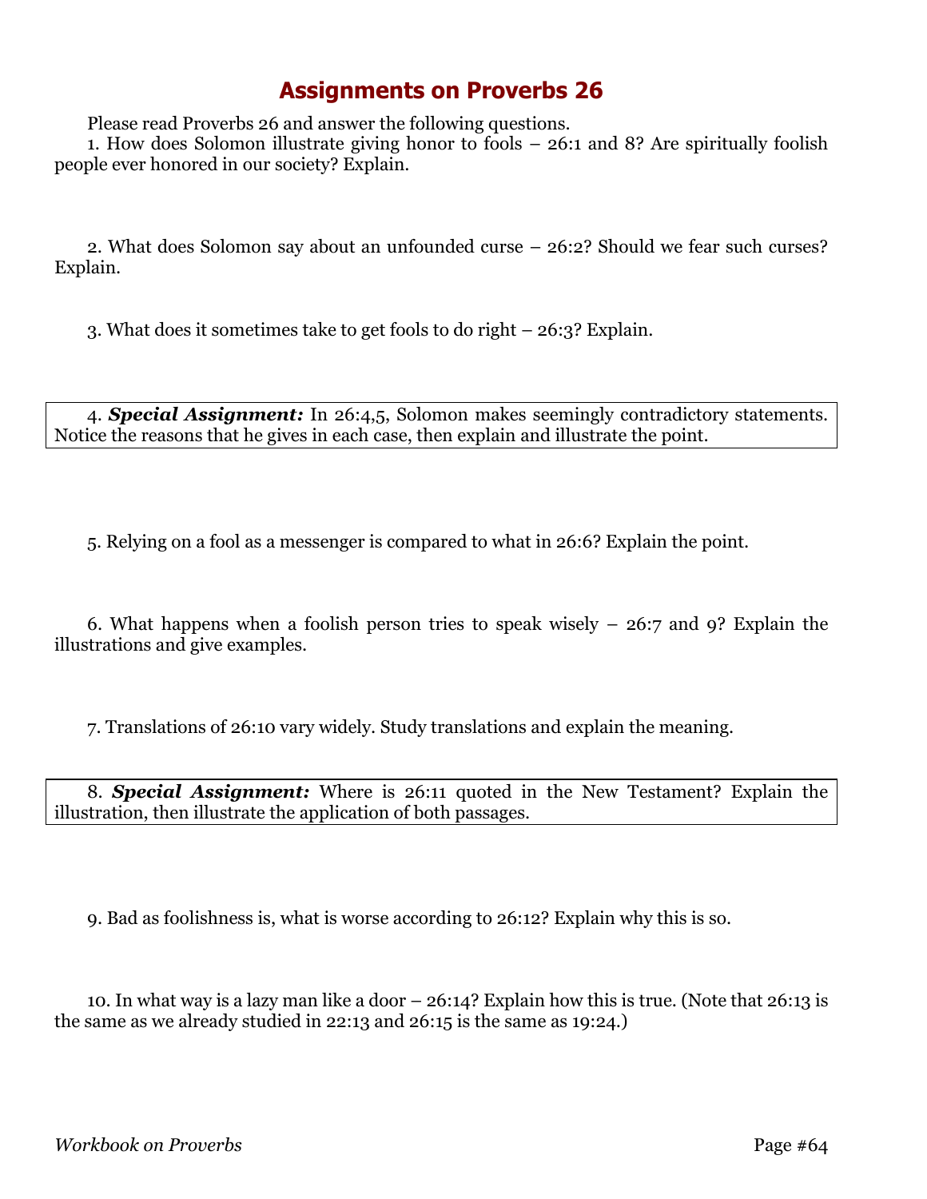# Assignments on Proverbs 26

Please read Proverbs 26 and answer the following questions.

1. How does Solomon illustrate giving honor to fools – 26:1 and 8? Are spiritually foolish people ever honored in our society? Explain.

2. What does Solomon say about an unfounded curse – 26:2? Should we fear such curses? Explain.

3. What does it sometimes take to get fools to do right – 26:3? Explain.

4. ***Special Assignment:*** In 26:4,5, Solomon makes seemingly contradictory statements. Notice the reasons that he gives in each case, then explain and illustrate the point.

5. Relying on a fool as a messenger is compared to what in 26:6? Explain the point.

6. What happens when a foolish person tries to speak wisely – 26:7 and 9? Explain the illustrations and give examples.

7. Translations of 26:10 vary widely. Study translations and explain the meaning.

8. ***Special Assignment:*** Where is 26:11 quoted in the New Testament? Explain the illustration, then illustrate the application of both passages.

9. Bad as foolishness is, what is worse according to 26:12? Explain why this is so.

10. In what way is a lazy man like a door – 26:14? Explain how this is true. (Note that 26:13 is the same as we already studied in 22:13 and 26:15 is the same as 19:24.)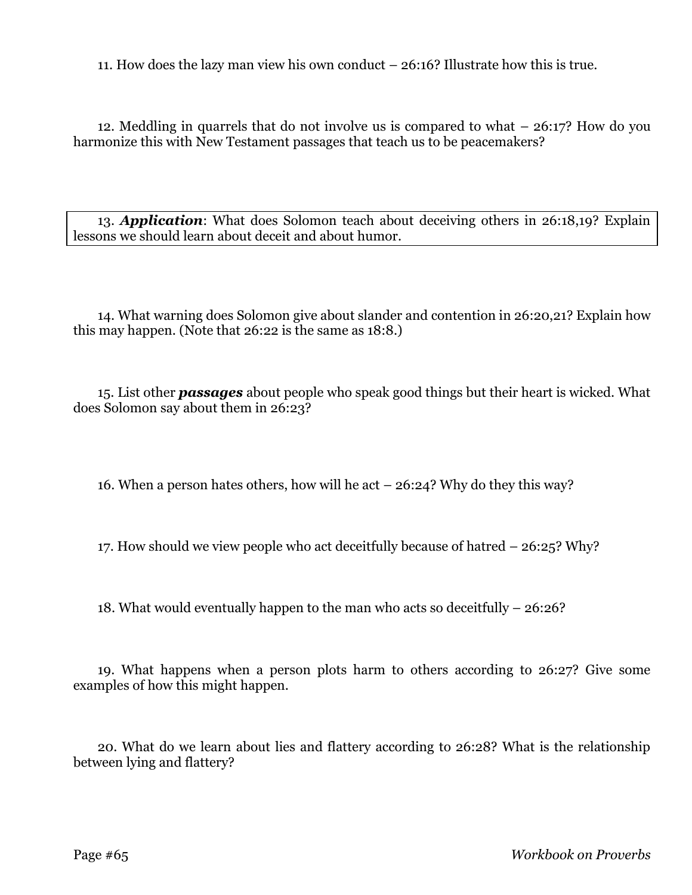11. How does the lazy man view his own conduct – 26:16? Illustrate how this is true.

12. Meddling in quarrels that do not involve us is compared to what – 26:17? How do you harmonize this with New Testament passages that teach us to be peacemakers?

13. ***Application***: What does Solomon teach about deceiving others in 26:18,19? Explain lessons we should learn about deceit and about humor.

14. What warning does Solomon give about slander and contention in 26:20,21? Explain how this may happen. (Note that 26:22 is the same as 18:8.)

15. List other ***passages*** about people who speak good things but their heart is wicked. What does Solomon say about them in 26:23?

16. When a person hates others, how will he act – 26:24? Why do they this way?

17. How should we view people who act deceitfully because of hatred – 26:25? Why?

18. What would eventually happen to the man who acts so deceitfully – 26:26?

19. What happens when a person plots harm to others according to 26:27? Give some examples of how this might happen.

20. What do we learn about lies and flattery according to 26:28? What is the relationship between lying and flattery?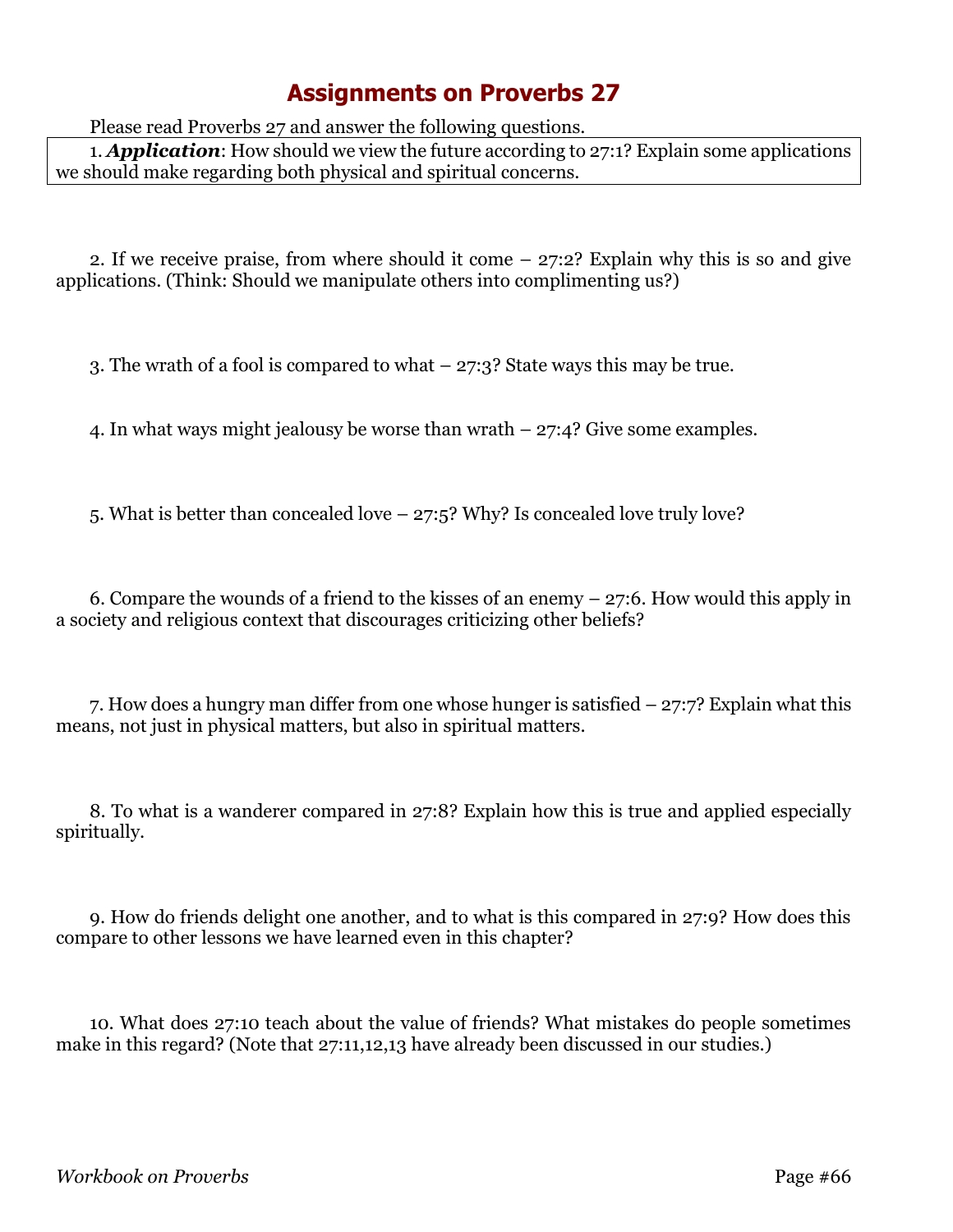# Assignments on Proverbs 27

Please read Proverbs 27 and answer the following questions.

1. ***Application***: How should we view the future according to 27:1? Explain some applications we should make regarding both physical and spiritual concerns.

2. If we receive praise, from where should it come – 27:2? Explain why this is so and give applications. (Think: Should we manipulate others into complimenting us?)

3. The wrath of a fool is compared to what – 27:3? State ways this may be true.

4. In what ways might jealousy be worse than wrath – 27:4? Give some examples.

5. What is better than concealed love – 27:5? Why? Is concealed love truly love?

6. Compare the wounds of a friend to the kisses of an enemy – 27:6. How would this apply in a society and religious context that discourages criticizing other beliefs?

7. How does a hungry man differ from one whose hunger is satisfied – 27:7? Explain what this means, not just in physical matters, but also in spiritual matters.

8. To what is a wanderer compared in 27:8? Explain how this is true and applied especially spiritually.

9. How do friends delight one another, and to what is this compared in 27:9? How does this compare to other lessons we have learned even in this chapter?

10. What does 27:10 teach about the value of friends? What mistakes do people sometimes make in this regard? (Note that 27:11,12,13 have already been discussed in our studies.)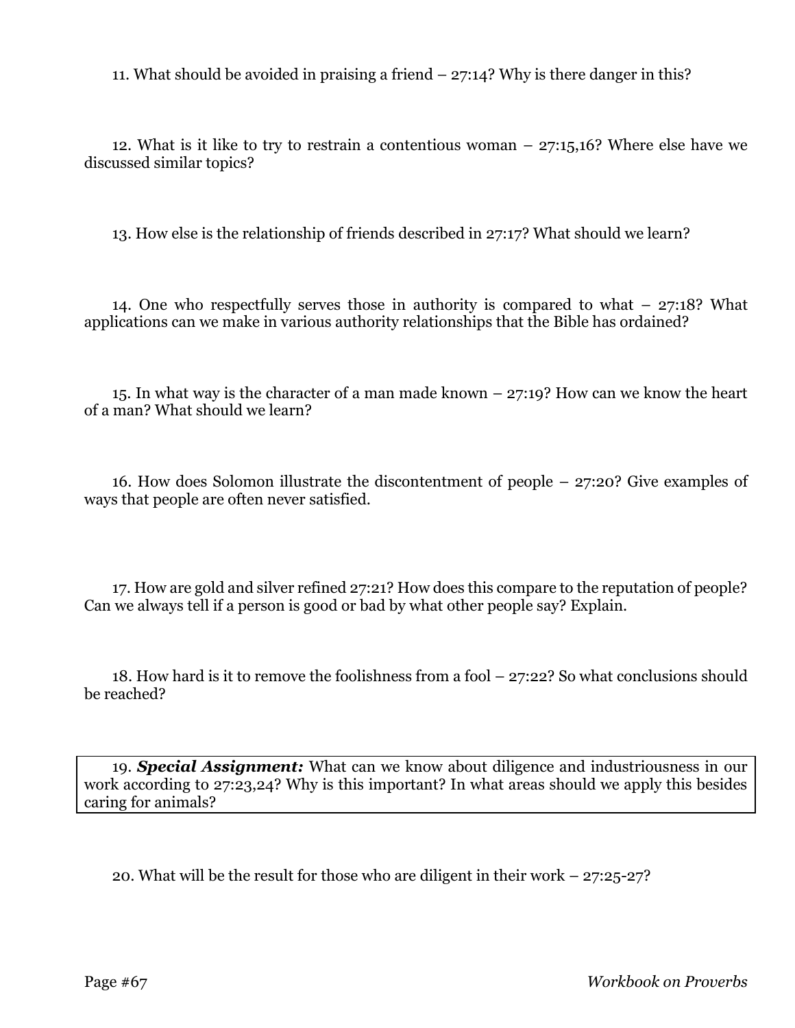11. What should be avoided in praising a friend – 27:14? Why is there danger in this?

12. What is it like to try to restrain a contentious woman – 27:15,16? Where else have we discussed similar topics?

13. How else is the relationship of friends described in 27:17? What should we learn?

14. One who respectfully serves those in authority is compared to what – 27:18? What applications can we make in various authority relationships that the Bible has ordained?

15. In what way is the character of a man made known – 27:19? How can we know the heart of a man? What should we learn?

16. How does Solomon illustrate the discontentment of people – 27:20? Give examples of ways that people are often never satisfied.

17. How are gold and silver refined 27:21? How does this compare to the reputation of people? Can we always tell if a person is good or bad by what other people say? Explain.

18. How hard is it to remove the foolishness from a fool – 27:22? So what conclusions should be reached?

19. ***Special Assignment:*** What can we know about diligence and industriousness in our work according to 27:23,24? Why is this important? In what areas should we apply this besides caring for animals?

20. What will be the result for those who are diligent in their work – 27:25-27?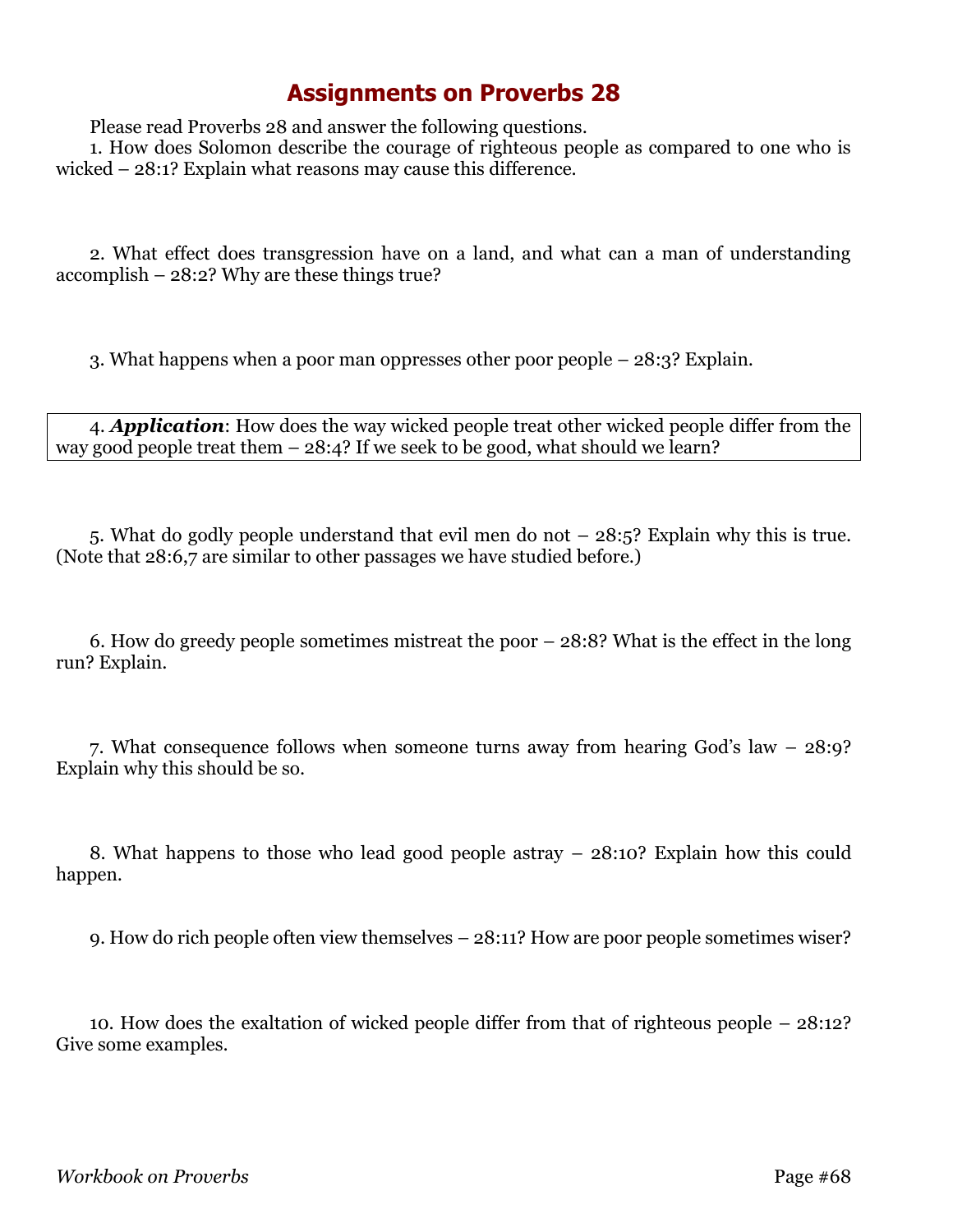# Assignments on Proverbs 28

Please read Proverbs 28 and answer the following questions.

1. How does Solomon describe the courage of righteous people as compared to one who is wicked – 28:1? Explain what reasons may cause this difference.

2. What effect does transgression have on a land, and what can a man of understanding accomplish – 28:2? Why are these things true?

3. What happens when a poor man oppresses other poor people – 28:3? Explain.

4. ***Application***: How does the way wicked people treat other wicked people differ from the way good people treat them – 28:4? If we seek to be good, what should we learn?

5. What do godly people understand that evil men do not – 28:5? Explain why this is true. (Note that 28:6,7 are similar to other passages we have studied before.)

6. How do greedy people sometimes mistreat the poor – 28:8? What is the effect in the long run? Explain.

7. What consequence follows when someone turns away from hearing God's law – 28:9? Explain why this should be so.

8. What happens to those who lead good people astray – 28:10? Explain how this could happen.

9. How do rich people often view themselves – 28:11? How are poor people sometimes wiser?

10. How does the exaltation of wicked people differ from that of righteous people – 28:12? Give some examples.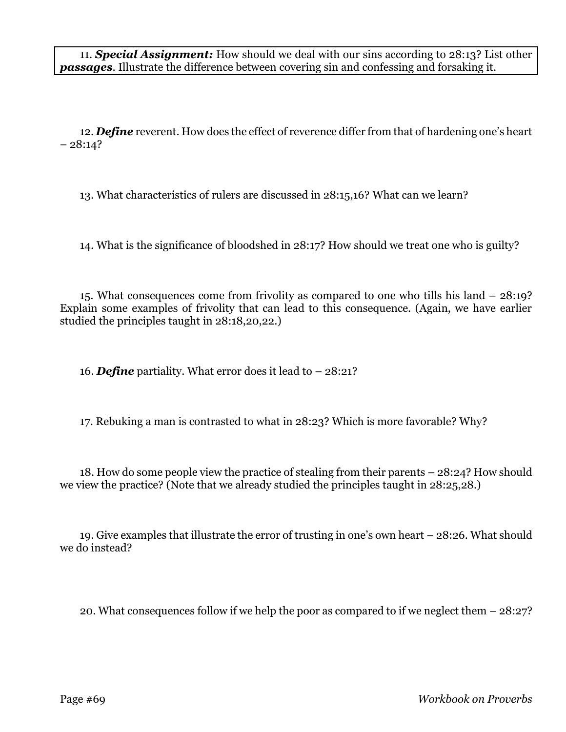11. ***Special Assignment:*** How should we deal with our sins according to 28:13? List other ***passages***. Illustrate the difference between covering sin and confessing and forsaking it.

12. ***Define*** reverent. How does the effect of reverence differ from that of hardening one's heart – 28:14?

13. What characteristics of rulers are discussed in 28:15,16? What can we learn?

14. What is the significance of bloodshed in 28:17? How should we treat one who is guilty?

15. What consequences come from frivolity as compared to one who tills his land – 28:19? Explain some examples of frivolity that can lead to this consequence. (Again, we have earlier studied the principles taught in 28:18,20,22.)

16. ***Define*** partiality. What error does it lead to – 28:21?

17. Rebuking a man is contrasted to what in 28:23? Which is more favorable? Why?

18. How do some people view the practice of stealing from their parents – 28:24? How should we view the practice? (Note that we already studied the principles taught in 28:25,28.)

19. Give examples that illustrate the error of trusting in one's own heart – 28:26. What should we do instead?

20. What consequences follow if we help the poor as compared to if we neglect them – 28:27?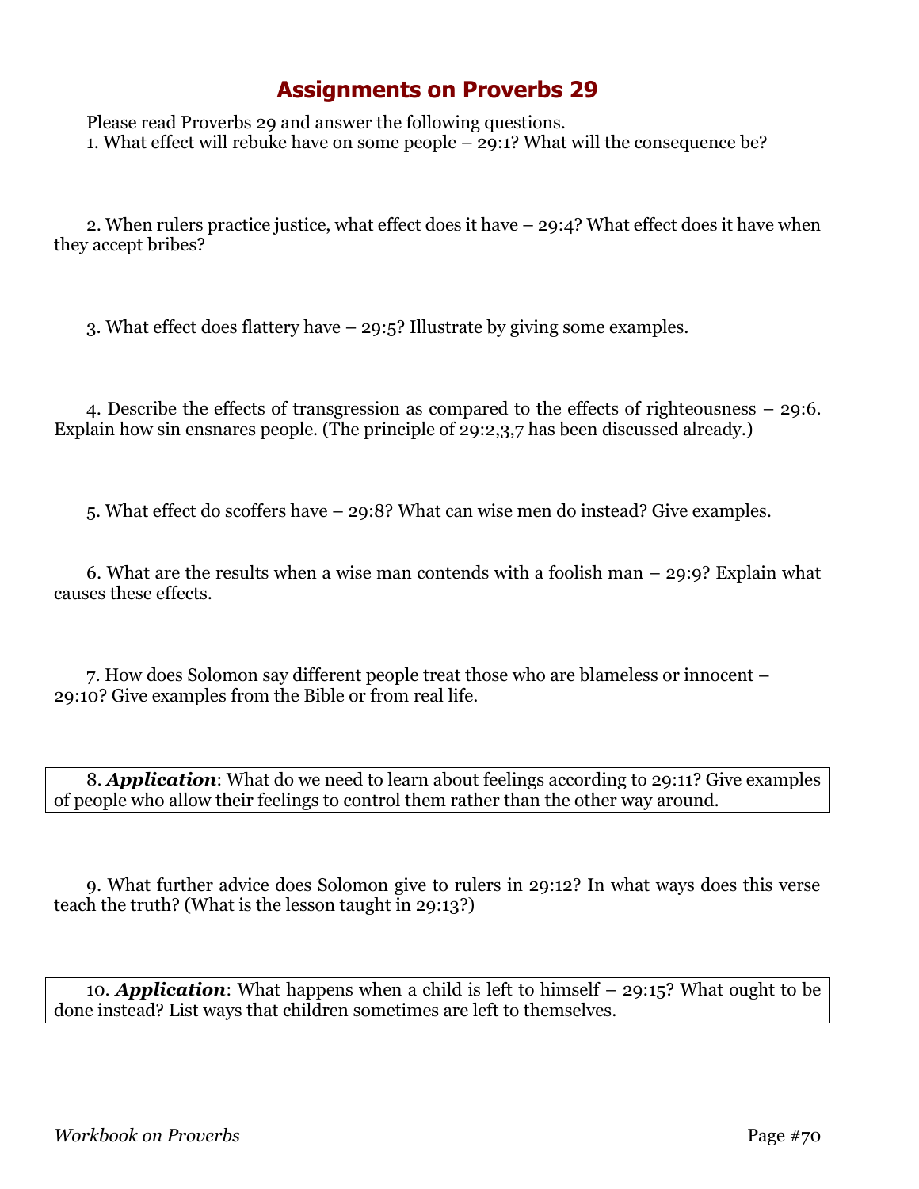# Assignments on Proverbs 29

Please read Proverbs 29 and answer the following questions.

1. What effect will rebuke have on some people – 29:1? What will the consequence be?

2. When rulers practice justice, what effect does it have – 29:4? What effect does it have when they accept bribes?

3. What effect does flattery have – 29:5? Illustrate by giving some examples.

4. Describe the effects of transgression as compared to the effects of righteousness – 29:6. Explain how sin ensnares people. (The principle of 29:2,3,7 has been discussed already.)

5. What effect do scoffers have – 29:8? What can wise men do instead? Give examples.

6. What are the results when a wise man contends with a foolish man – 29:9? Explain what causes these effects.

7. How does Solomon say different people treat those who are blameless or innocent – 29:10? Give examples from the Bible or from real life.

8. ***Application***: What do we need to learn about feelings according to 29:11? Give examples of people who allow their feelings to control them rather than the other way around.

9. What further advice does Solomon give to rulers in 29:12? In what ways does this verse teach the truth? (What is the lesson taught in 29:13?)

10. ***Application***: What happens when a child is left to himself – 29:15? What ought to be done instead? List ways that children sometimes are left to themselves.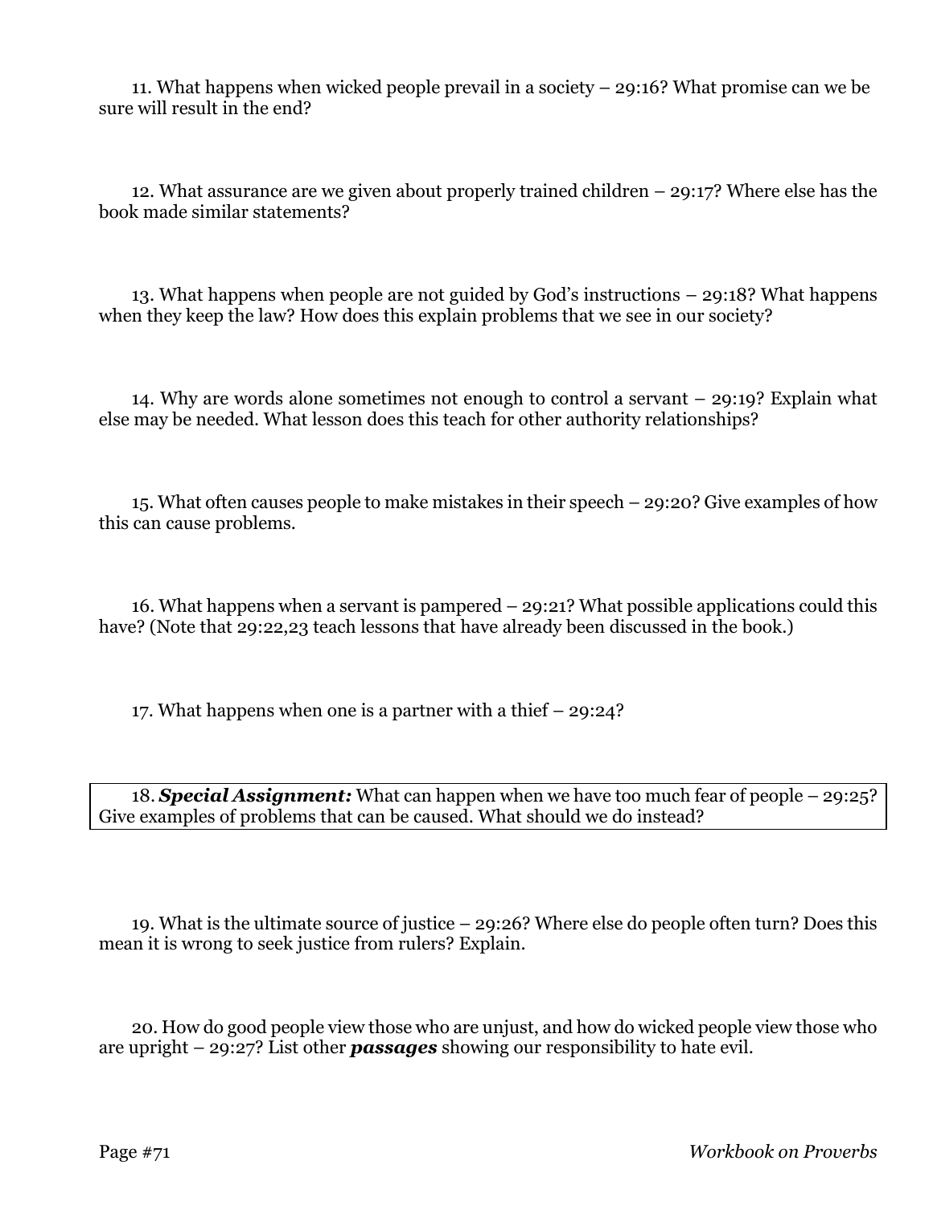11. What happens when wicked people prevail in a society – 29:16? What promise can we be sure will result in the end?

12. What assurance are we given about properly trained children – 29:17? Where else has the book made similar statements?

13. What happens when people are not guided by God's instructions – 29:18? What happens when they keep the law? How does this explain problems that we see in our society?

14. Why are words alone sometimes not enough to control a servant – 29:19? Explain what else may be needed. What lesson does this teach for other authority relationships?

15. What often causes people to make mistakes in their speech – 29:20? Give examples of how this can cause problems.

16. What happens when a servant is pampered – 29:21? What possible applications could this have? (Note that 29:22,23 teach lessons that have already been discussed in the book.)

17. What happens when one is a partner with a thief – 29:24?

18. ***Special Assignment:*** What can happen when we have too much fear of people – 29:25? Give examples of problems that can be caused. What should we do instead?

19. What is the ultimate source of justice – 29:26? Where else do people often turn? Does this mean it is wrong to seek justice from rulers? Explain.

20. How do good people view those who are unjust, and how do wicked people view those who are upright – 29:27? List other ***passages*** showing our responsibility to hate evil.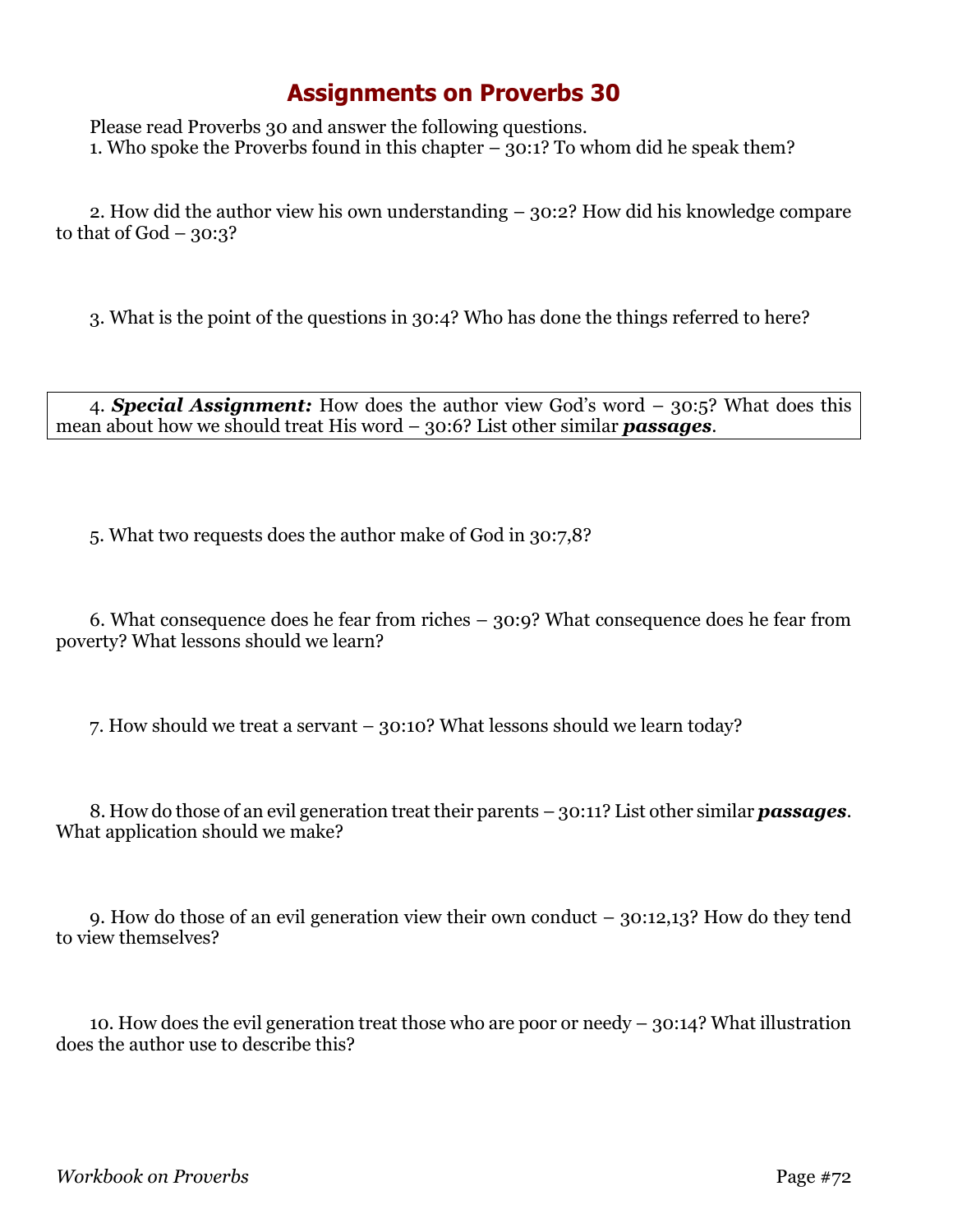# Assignments on Proverbs 30

Please read Proverbs 30 and answer the following questions.

1. Who spoke the Proverbs found in this chapter – 30:1? To whom did he speak them?

2. How did the author view his own understanding – 30:2? How did his knowledge compare to that of God – 30:3?

3. What is the point of the questions in 30:4? Who has done the things referred to here?

4. ***Special Assignment:*** How does the author view God's word – 30:5? What does this mean about how we should treat His word – 30:6? List other similar ***passages***.

5. What two requests does the author make of God in 30:7,8?

6. What consequence does he fear from riches – 30:9? What consequence does he fear from poverty? What lessons should we learn?

7. How should we treat a servant – 30:10? What lessons should we learn today?

8. How do those of an evil generation treat their parents – 30:11? List other similar ***passages***. What application should we make?

9. How do those of an evil generation view their own conduct – 30:12,13? How do they tend to view themselves?

10. How does the evil generation treat those who are poor or needy – 30:14? What illustration does the author use to describe this?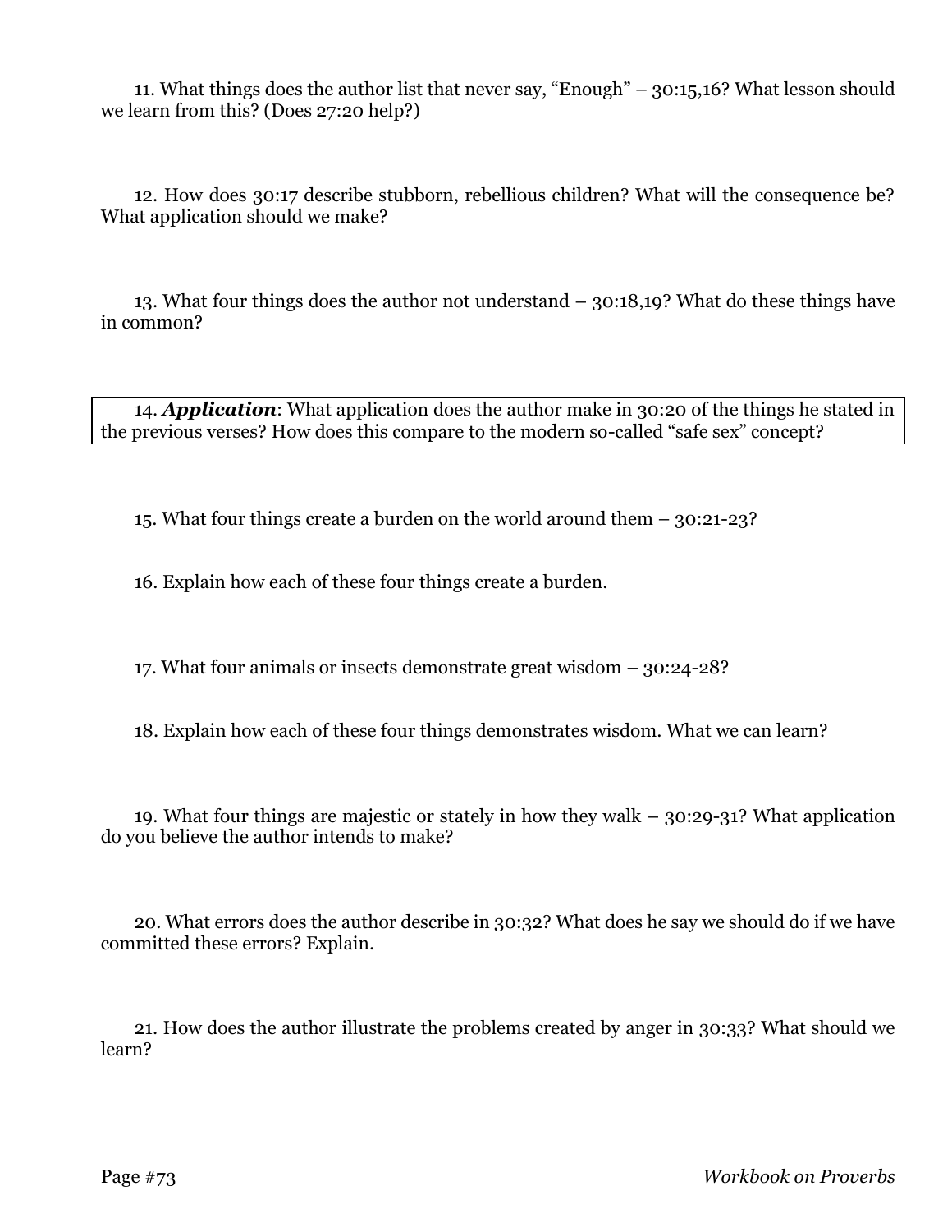11. What things does the author list that never say, “Enough” – 30:15,16? What lesson should we learn from this? (Does 27:20 help?)

12. How does 30:17 describe stubborn, rebellious children? What will the consequence be? What application should we make?

13. What four things does the author not understand – 30:18,19? What do these things have in common?

14. ***Application***: What application does the author make in 30:20 of the things he stated in the previous verses? How does this compare to the modern so-called “safe sex” concept?

15. What four things create a burden on the world around them – 30:21-23?

16. Explain how each of these four things create a burden.

17. What four animals or insects demonstrate great wisdom – 30:24-28?

18. Explain how each of these four things demonstrates wisdom. What we can learn?

19. What four things are majestic or stately in how they walk – 30:29-31? What application do you believe the author intends to make?

20. What errors does the author describe in 30:32? What does he say we should do if we have committed these errors? Explain.

21. How does the author illustrate the problems created by anger in 30:33? What should we learn?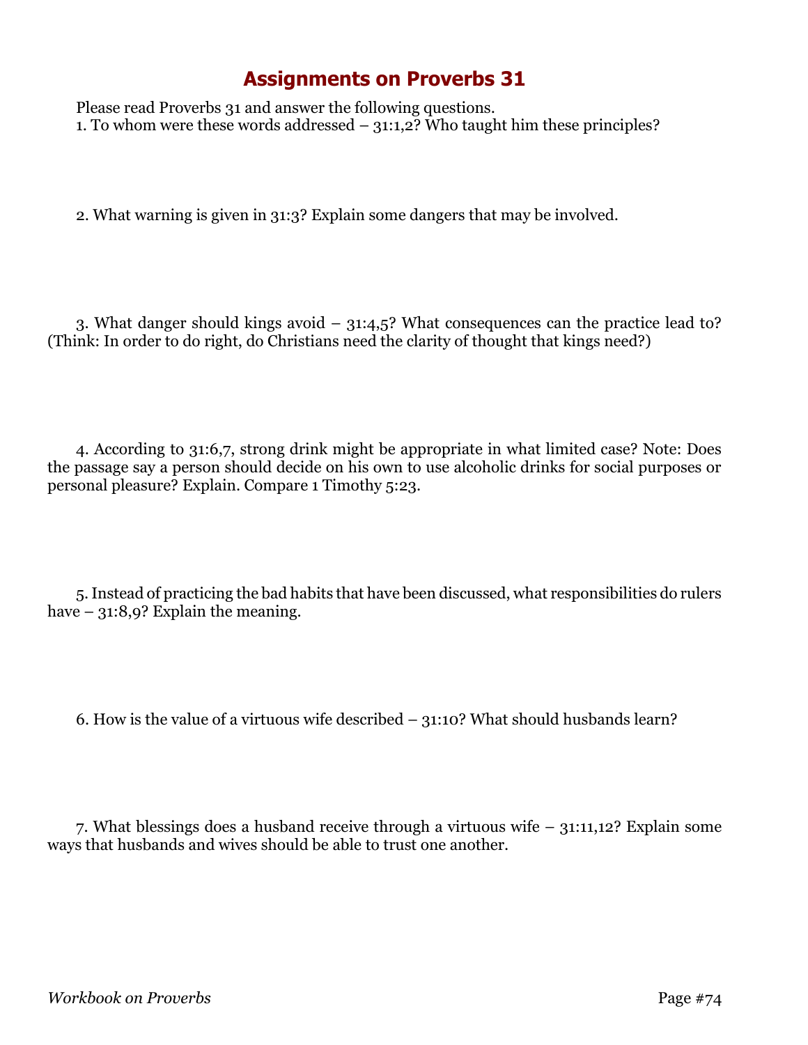# Assignments on Proverbs 31

Please read Proverbs 31 and answer the following questions.

1. To whom were these words addressed – 31:1,2? Who taught him these principles?

2. What warning is given in 31:3? Explain some dangers that may be involved.

3. What danger should kings avoid – 31:4,5? What consequences can the practice lead to? (Think: In order to do right, do Christians need the clarity of thought that kings need?)

4. According to 31:6,7, strong drink might be appropriate in what limited case? Note: Does the passage say a person should decide on his own to use alcoholic drinks for social purposes or personal pleasure? Explain. Compare 1 Timothy 5:23.

5. Instead of practicing the bad habits that have been discussed, what responsibilities do rulers have – 31:8,9? Explain the meaning.

6. How is the value of a virtuous wife described – 31:10? What should husbands learn?

7. What blessings does a husband receive through a virtuous wife – 31:11,12? Explain some ways that husbands and wives should be able to trust one another.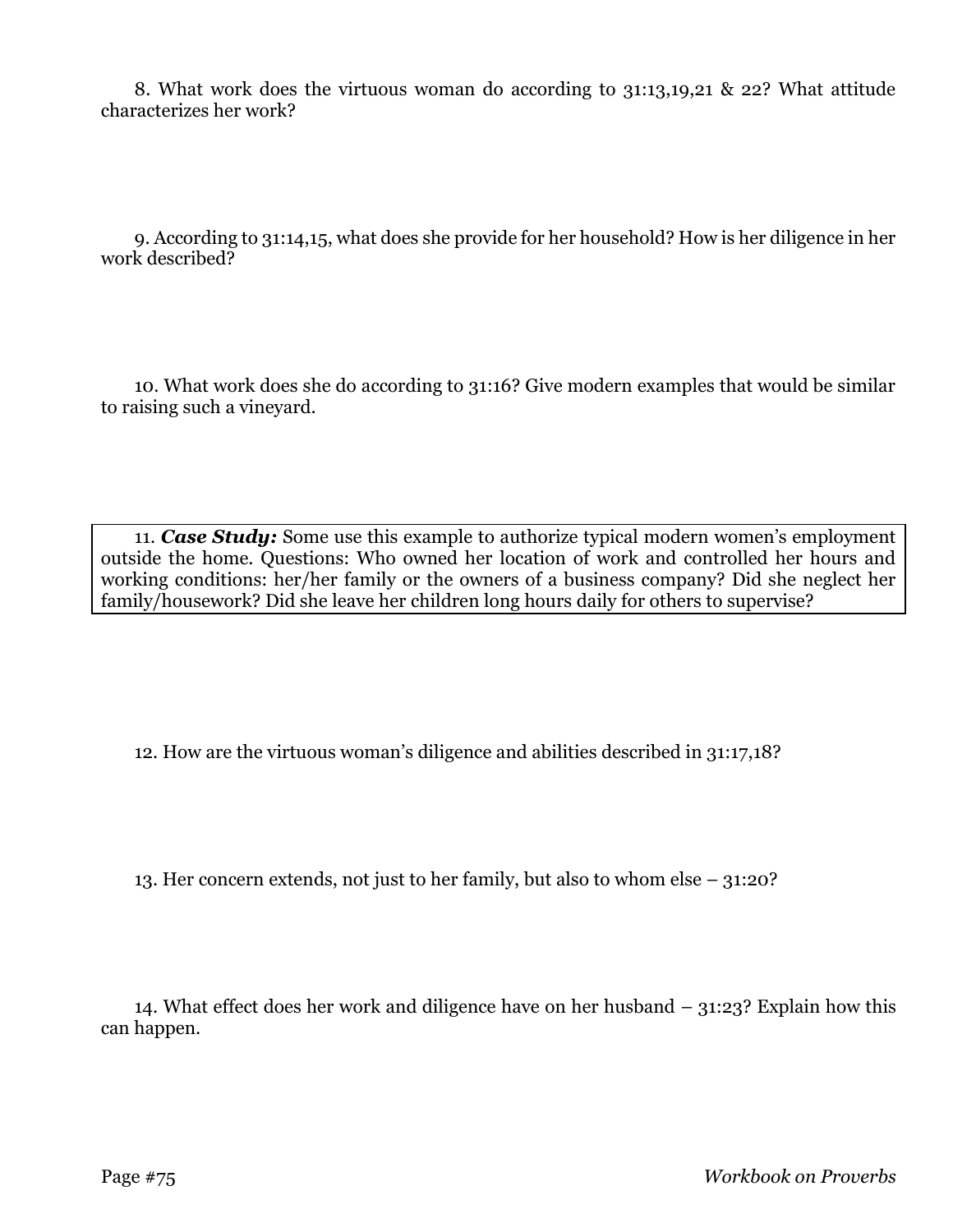8. What work does the virtuous woman do according to 31:13,19,21 & 22? What attitude characterizes her work?

9. According to 31:14,15, what does she provide for her household? How is her diligence in her work described?

10. What work does she do according to 31:16? Give modern examples that would be similar to raising such a vineyard.

11. ***Case Study:*** Some use this example to authorize typical modern women's employment outside the home. Questions: Who owned her location of work and controlled her hours and working conditions: her/her family or the owners of a business company? Did she neglect her family/housework? Did she leave her children long hours daily for others to supervise?

12. How are the virtuous woman's diligence and abilities described in 31:17,18?

13. Her concern extends, not just to her family, but also to whom else – 31:20?

14. What effect does her work and diligence have on her husband – 31:23? Explain how this can happen.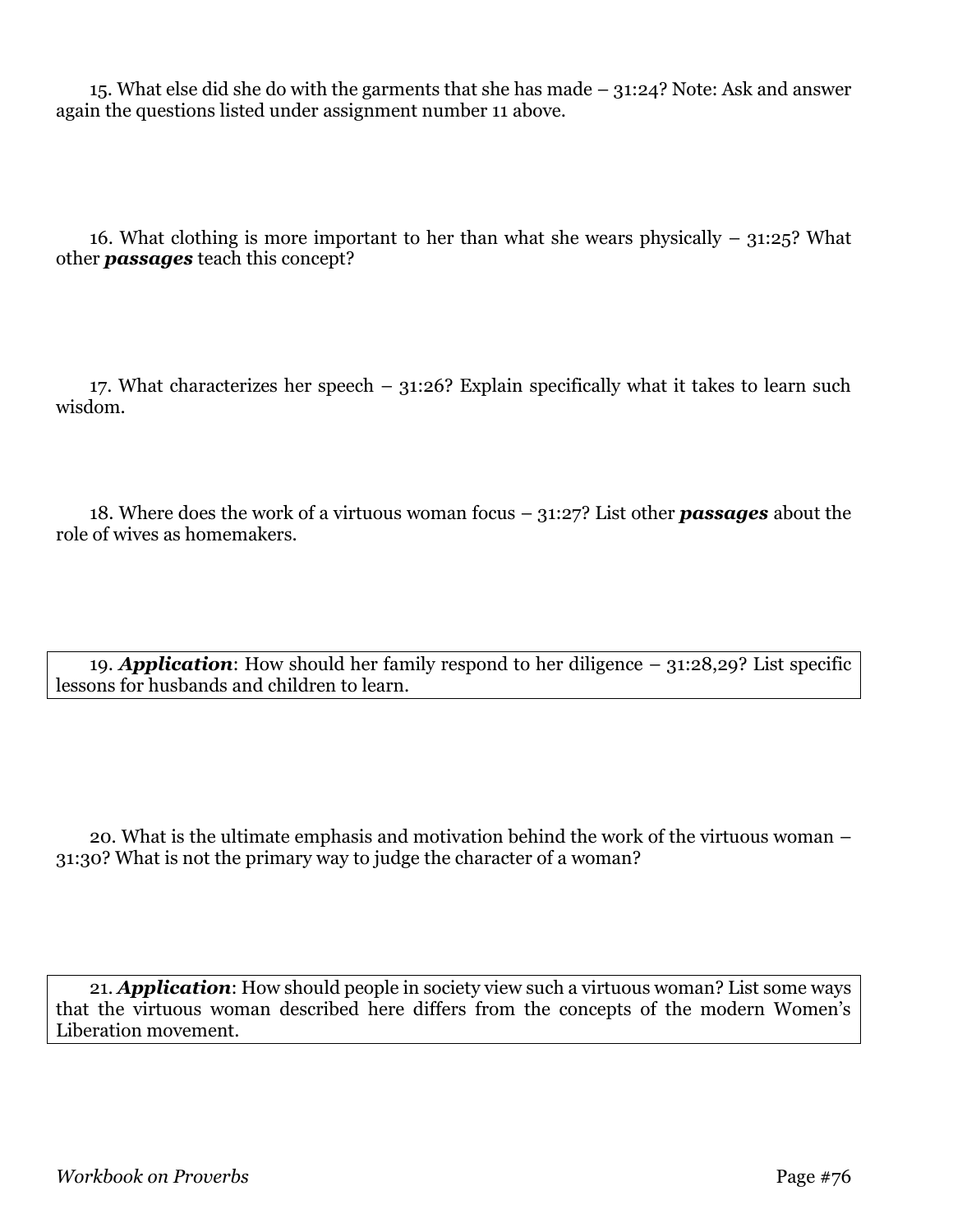15. What else did she do with the garments that she has made – 31:24? Note: Ask and answer again the questions listed under assignment number 11 above.

16. What clothing is more important to her than what she wears physically – 31:25? What other ***passages*** teach this concept?

17. What characterizes her speech – 31:26? Explain specifically what it takes to learn such wisdom.

18. Where does the work of a virtuous woman focus – 31:27? List other ***passages*** about the role of wives as homemakers.

19. ***Application***: How should her family respond to her diligence – 31:28,29? List specific lessons for husbands and children to learn.

20. What is the ultimate emphasis and motivation behind the work of the virtuous woman – 31:30? What is not the primary way to judge the character of a woman?

21. ***Application***: How should people in society view such a virtuous woman? List some ways that the virtuous woman described here differs from the concepts of the modern Women's Liberation movement.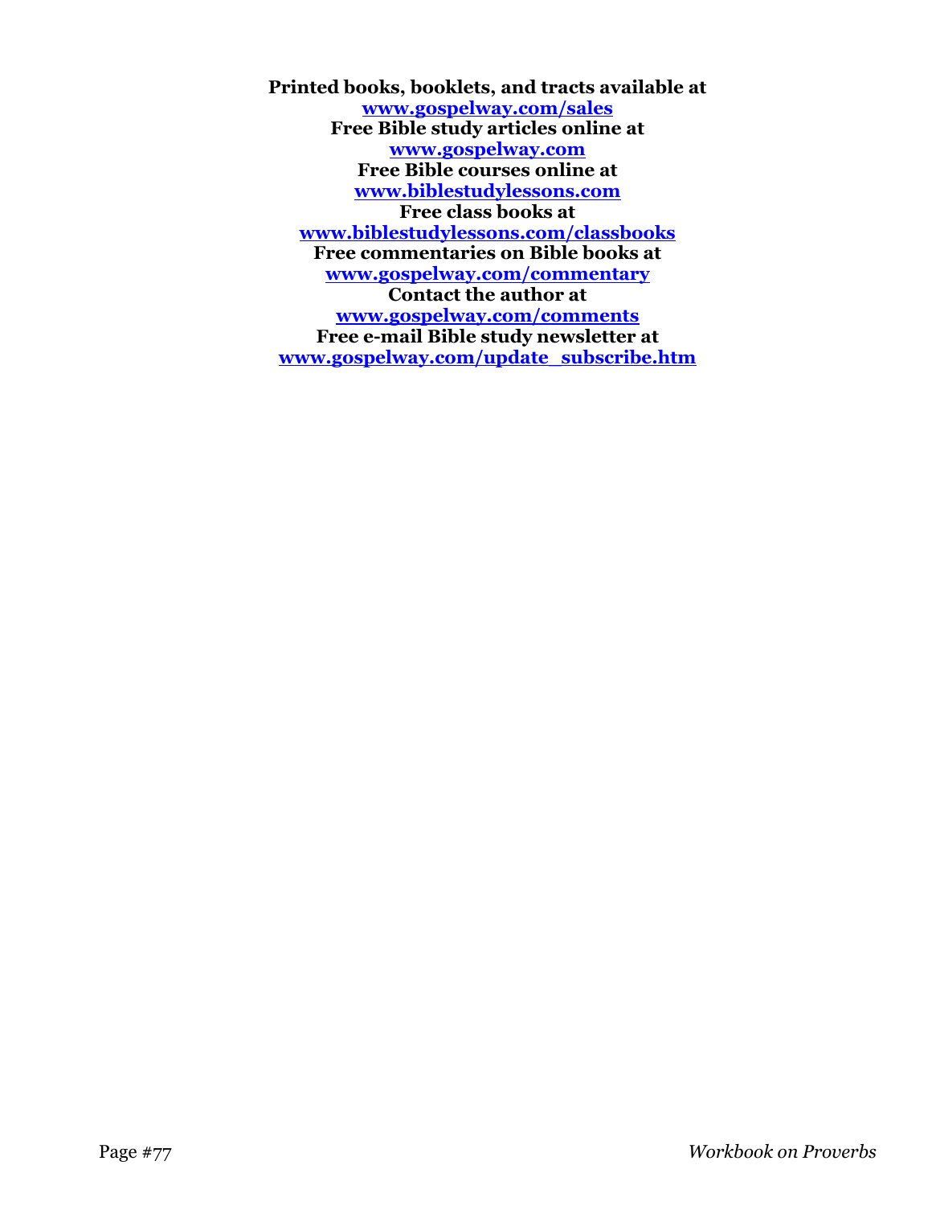**Printed books, booklets, and tracts available at**
**[www.gospelway.com/sales](http://www.gospelway.com/sales)**
**Free Bible study articles online at**
**[www.gospelway.com](http://www.gospelway.com)**
**Free Bible courses online at**
**[www.biblestudylessons.com](http://www.biblestudylessons.com)**
**Free class books at**
**[www.biblestudylessons.com/classbooks](http://www.biblestudylessons.com/classbooks)**
**Free commentaries on Bible books at**
**[www.gospelway.com/commentary](http://www.gospelway.com/commentary)**
**Contact the author at**
**[www.gospelway.com/comments](http://www.gospelway.com/comments)**
**Free e-mail Bible study newsletter at**
**[www.gospelway.com/update_subscribe.htm](http://www.gospelway.com/update_subscribe.htm)**